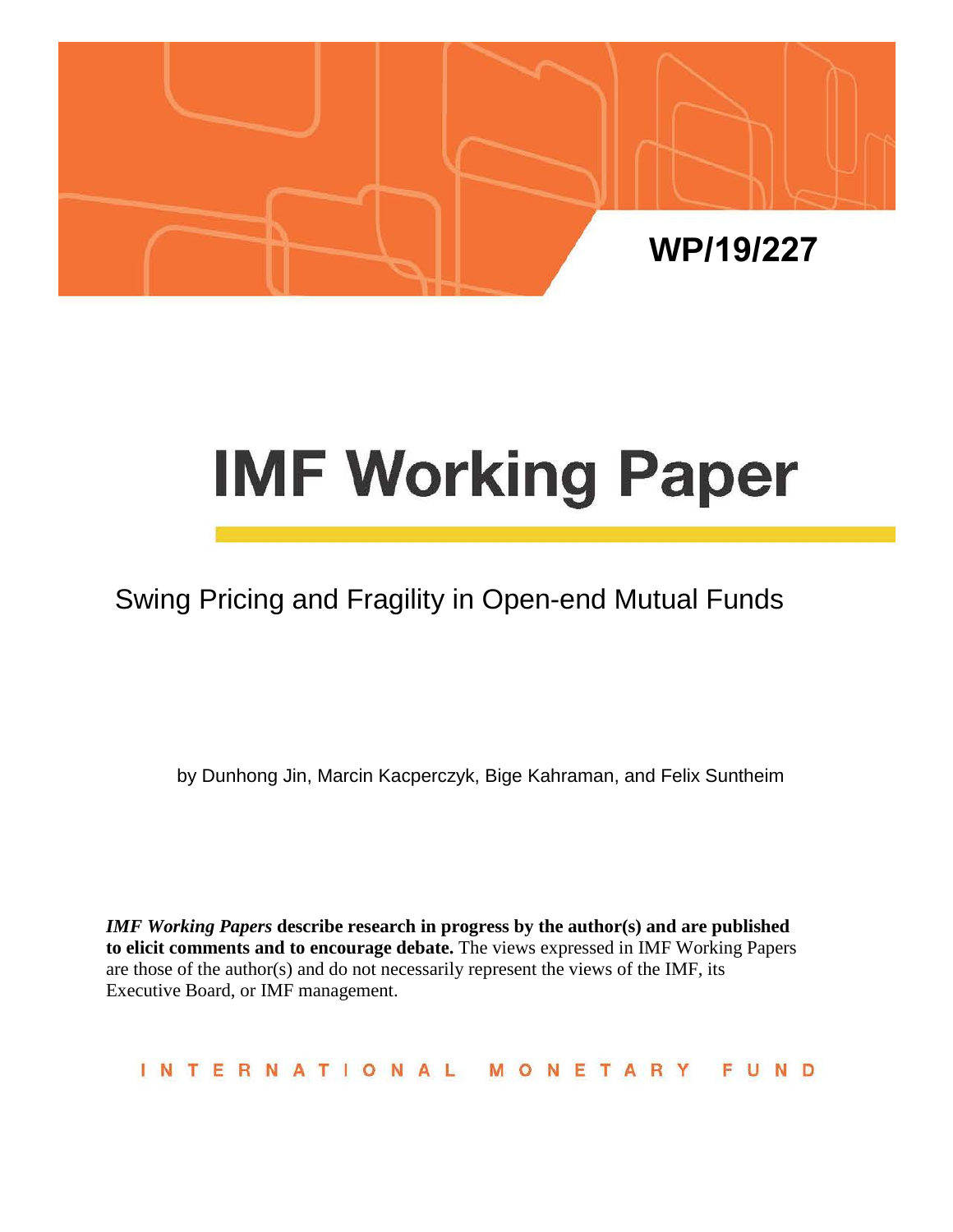WP/19/227

# IMF Working Paper

## Swing Pricing and Fragility in Open-end Mutual Funds

by Dunhong Jin, Marcin Kacperczyk, Bige Kahraman, and Felix Suntheim

***IMF Working Papers*** **describe research in progress by the author(s) and are published to elicit comments and to encourage debate.** The views expressed in IMF Working Papers are those of the author(s) and do not necessarily represent the views of the IMF, its Executive Board, or IMF management.

INTERNATIONAL MONETARY FUND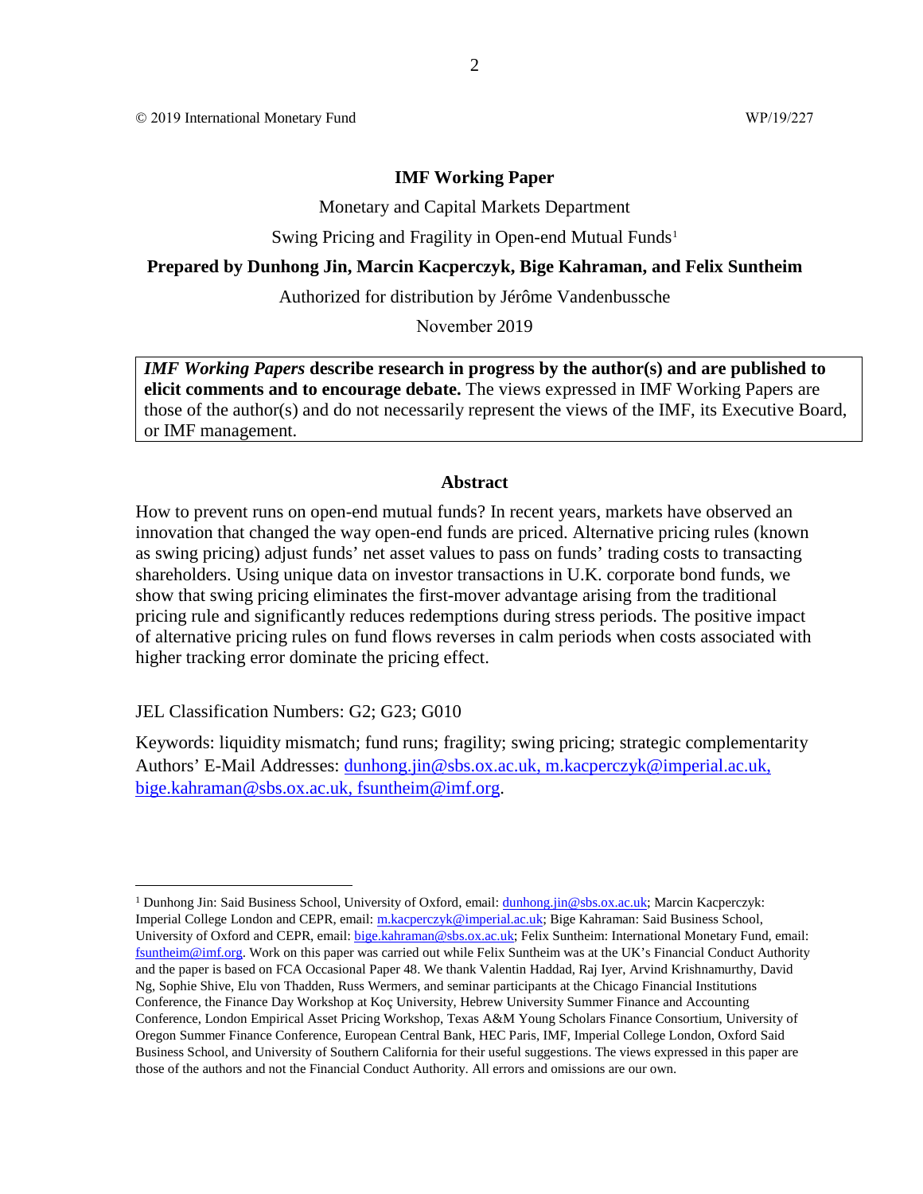© 2019 International Monetary Fund WP/19/227

**IMF Working Paper**

Monetary and Capital Markets Department

Swing Pricing and Fragility in Open-end Mutual Funds[1]

**Prepared by Dunhong Jin, Marcin Kacperczyk, Bige Kahraman, and Felix Suntheim**

Authorized for distribution by Jérôme Vandenbussche

November 2019

***IMF Working Papers*** **describe research in progress by the author(s) and are published to elicit comments and to encourage debate.** The views expressed in IMF Working Papers are those of the author(s) and do not necessarily represent the views of the IMF, its Executive Board, or IMF management.

**Abstract**

How to prevent runs on open-end mutual funds? In recent years, markets have observed an innovation that changed the way open-end funds are priced. Alternative pricing rules (known as swing pricing) adjust funds' net asset values to pass on funds' trading costs to transacting shareholders. Using unique data on investor transactions in U.K. corporate bond funds, we show that swing pricing eliminates the first-mover advantage arising from the traditional pricing rule and significantly reduces redemptions during stress periods. The positive impact of alternative pricing rules on fund flows reverses in calm periods when costs associated with higher tracking error dominate the pricing effect.

JEL Classification Numbers: G2; G23; G010

Keywords: liquidity mismatch; fund runs; fragility; swing pricing; strategic complementarity

Authors' E-Mail Addresses: dunhong.jin@sbs.ox.ac.uk, m.kacperczyk@imperial.ac.uk, bige.kahraman@sbs.ox.ac.uk, fsuntheim@imf.org.

---

[1] Dunhong Jin: Said Business School, University of Oxford, email: dunhong.jin@sbs.ox.ac.uk; Marcin Kacperczyk: Imperial College London and CEPR, email: m.kacperczyk@imperial.ac.uk; Bige Kahraman: Said Business School, University of Oxford and CEPR, email: bige.kahraman@sbs.ox.ac.uk; Felix Suntheim: International Monetary Fund, email: fsuntheim@imf.org. Work on this paper was carried out while Felix Suntheim was at the UK's Financial Conduct Authority and the paper is based on FCA Occasional Paper 48. We thank Valentin Haddad, Raj Iyer, Arvind Krishnamurthy, David Ng, Sophie Shive, Elu von Thadden, Russ Wermers, and seminar participants at the Chicago Financial Institutions Conference, the Finance Day Workshop at Koç University, Hebrew University Summer Finance and Accounting Conference, London Empirical Asset Pricing Workshop, Texas A&M Young Scholars Finance Consortium, University of Oregon Summer Finance Conference, European Central Bank, HEC Paris, IMF, Imperial College London, Oxford Said Business School, and University of Southern California for their useful suggestions. The views expressed in this paper are those of the authors and not the Financial Conduct Authority. All errors and omissions are our own.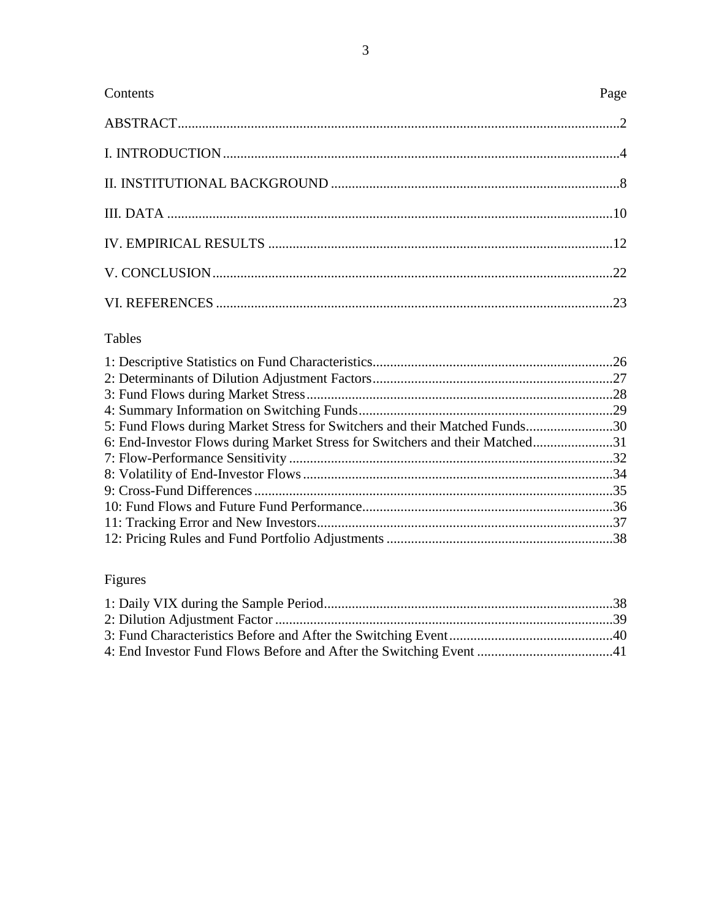| Contents | Page |
|---|---|
| ABSTRACT | 2 |
| I. INTRODUCTION | 4 |
| II. INSTITUTIONAL BACKGROUND | 8 |
| III. DATA | 10 |
| IV. EMPIRICAL RESULTS | 12 |
| V. CONCLUSION | 22 |
| VI. REFERENCES | 23 |

Tables

| | |
|---|---|
| 1: Descriptive Statistics on Fund Characteristics | 26 |
| 2: Determinants of Dilution Adjustment Factors | 27 |
| 3: Fund Flows during Market Stress | 28 |
| 4: Summary Information on Switching Funds | 29 |
| 5: Fund Flows during Market Stress for Switchers and their Matched Funds | 30 |
| 6: End-Investor Flows during Market Stress for Switchers and their Matched | 31 |
| 7: Flow-Performance Sensitivity | 32 |
| 8: Volatility of End-Investor Flows | 34 |
| 9: Cross-Fund Differences | 35 |
| 10: Fund Flows and Future Fund Performance | 36 |
| 11: Tracking Error and New Investors | 37 |
| 12: Pricing Rules and Fund Portfolio Adjustments | 38 |

Figures

| | |
|---|---|
| 1: Daily VIX during the Sample Period | 38 |
| 2: Dilution Adjustment Factor | 39 |
| 3: Fund Characteristics Before and After the Switching Event | 40 |
| 4: End Investor Fund Flows Before and After the Switching Event | 41 |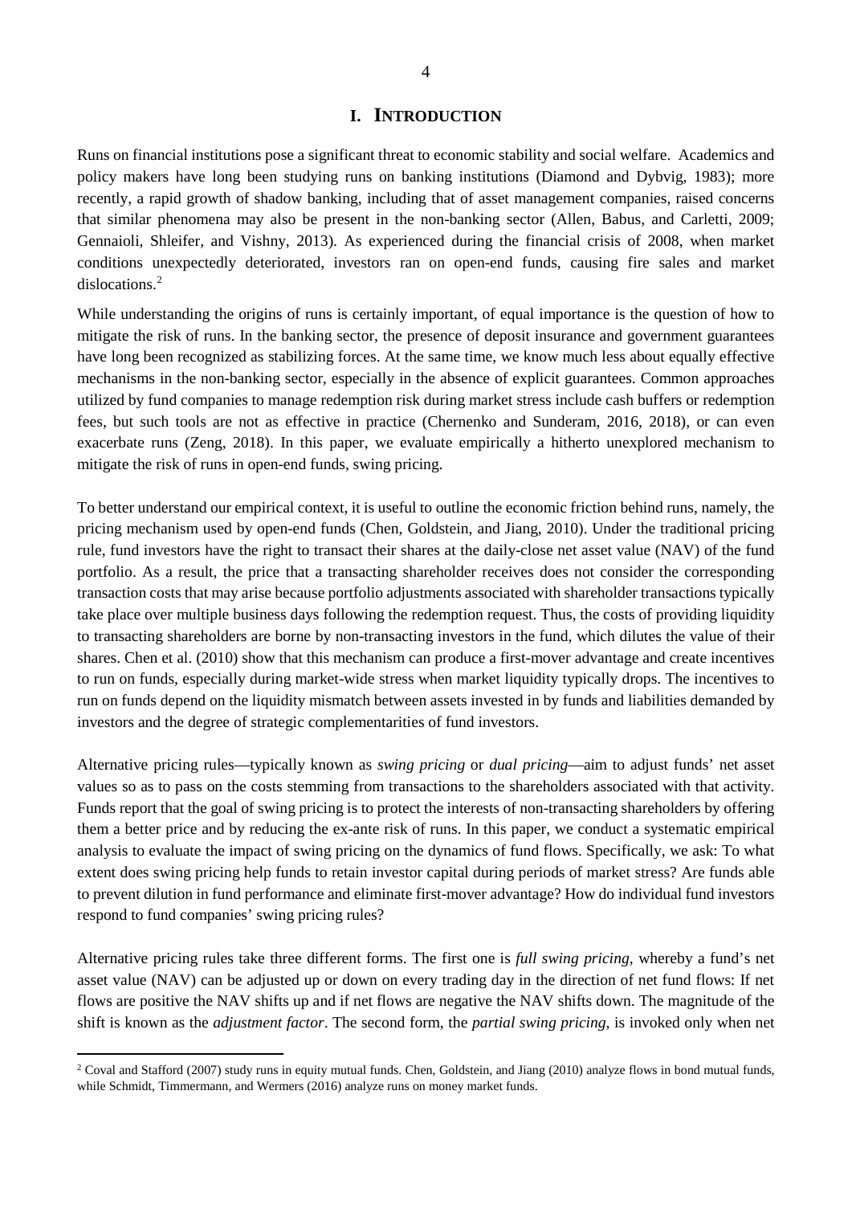# I. INTRODUCTION

Runs on financial institutions pose a significant threat to economic stability and social welfare. Academics and policy makers have long been studying runs on banking institutions (Diamond and Dybvig, 1983); more recently, a rapid growth of shadow banking, including that of asset management companies, raised concerns that similar phenomena may also be present in the non-banking sector (Allen, Babus, and Carletti, 2009; Gennaioli, Shleifer, and Vishny, 2013). As experienced during the financial crisis of 2008, when market conditions unexpectedly deteriorated, investors ran on open-end funds, causing fire sales and market dislocations.[2]

While understanding the origins of runs is certainly important, of equal importance is the question of how to mitigate the risk of runs. In the banking sector, the presence of deposit insurance and government guarantees have long been recognized as stabilizing forces. At the same time, we know much less about equally effective mechanisms in the non-banking sector, especially in the absence of explicit guarantees. Common approaches utilized by fund companies to manage redemption risk during market stress include cash buffers or redemption fees, but such tools are not as effective in practice (Chernenko and Sunderam, 2016, 2018), or can even exacerbate runs (Zeng, 2018). In this paper, we evaluate empirically a hitherto unexplored mechanism to mitigate the risk of runs in open-end funds, swing pricing.

To better understand our empirical context, it is useful to outline the economic friction behind runs, namely, the pricing mechanism used by open-end funds (Chen, Goldstein, and Jiang, 2010). Under the traditional pricing rule, fund investors have the right to transact their shares at the daily-close net asset value (NAV) of the fund portfolio. As a result, the price that a transacting shareholder receives does not consider the corresponding transaction costs that may arise because portfolio adjustments associated with shareholder transactions typically take place over multiple business days following the redemption request. Thus, the costs of providing liquidity to transacting shareholders are borne by non-transacting investors in the fund, which dilutes the value of their shares. Chen et al. (2010) show that this mechanism can produce a first-mover advantage and create incentives to run on funds, especially during market-wide stress when market liquidity typically drops. The incentives to run on funds depend on the liquidity mismatch between assets invested in by funds and liabilities demanded by investors and the degree of strategic complementarities of fund investors.

Alternative pricing rules—typically known as *swing pricing* or *dual pricing*—aim to adjust funds' net asset values so as to pass on the costs stemming from transactions to the shareholders associated with that activity. Funds report that the goal of swing pricing is to protect the interests of non-transacting shareholders by offering them a better price and by reducing the ex-ante risk of runs. In this paper, we conduct a systematic empirical analysis to evaluate the impact of swing pricing on the dynamics of fund flows. Specifically, we ask: To what extent does swing pricing help funds to retain investor capital during periods of market stress? Are funds able to prevent dilution in fund performance and eliminate first-mover advantage? How do individual fund investors respond to fund companies' swing pricing rules?

Alternative pricing rules take three different forms. The first one is *full swing pricing*, whereby a fund's net asset value (NAV) can be adjusted up or down on every trading day in the direction of net fund flows: If net flows are positive the NAV shifts up and if net flows are negative the NAV shifts down. The magnitude of the shift is known as the *adjustment factor*. The second form, the *partial swing pricing*, is invoked only when net

[2] Coval and Stafford (2007) study runs in equity mutual funds. Chen, Goldstein, and Jiang (2010) analyze flows in bond mutual funds, while Schmidt, Timmermann, and Wermers (2016) analyze runs on money market funds.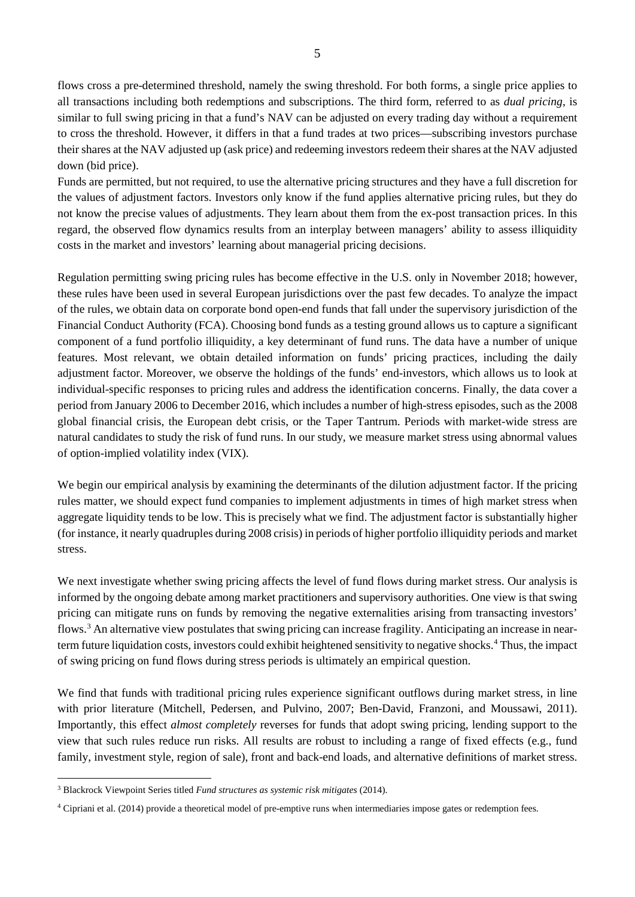flows cross a pre-determined threshold, namely the swing threshold. For both forms, a single price applies to all transactions including both redemptions and subscriptions. The third form, referred to as *dual pricing*, is similar to full swing pricing in that a fund's NAV can be adjusted on every trading day without a requirement to cross the threshold. However, it differs in that a fund trades at two prices—subscribing investors purchase their shares at the NAV adjusted up (ask price) and redeeming investors redeem their shares at the NAV adjusted down (bid price).

Funds are permitted, but not required, to use the alternative pricing structures and they have a full discretion for the values of adjustment factors. Investors only know if the fund applies alternative pricing rules, but they do not know the precise values of adjustments. They learn about them from the ex-post transaction prices. In this regard, the observed flow dynamics results from an interplay between managers' ability to assess illiquidity costs in the market and investors' learning about managerial pricing decisions.

Regulation permitting swing pricing rules has become effective in the U.S. only in November 2018; however, these rules have been used in several European jurisdictions over the past few decades. To analyze the impact of the rules, we obtain data on corporate bond open-end funds that fall under the supervisory jurisdiction of the Financial Conduct Authority (FCA). Choosing bond funds as a testing ground allows us to capture a significant component of a fund portfolio illiquidity, a key determinant of fund runs. The data have a number of unique features. Most relevant, we obtain detailed information on funds' pricing practices, including the daily adjustment factor. Moreover, we observe the holdings of the funds' end-investors, which allows us to look at individual-specific responses to pricing rules and address the identification concerns. Finally, the data cover a period from January 2006 to December 2016, which includes a number of high-stress episodes, such as the 2008 global financial crisis, the European debt crisis, or the Taper Tantrum. Periods with market-wide stress are natural candidates to study the risk of fund runs. In our study, we measure market stress using abnormal values of option-implied volatility index (VIX).

We begin our empirical analysis by examining the determinants of the dilution adjustment factor. If the pricing rules matter, we should expect fund companies to implement adjustments in times of high market stress when aggregate liquidity tends to be low. This is precisely what we find. The adjustment factor is substantially higher (for instance, it nearly quadruples during 2008 crisis) in periods of higher portfolio illiquidity periods and market stress.

We next investigate whether swing pricing affects the level of fund flows during market stress. Our analysis is informed by the ongoing debate among market practitioners and supervisory authorities. One view is that swing pricing can mitigate runs on funds by removing the negative externalities arising from transacting investors' flows.[3] An alternative view postulates that swing pricing can increase fragility. Anticipating an increase in near-term future liquidation costs, investors could exhibit heightened sensitivity to negative shocks.[4] Thus, the impact of swing pricing on fund flows during stress periods is ultimately an empirical question.

We find that funds with traditional pricing rules experience significant outflows during market stress, in line with prior literature (Mitchell, Pedersen, and Pulvino, 2007; Ben-David, Franzoni, and Moussawi, 2011). Importantly, this effect *almost completely* reverses for funds that adopt swing pricing, lending support to the view that such rules reduce run risks. All results are robust to including a range of fixed effects (e.g., fund family, investment style, region of sale), front and back-end loads, and alternative definitions of market stress.

[3] Blackrock Viewpoint Series titled *Fund structures as systemic risk mitigates* (2014).

[4] Cipriani et al. (2014) provide a theoretical model of pre-emptive runs when intermediaries impose gates or redemption fees.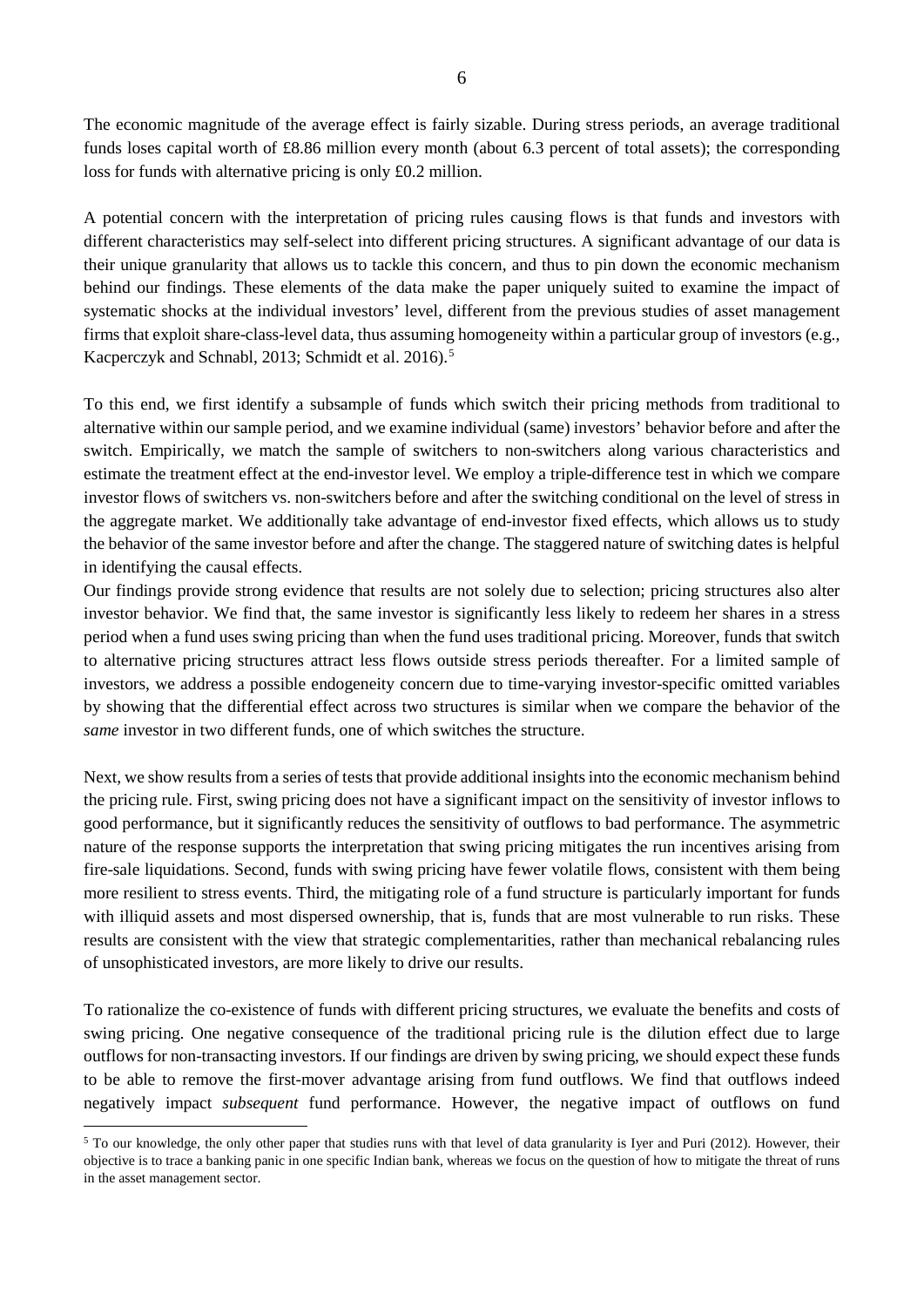The economic magnitude of the average effect is fairly sizable. During stress periods, an average traditional funds loses capital worth of £8.86 million every month (about 6.3 percent of total assets); the corresponding loss for funds with alternative pricing is only £0.2 million.

A potential concern with the interpretation of pricing rules causing flows is that funds and investors with different characteristics may self-select into different pricing structures. A significant advantage of our data is their unique granularity that allows us to tackle this concern, and thus to pin down the economic mechanism behind our findings. These elements of the data make the paper uniquely suited to examine the impact of systematic shocks at the individual investors' level, different from the previous studies of asset management firms that exploit share-class-level data, thus assuming homogeneity within a particular group of investors (e.g., Kacperczyk and Schnabl, 2013; Schmidt et al. 2016).[5]

To this end, we first identify a subsample of funds which switch their pricing methods from traditional to alternative within our sample period, and we examine individual (same) investors' behavior before and after the switch. Empirically, we match the sample of switchers to non-switchers along various characteristics and estimate the treatment effect at the end-investor level. We employ a triple-difference test in which we compare investor flows of switchers vs. non-switchers before and after the switching conditional on the level of stress in the aggregate market. We additionally take advantage of end-investor fixed effects, which allows us to study the behavior of the same investor before and after the change. The staggered nature of switching dates is helpful in identifying the causal effects.

Our findings provide strong evidence that results are not solely due to selection; pricing structures also alter investor behavior. We find that, the same investor is significantly less likely to redeem her shares in a stress period when a fund uses swing pricing than when the fund uses traditional pricing. Moreover, funds that switch to alternative pricing structures attract less flows outside stress periods thereafter. For a limited sample of investors, we address a possible endogeneity concern due to time-varying investor-specific omitted variables by showing that the differential effect across two structures is similar when we compare the behavior of the *same* investor in two different funds, one of which switches the structure.

Next, we show results from a series of tests that provide additional insights into the economic mechanism behind the pricing rule. First, swing pricing does not have a significant impact on the sensitivity of investor inflows to good performance, but it significantly reduces the sensitivity of outflows to bad performance. The asymmetric nature of the response supports the interpretation that swing pricing mitigates the run incentives arising from fire-sale liquidations. Second, funds with swing pricing have fewer volatile flows, consistent with them being more resilient to stress events. Third, the mitigating role of a fund structure is particularly important for funds with illiquid assets and most dispersed ownership, that is, funds that are most vulnerable to run risks. These results are consistent with the view that strategic complementarities, rather than mechanical rebalancing rules of unsophisticated investors, are more likely to drive our results.

To rationalize the co-existence of funds with different pricing structures, we evaluate the benefits and costs of swing pricing. One negative consequence of the traditional pricing rule is the dilution effect due to large outflows for non-transacting investors. If our findings are driven by swing pricing, we should expect these funds to be able to remove the first-mover advantage arising from fund outflows. We find that outflows indeed negatively impact *subsequent* fund performance. However, the negative impact of outflows on fund

[5] To our knowledge, the only other paper that studies runs with that level of data granularity is Iyer and Puri (2012). However, their objective is to trace a banking panic in one specific Indian bank, whereas we focus on the question of how to mitigate the threat of runs in the asset management sector.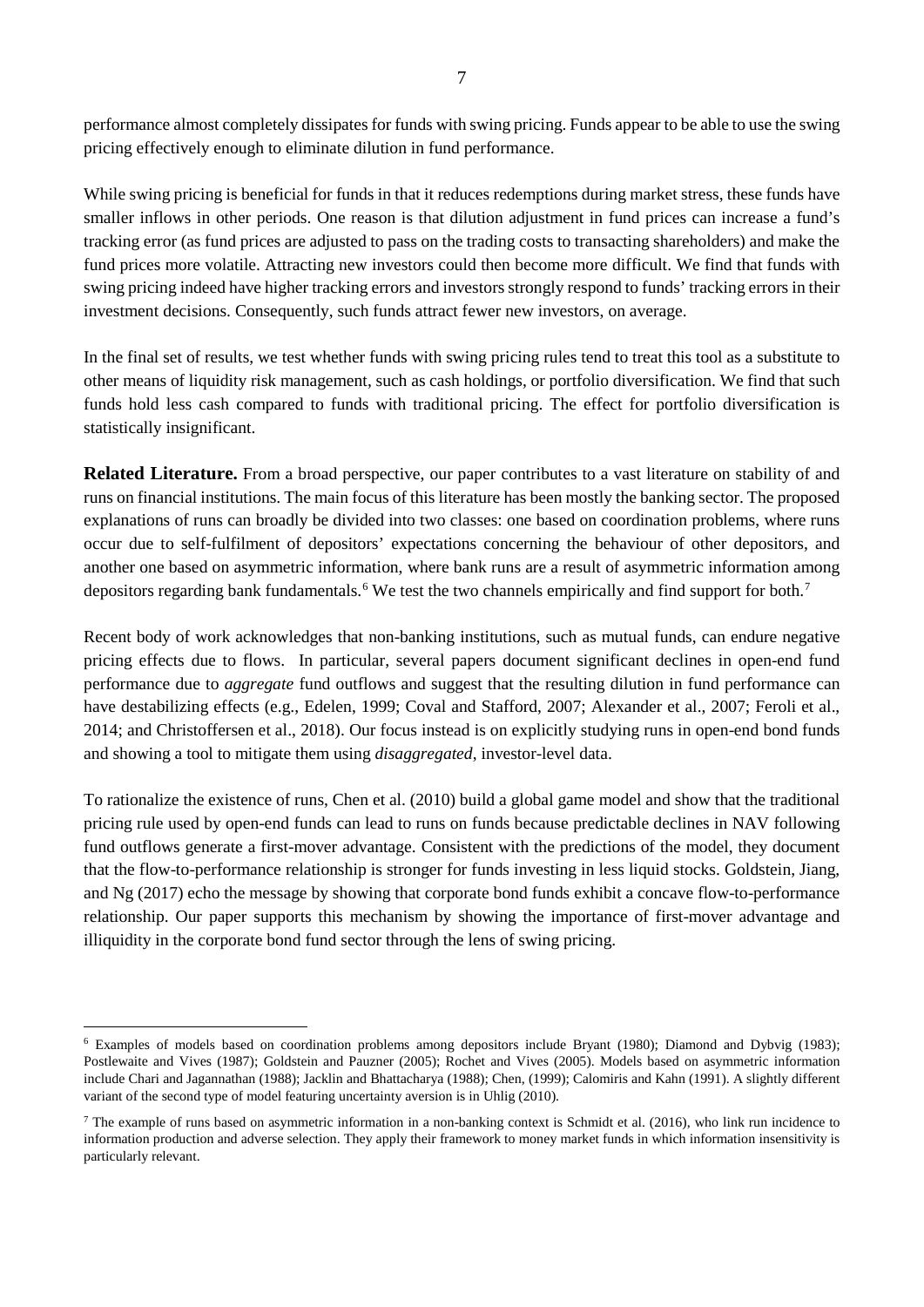performance almost completely dissipates for funds with swing pricing. Funds appear to be able to use the swing pricing effectively enough to eliminate dilution in fund performance.

While swing pricing is beneficial for funds in that it reduces redemptions during market stress, these funds have smaller inflows in other periods. One reason is that dilution adjustment in fund prices can increase a fund's tracking error (as fund prices are adjusted to pass on the trading costs to transacting shareholders) and make the fund prices more volatile. Attracting new investors could then become more difficult. We find that funds with swing pricing indeed have higher tracking errors and investors strongly respond to funds' tracking errors in their investment decisions. Consequently, such funds attract fewer new investors, on average.

In the final set of results, we test whether funds with swing pricing rules tend to treat this tool as a substitute to other means of liquidity risk management, such as cash holdings, or portfolio diversification. We find that such funds hold less cash compared to funds with traditional pricing. The effect for portfolio diversification is statistically insignificant.

**Related Literature.** From a broad perspective, our paper contributes to a vast literature on stability of and runs on financial institutions. The main focus of this literature has been mostly the banking sector. The proposed explanations of runs can broadly be divided into two classes: one based on coordination problems, where runs occur due to self-fulfilment of depositors' expectations concerning the behaviour of other depositors, and another one based on asymmetric information, where bank runs are a result of asymmetric information among depositors regarding bank fundamentals.[6] We test the two channels empirically and find support for both.[7]

Recent body of work acknowledges that non-banking institutions, such as mutual funds, can endure negative pricing effects due to flows. In particular, several papers document significant declines in open-end fund performance due to *aggregate* fund outflows and suggest that the resulting dilution in fund performance can have destabilizing effects (e.g., Edelen, 1999; Coval and Stafford, 2007; Alexander et al., 2007; Feroli et al., 2014; and Christoffersen et al., 2018). Our focus instead is on explicitly studying runs in open-end bond funds and showing a tool to mitigate them using *disaggregated*, investor-level data.

To rationalize the existence of runs, Chen et al. (2010) build a global game model and show that the traditional pricing rule used by open-end funds can lead to runs on funds because predictable declines in NAV following fund outflows generate a first-mover advantage. Consistent with the predictions of the model, they document that the flow-to-performance relationship is stronger for funds investing in less liquid stocks. Goldstein, Jiang, and Ng (2017) echo the message by showing that corporate bond funds exhibit a concave flow-to-performance relationship. Our paper supports this mechanism by showing the importance of first-mover advantage and illiquidity in the corporate bond fund sector through the lens of swing pricing.

---

[6] Examples of models based on coordination problems among depositors include Bryant (1980); Diamond and Dybvig (1983); Postlewaite and Vives (1987); Goldstein and Pauzner (2005); Rochet and Vives (2005). Models based on asymmetric information include Chari and Jagannathan (1988); Jacklin and Bhattacharya (1988); Chen, (1999); Calomiris and Kahn (1991). A slightly different variant of the second type of model featuring uncertainty aversion is in Uhlig (2010).

[7] The example of runs based on asymmetric information in a non-banking context is Schmidt et al. (2016), who link run incidence to information production and adverse selection. They apply their framework to money market funds in which information insensitivity is particularly relevant.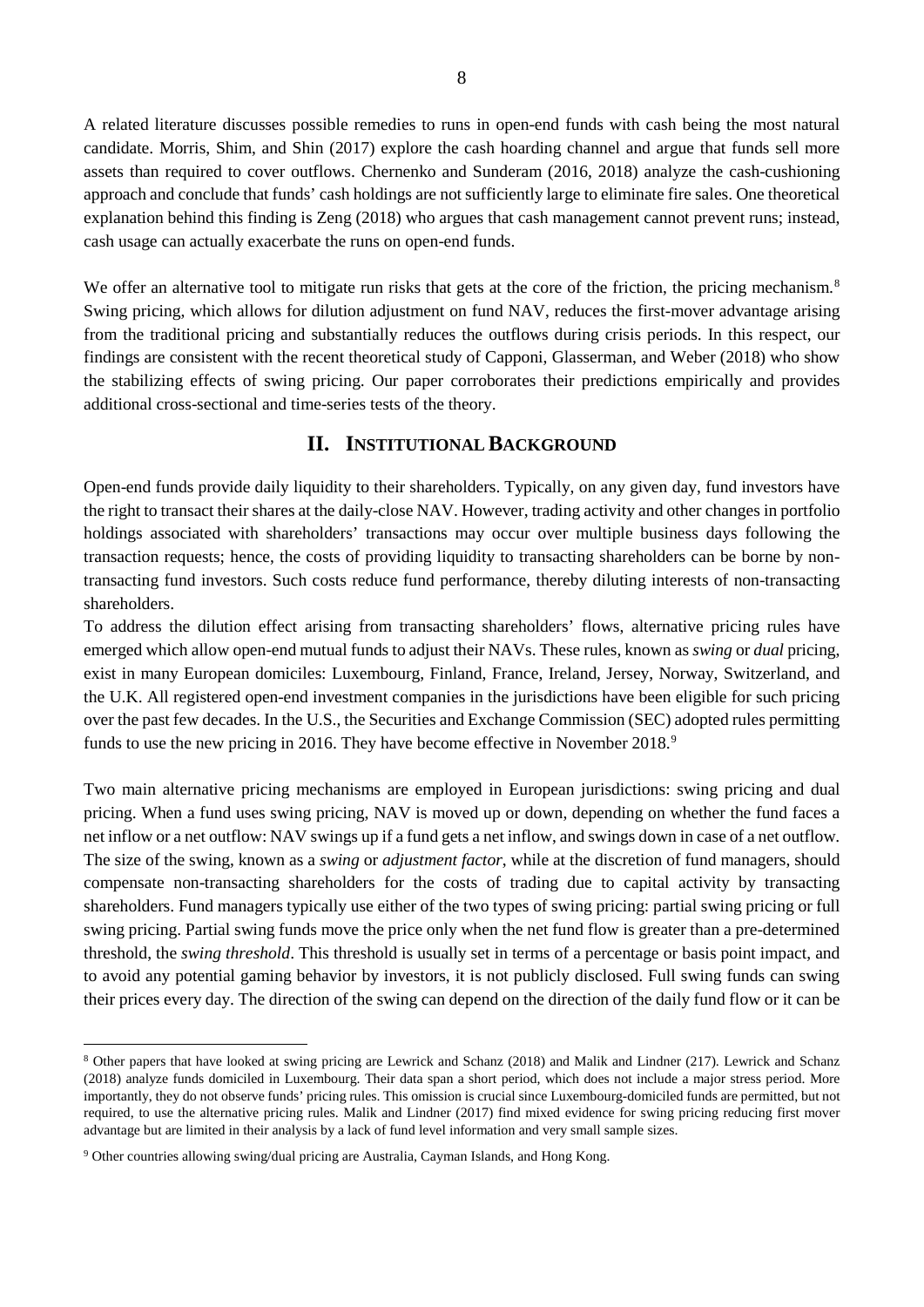A related literature discusses possible remedies to runs in open-end funds with cash being the most natural candidate. Morris, Shim, and Shin (2017) explore the cash hoarding channel and argue that funds sell more assets than required to cover outflows. Chernenko and Sunderam (2016, 2018) analyze the cash-cushioning approach and conclude that funds' cash holdings are not sufficiently large to eliminate fire sales. One theoretical explanation behind this finding is Zeng (2018) who argues that cash management cannot prevent runs; instead, cash usage can actually exacerbate the runs on open-end funds.

We offer an alternative tool to mitigate run risks that gets at the core of the friction, the pricing mechanism.[8] Swing pricing, which allows for dilution adjustment on fund NAV, reduces the first-mover advantage arising from the traditional pricing and substantially reduces the outflows during crisis periods. In this respect, our findings are consistent with the recent theoretical study of Capponi, Glasserman, and Weber (2018) who show the stabilizing effects of swing pricing. Our paper corroborates their predictions empirically and provides additional cross-sectional and time-series tests of the theory.

## II. INSTITUTIONAL BACKGROUND

Open-end funds provide daily liquidity to their shareholders. Typically, on any given day, fund investors have the right to transact their shares at the daily-close NAV. However, trading activity and other changes in portfolio holdings associated with shareholders' transactions may occur over multiple business days following the transaction requests; hence, the costs of providing liquidity to transacting shareholders can be borne by non-transacting fund investors. Such costs reduce fund performance, thereby diluting interests of non-transacting shareholders.

To address the dilution effect arising from transacting shareholders' flows, alternative pricing rules have emerged which allow open-end mutual funds to adjust their NAVs. These rules, known as *swing* or *dual* pricing, exist in many European domiciles: Luxembourg, Finland, France, Ireland, Jersey, Norway, Switzerland, and the U.K. All registered open-end investment companies in the jurisdictions have been eligible for such pricing over the past few decades. In the U.S., the Securities and Exchange Commission (SEC) adopted rules permitting funds to use the new pricing in 2016. They have become effective in November 2018.[9]

Two main alternative pricing mechanisms are employed in European jurisdictions: swing pricing and dual pricing. When a fund uses swing pricing, NAV is moved up or down, depending on whether the fund faces a net inflow or a net outflow: NAV swings up if a fund gets a net inflow, and swings down in case of a net outflow. The size of the swing, known as a *swing* or *adjustment factor*, while at the discretion of fund managers, should compensate non-transacting shareholders for the costs of trading due to capital activity by transacting shareholders. Fund managers typically use either of the two types of swing pricing: partial swing pricing or full swing pricing. Partial swing funds move the price only when the net fund flow is greater than a pre-determined threshold, the *swing threshold*. This threshold is usually set in terms of a percentage or basis point impact, and to avoid any potential gaming behavior by investors, it is not publicly disclosed. Full swing funds can swing their prices every day. The direction of the swing can depend on the direction of the daily fund flow or it can be

[8] Other papers that have looked at swing pricing are Lewrick and Schanz (2018) and Malik and Lindner (217). Lewrick and Schanz (2018) analyze funds domiciled in Luxembourg. Their data span a short period, which does not include a major stress period. More importantly, they do not observe funds' pricing rules. This omission is crucial since Luxembourg-domiciled funds are permitted, but not required, to use the alternative pricing rules. Malik and Lindner (2017) find mixed evidence for swing pricing reducing first mover advantage but are limited in their analysis by a lack of fund level information and very small sample sizes.

[9] Other countries allowing swing/dual pricing are Australia, Cayman Islands, and Hong Kong.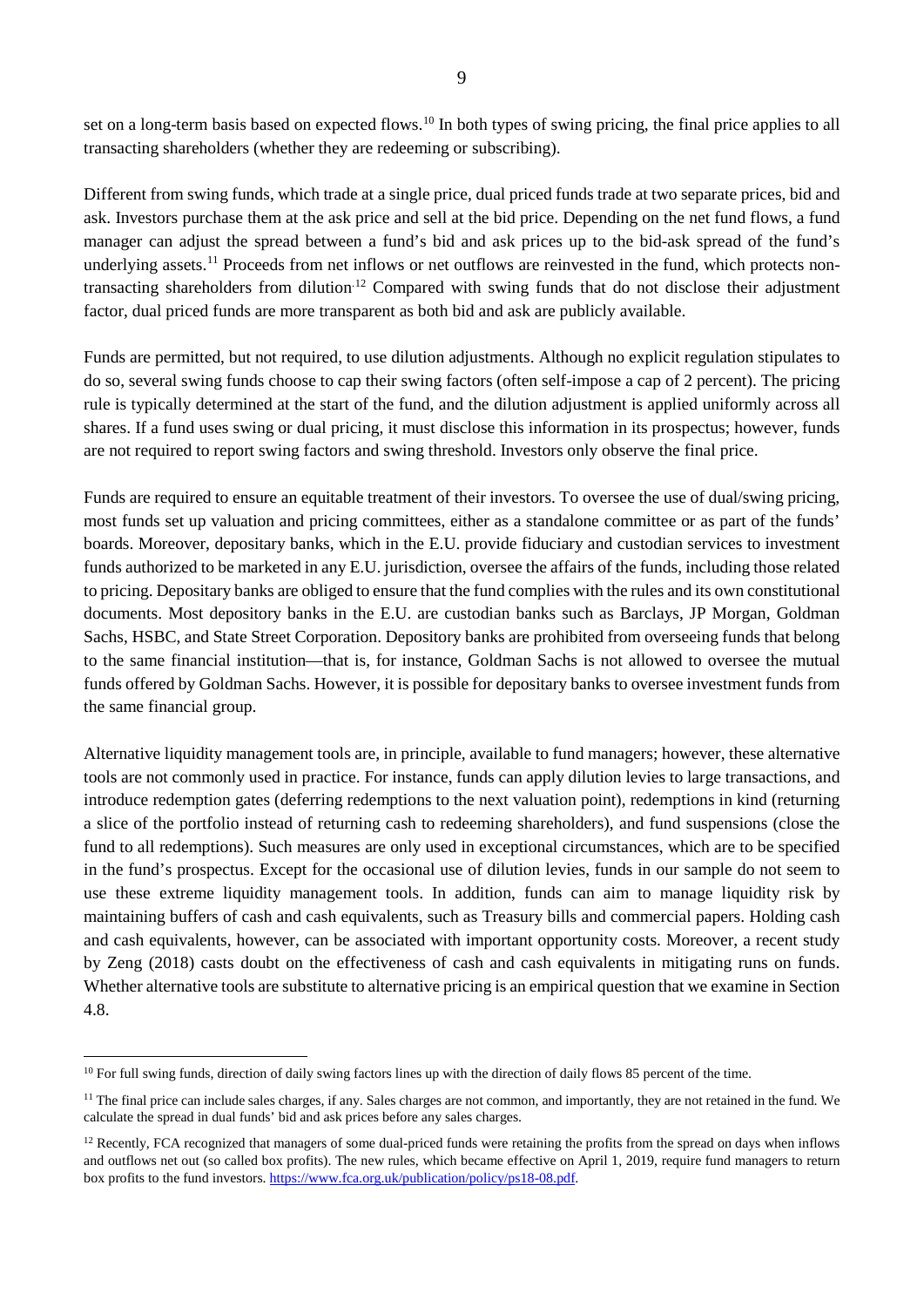set on a long-term basis based on expected flows.[10] In both types of swing pricing, the final price applies to all transacting shareholders (whether they are redeeming or subscribing).

Different from swing funds, which trade at a single price, dual priced funds trade at two separate prices, bid and ask. Investors purchase them at the ask price and sell at the bid price. Depending on the net fund flows, a fund manager can adjust the spread between a fund's bid and ask prices up to the bid-ask spread of the fund's underlying assets.[11] Proceeds from net inflows or net outflows are reinvested in the fund, which protects non-transacting shareholders from dilution.[12] Compared with swing funds that do not disclose their adjustment factor, dual priced funds are more transparent as both bid and ask are publicly available.

Funds are permitted, but not required, to use dilution adjustments. Although no explicit regulation stipulates to do so, several swing funds choose to cap their swing factors (often self-impose a cap of 2 percent). The pricing rule is typically determined at the start of the fund, and the dilution adjustment is applied uniformly across all shares. If a fund uses swing or dual pricing, it must disclose this information in its prospectus; however, funds are not required to report swing factors and swing threshold. Investors only observe the final price.

Funds are required to ensure an equitable treatment of their investors. To oversee the use of dual/swing pricing, most funds set up valuation and pricing committees, either as a standalone committee or as part of the funds' boards. Moreover, depositary banks, which in the E.U. provide fiduciary and custodian services to investment funds authorized to be marketed in any E.U. jurisdiction, oversee the affairs of the funds, including those related to pricing. Depositary banks are obliged to ensure that the fund complies with the rules and its own constitutional documents. Most depository banks in the E.U. are custodian banks such as Barclays, JP Morgan, Goldman Sachs, HSBC, and State Street Corporation. Depository banks are prohibited from overseeing funds that belong to the same financial institution—that is, for instance, Goldman Sachs is not allowed to oversee the mutual funds offered by Goldman Sachs. However, it is possible for depositary banks to oversee investment funds from the same financial group.

Alternative liquidity management tools are, in principle, available to fund managers; however, these alternative tools are not commonly used in practice. For instance, funds can apply dilution levies to large transactions, and introduce redemption gates (deferring redemptions to the next valuation point), redemptions in kind (returning a slice of the portfolio instead of returning cash to redeeming shareholders), and fund suspensions (close the fund to all redemptions). Such measures are only used in exceptional circumstances, which are to be specified in the fund's prospectus. Except for the occasional use of dilution levies, funds in our sample do not seem to use these extreme liquidity management tools. In addition, funds can aim to manage liquidity risk by maintaining buffers of cash and cash equivalents, such as Treasury bills and commercial papers. Holding cash and cash equivalents, however, can be associated with important opportunity costs. Moreover, a recent study by Zeng (2018) casts doubt on the effectiveness of cash and cash equivalents in mitigating runs on funds. Whether alternative tools are substitute to alternative pricing is an empirical question that we examine in Section 4.8.

---

[10] For full swing funds, direction of daily swing factors lines up with the direction of daily flows 85 percent of the time.

[11] The final price can include sales charges, if any. Sales charges are not common, and importantly, they are not retained in the fund. We calculate the spread in dual funds' bid and ask prices before any sales charges.

[12] Recently, FCA recognized that managers of some dual-priced funds were retaining the profits from the spread on days when inflows and outflows net out (so called box profits). The new rules, which became effective on April 1, 2019, require fund managers to return box profits to the fund investors. https://www.fca.org.uk/publication/policy/ps18-08.pdf.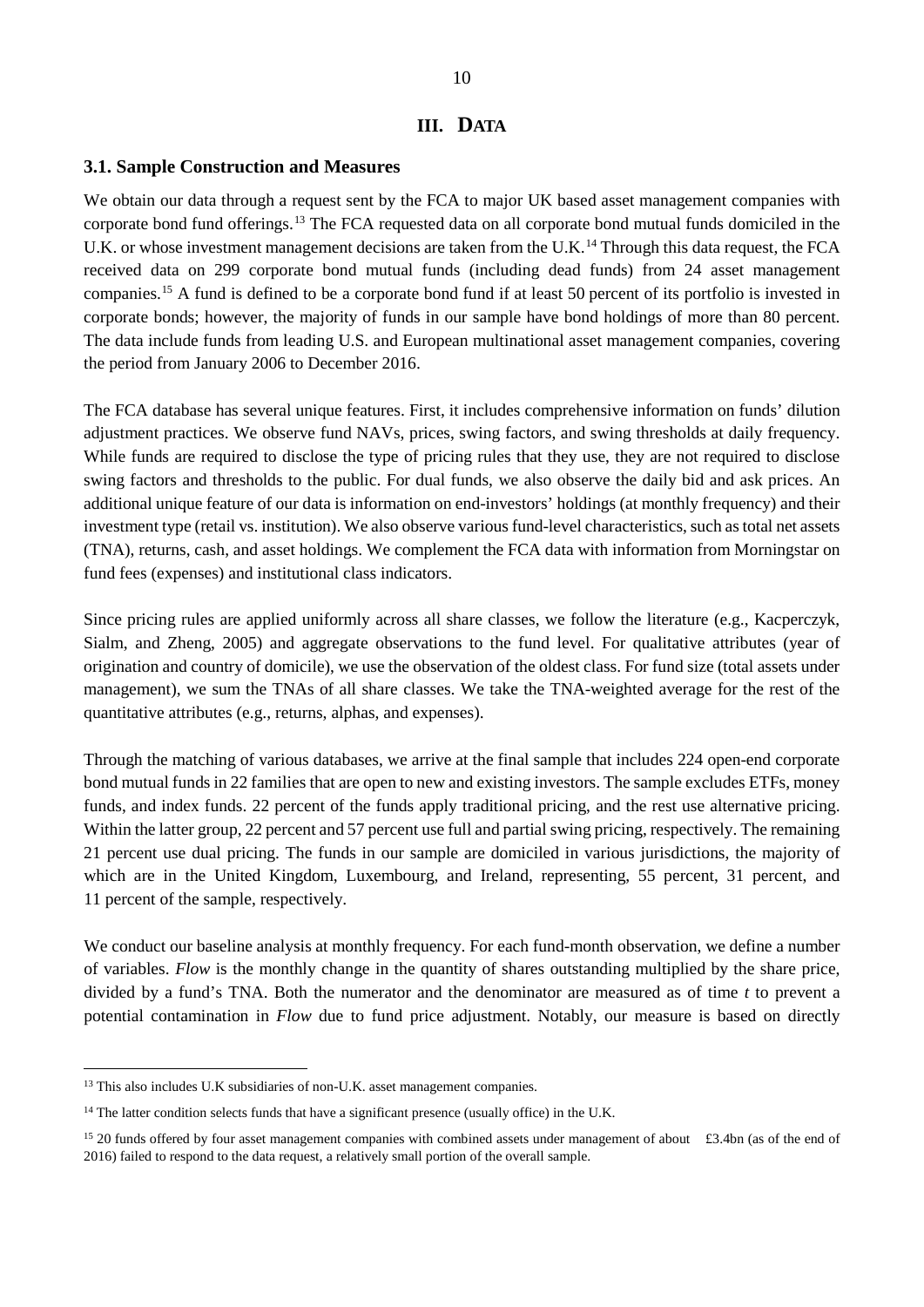## III. DATA

### 3.1. Sample Construction and Measures

We obtain our data through a request sent by the FCA to major UK based asset management companies with corporate bond fund offerings.[13] The FCA requested data on all corporate bond mutual funds domiciled in the U.K. or whose investment management decisions are taken from the U.K.[14] Through this data request, the FCA received data on 299 corporate bond mutual funds (including dead funds) from 24 asset management companies.[15] A fund is defined to be a corporate bond fund if at least 50 percent of its portfolio is invested in corporate bonds; however, the majority of funds in our sample have bond holdings of more than 80 percent. The data include funds from leading U.S. and European multinational asset management companies, covering the period from January 2006 to December 2016.

The FCA database has several unique features. First, it includes comprehensive information on funds' dilution adjustment practices. We observe fund NAVs, prices, swing factors, and swing thresholds at daily frequency. While funds are required to disclose the type of pricing rules that they use, they are not required to disclose swing factors and thresholds to the public. For dual funds, we also observe the daily bid and ask prices. An additional unique feature of our data is information on end-investors' holdings (at monthly frequency) and their investment type (retail vs. institution). We also observe various fund-level characteristics, such as total net assets (TNA), returns, cash, and asset holdings. We complement the FCA data with information from Morningstar on fund fees (expenses) and institutional class indicators.

Since pricing rules are applied uniformly across all share classes, we follow the literature (e.g., Kacperczyk, Sialm, and Zheng, 2005) and aggregate observations to the fund level. For qualitative attributes (year of origination and country of domicile), we use the observation of the oldest class. For fund size (total assets under management), we sum the TNAs of all share classes. We take the TNA-weighted average for the rest of the quantitative attributes (e.g., returns, alphas, and expenses).

Through the matching of various databases, we arrive at the final sample that includes 224 open-end corporate bond mutual funds in 22 families that are open to new and existing investors. The sample excludes ETFs, money funds, and index funds. 22 percent of the funds apply traditional pricing, and the rest use alternative pricing. Within the latter group, 22 percent and 57 percent use full and partial swing pricing, respectively. The remaining 21 percent use dual pricing. The funds in our sample are domiciled in various jurisdictions, the majority of which are in the United Kingdom, Luxembourg, and Ireland, representing, 55 percent, 31 percent, and 11 percent of the sample, respectively.

We conduct our baseline analysis at monthly frequency. For each fund-month observation, we define a number of variables. *Flow* is the monthly change in the quantity of shares outstanding multiplied by the share price, divided by a fund's TNA. Both the numerator and the denominator are measured as of time $t$ to prevent a potential contamination in *Flow* due to fund price adjustment. Notably, our measure is based on directly

---

[13] This also includes U.K subsidiaries of non-U.K. asset management companies.

[14] The latter condition selects funds that have a significant presence (usually office) in the U.K.

[15] 20 funds offered by four asset management companies with combined assets under management of about £3.4bn (as of the end of 2016) failed to respond to the data request, a relatively small portion of the overall sample.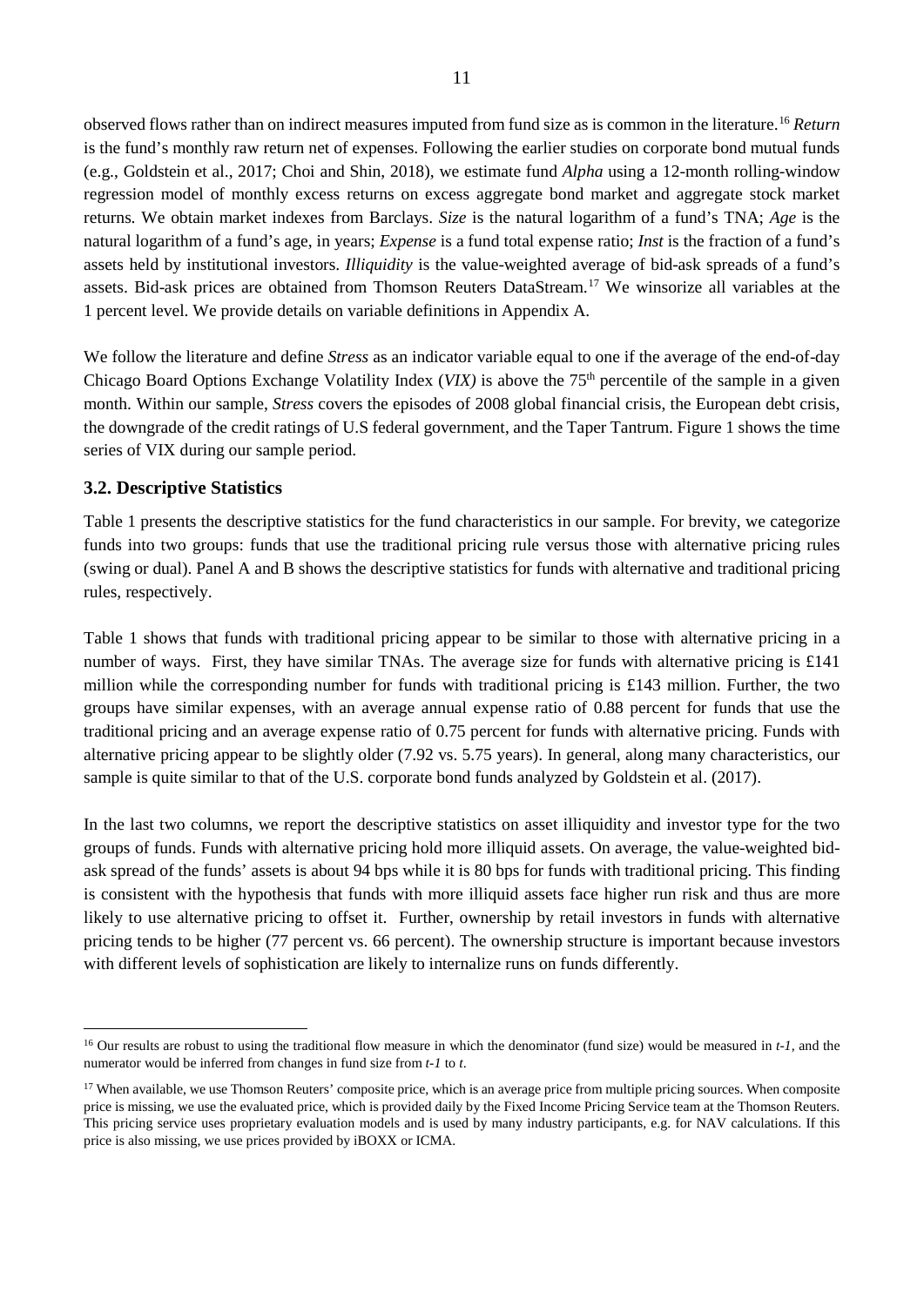observed flows rather than on indirect measures imputed from fund size as is common in the literature.[16] *Return* is the fund's monthly raw return net of expenses. Following the earlier studies on corporate bond mutual funds (e.g., Goldstein et al., 2017; Choi and Shin, 2018), we estimate fund *Alpha* using a 12-month rolling-window regression model of monthly excess returns on excess aggregate bond market and aggregate stock market returns. We obtain market indexes from Barclays. *Size* is the natural logarithm of a fund's TNA; *Age* is the natural logarithm of a fund's age, in years; *Expense* is a fund total expense ratio; *Inst* is the fraction of a fund's assets held by institutional investors. *Illiquidity* is the value-weighted average of bid-ask spreads of a fund's assets. Bid-ask prices are obtained from Thomson Reuters DataStream.[17] We winsorize all variables at the 1 percent level. We provide details on variable definitions in Appendix A.

We follow the literature and define *Stress* as an indicator variable equal to one if the average of the end-of-day Chicago Board Options Exchange Volatility Index (*VIX)* is above the 75[th] percentile of the sample in a given month. Within our sample, *Stress* covers the episodes of 2008 global financial crisis, the European debt crisis, the downgrade of the credit ratings of U.S federal government, and the Taper Tantrum. Figure 1 shows the time series of VIX during our sample period.

### 3.2. Descriptive Statistics

Table 1 presents the descriptive statistics for the fund characteristics in our sample. For brevity, we categorize funds into two groups: funds that use the traditional pricing rule versus those with alternative pricing rules (swing or dual). Panel A and B shows the descriptive statistics for funds with alternative and traditional pricing rules, respectively.

Table 1 shows that funds with traditional pricing appear to be similar to those with alternative pricing in a number of ways. First, they have similar TNAs. The average size for funds with alternative pricing is £141 million while the corresponding number for funds with traditional pricing is £143 million. Further, the two groups have similar expenses, with an average annual expense ratio of 0.88 percent for funds that use the traditional pricing and an average expense ratio of 0.75 percent for funds with alternative pricing. Funds with alternative pricing appear to be slightly older (7.92 vs. 5.75 years). In general, along many characteristics, our sample is quite similar to that of the U.S. corporate bond funds analyzed by Goldstein et al. (2017).

In the last two columns, we report the descriptive statistics on asset illiquidity and investor type for the two groups of funds. Funds with alternative pricing hold more illiquid assets. On average, the value-weighted bid-ask spread of the funds' assets is about 94 bps while it is 80 bps for funds with traditional pricing. This finding is consistent with the hypothesis that funds with more illiquid assets face higher run risk and thus are more likely to use alternative pricing to offset it. Further, ownership by retail investors in funds with alternative pricing tends to be higher (77 percent vs. 66 percent). The ownership structure is important because investors with different levels of sophistication are likely to internalize runs on funds differently.

---

[16] Our results are robust to using the traditional flow measure in which the denominator (fund size) would be measured in *t-1*, and the numerator would be inferred from changes in fund size from *t-1* to *t*.

[17] When available, we use Thomson Reuters' composite price, which is an average price from multiple pricing sources. When composite price is missing, we use the evaluated price, which is provided daily by the Fixed Income Pricing Service team at the Thomson Reuters. This pricing service uses proprietary evaluation models and is used by many industry participants, e.g. for NAV calculations. If this price is also missing, we use prices provided by iBOXX or ICMA.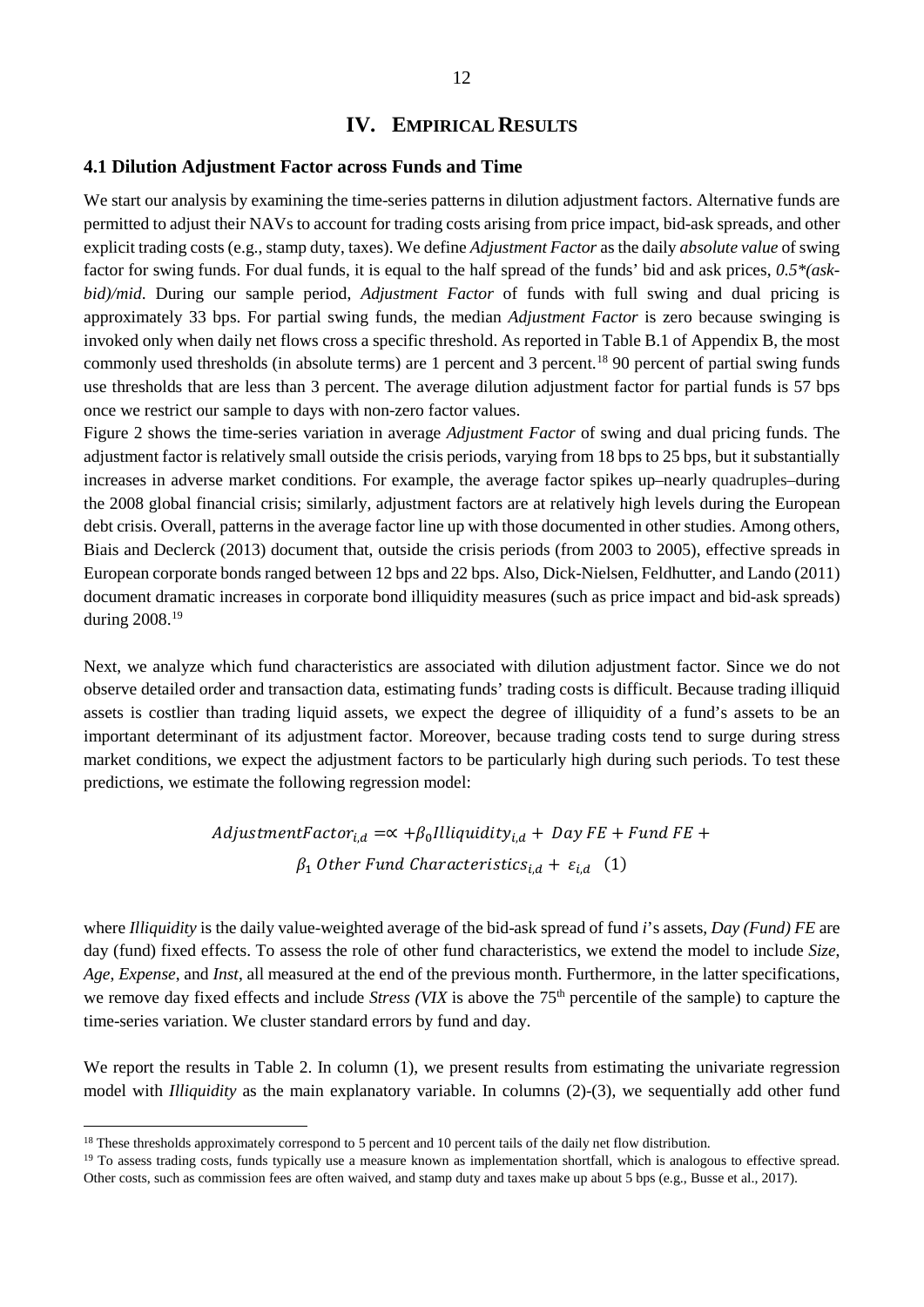# IV. EMPIRICAL RESULTS

## 4.1 Dilution Adjustment Factor across Funds and Time

We start our analysis by examining the time-series patterns in dilution adjustment factors. Alternative funds are permitted to adjust their NAVs to account for trading costs arising from price impact, bid-ask spreads, and other explicit trading costs (e.g., stamp duty, taxes). We define *Adjustment Factor* as the daily *absolute value* of swing factor for swing funds. For dual funds, it is equal to the half spread of the funds' bid and ask prices, *0.5*(ask-bid)/mid*. During our sample period, *Adjustment Factor* of funds with full swing and dual pricing is approximately 33 bps. For partial swing funds, the median *Adjustment Factor* is zero because swinging is invoked only when daily net flows cross a specific threshold. As reported in Table B.1 of Appendix B, the most commonly used thresholds (in absolute terms) are 1 percent and 3 percent.[18] 90 percent of partial swing funds use thresholds that are less than 3 percent. The average dilution adjustment factor for partial funds is 57 bps once we restrict our sample to days with non-zero factor values.

Figure 2 shows the time-series variation in average *Adjustment Factor* of swing and dual pricing funds. The adjustment factor is relatively small outside the crisis periods, varying from 18 bps to 25 bps, but it substantially increases in adverse market conditions. For example, the average factor spikes up–nearly quadruples–during the 2008 global financial crisis; similarly, adjustment factors are at relatively high levels during the European debt crisis. Overall, patterns in the average factor line up with those documented in other studies. Among others, Biais and Declerck (2013) document that, outside the crisis periods (from 2003 to 2005), effective spreads in European corporate bonds ranged between 12 bps and 22 bps. Also, Dick-Nielsen, Feldhutter, and Lando (2011) document dramatic increases in corporate bond illiquidity measures (such as price impact and bid-ask spreads) during 2008.[19]

Next, we analyze which fund characteristics are associated with dilution adjustment factor. Since we do not observe detailed order and transaction data, estimating funds' trading costs is difficult. Because trading illiquid assets is costlier than trading liquid assets, we expect the degree of illiquidity of a fund's assets to be an important determinant of its adjustment factor. Moreover, because trading costs tend to surge during stress market conditions, we expect the adjustment factors to be particularly high during such periods. To test these predictions, we estimate the following regression model:

$$AdjustmentFactor_{i,d} = \propto + \beta_0 Illiquidity_{i,d} + Day\ FE + Fund\ FE + \beta_1\ Other\ Fund\ Characteristics_{i,d} + \varepsilon_{i,d} \quad (1)$$

where *Illiquidity* is the daily value-weighted average of the bid-ask spread of fund *i*'s assets, *Day (Fund) FE* are day (fund) fixed effects. To assess the role of other fund characteristics, we extend the model to include *Size*, *Age*, *Expense*, and *Inst*, all measured at the end of the previous month. Furthermore, in the latter specifications, we remove day fixed effects and include *Stress (VIX* is above the 75th percentile of the sample) to capture the time-series variation. We cluster standard errors by fund and day.

We report the results in Table 2. In column (1), we present results from estimating the univariate regression model with *Illiquidity* as the main explanatory variable. In columns (2)-(3), we sequentially add other fund

---

[18] These thresholds approximately correspond to 5 percent and 10 percent tails of the daily net flow distribution.

[19] To assess trading costs, funds typically use a measure known as implementation shortfall, which is analogous to effective spread. Other costs, such as commission fees are often waived, and stamp duty and taxes make up about 5 bps (e.g., Busse et al., 2017).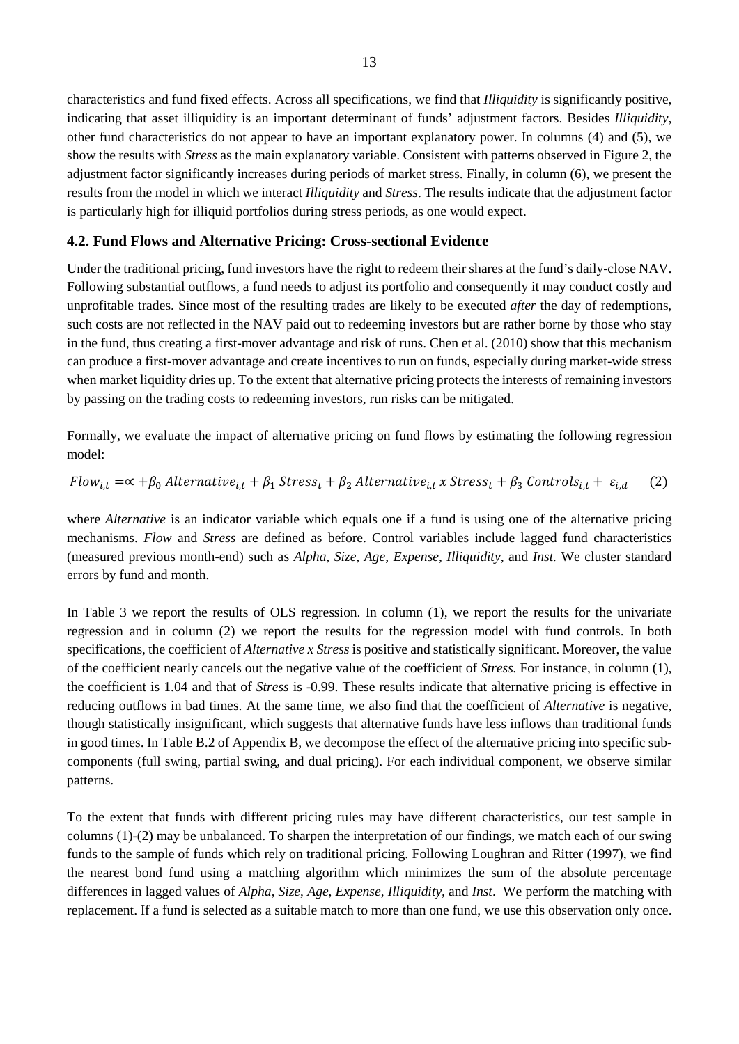characteristics and fund fixed effects. Across all specifications, we find that *Illiquidity* is significantly positive, indicating that asset illiquidity is an important determinant of funds' adjustment factors. Besides *Illiquidity*, other fund characteristics do not appear to have an important explanatory power. In columns (4) and (5), we show the results with *Stress* as the main explanatory variable. Consistent with patterns observed in Figure 2, the adjustment factor significantly increases during periods of market stress. Finally, in column (6), we present the results from the model in which we interact *Illiquidity* and *Stress*. The results indicate that the adjustment factor is particularly high for illiquid portfolios during stress periods, as one would expect.

### 4.2. Fund Flows and Alternative Pricing: Cross-sectional Evidence

Under the traditional pricing, fund investors have the right to redeem their shares at the fund's daily-close NAV. Following substantial outflows, a fund needs to adjust its portfolio and consequently it may conduct costly and unprofitable trades. Since most of the resulting trades are likely to be executed *after* the day of redemptions, such costs are not reflected in the NAV paid out to redeeming investors but are rather borne by those who stay in the fund, thus creating a first-mover advantage and risk of runs. Chen et al. (2010) show that this mechanism can produce a first-mover advantage and create incentives to run on funds, especially during market-wide stress when market liquidity dries up. To the extent that alternative pricing protects the interests of remaining investors by passing on the trading costs to redeeming investors, run risks can be mitigated.

Formally, we evaluate the impact of alternative pricing on fund flows by estimating the following regression model:

$$Flow_{i,t} = \propto + \beta_0 \; Alternative_{i,t} + \beta_1 \; Stress_t + \beta_2 \; Alternative_{i,t} \; x \; Stress_t + \beta_3 \; Controls_{i,t} + \varepsilon_{i,d} \qquad (2)$$

where *Alternative* is an indicator variable which equals one if a fund is using one of the alternative pricing mechanisms. *Flow* and *Stress* are defined as before. Control variables include lagged fund characteristics (measured previous month-end) such as *Alpha*, *Size*, *Age*, *Expense*, *Illiquidity*, and *Inst.* We cluster standard errors by fund and month.

In Table 3 we report the results of OLS regression. In column (1), we report the results for the univariate regression and in column (2) we report the results for the regression model with fund controls. In both specifications, the coefficient of *Alternative x Stress* is positive and statistically significant. Moreover, the value of the coefficient nearly cancels out the negative value of the coefficient of *Stress.* For instance, in column (1), the coefficient is 1.04 and that of *Stress* is -0.99. These results indicate that alternative pricing is effective in reducing outflows in bad times. At the same time, we also find that the coefficient of *Alternative* is negative, though statistically insignificant, which suggests that alternative funds have less inflows than traditional funds in good times. In Table B.2 of Appendix B, we decompose the effect of the alternative pricing into specific sub-components (full swing, partial swing, and dual pricing). For each individual component, we observe similar patterns.

To the extent that funds with different pricing rules may have different characteristics, our test sample in columns (1)-(2) may be unbalanced. To sharpen the interpretation of our findings, we match each of our swing funds to the sample of funds which rely on traditional pricing. Following Loughran and Ritter (1997), we find the nearest bond fund using a matching algorithm which minimizes the sum of the absolute percentage differences in lagged values of *Alpha*, *Size*, *Age*, *Expense*, *Illiquidity,* and *Inst*. We perform the matching with replacement. If a fund is selected as a suitable match to more than one fund, we use this observation only once.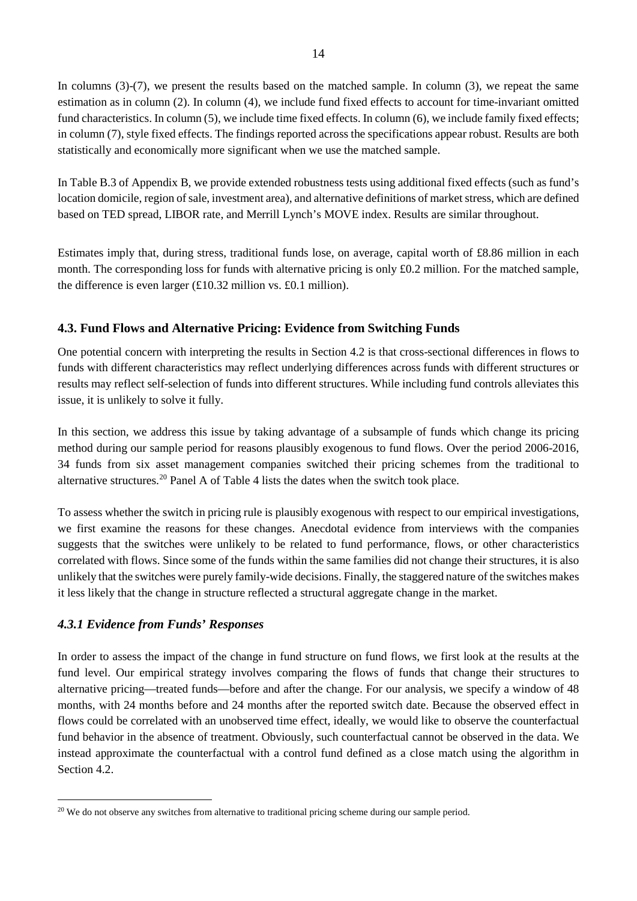In columns (3)-(7), we present the results based on the matched sample. In column (3), we repeat the same estimation as in column (2). In column (4), we include fund fixed effects to account for time-invariant omitted fund characteristics. In column (5), we include time fixed effects. In column (6), we include family fixed effects; in column (7), style fixed effects. The findings reported across the specifications appear robust. Results are both statistically and economically more significant when we use the matched sample.

In Table B.3 of Appendix B, we provide extended robustness tests using additional fixed effects (such as fund's location domicile, region of sale, investment area), and alternative definitions of market stress, which are defined based on TED spread, LIBOR rate, and Merrill Lynch's MOVE index. Results are similar throughout.

Estimates imply that, during stress, traditional funds lose, on average, capital worth of £8.86 million in each month. The corresponding loss for funds with alternative pricing is only £0.2 million. For the matched sample, the difference is even larger (£10.32 million vs. £0.1 million).

### 4.3. Fund Flows and Alternative Pricing: Evidence from Switching Funds

One potential concern with interpreting the results in Section 4.2 is that cross-sectional differences in flows to funds with different characteristics may reflect underlying differences across funds with different structures or results may reflect self-selection of funds into different structures. While including fund controls alleviates this issue, it is unlikely to solve it fully.

In this section, we address this issue by taking advantage of a subsample of funds which change its pricing method during our sample period for reasons plausibly exogenous to fund flows. Over the period 2006-2016, 34 funds from six asset management companies switched their pricing schemes from the traditional to alternative structures.[20] Panel A of Table 4 lists the dates when the switch took place.

To assess whether the switch in pricing rule is plausibly exogenous with respect to our empirical investigations, we first examine the reasons for these changes. Anecdotal evidence from interviews with the companies suggests that the switches were unlikely to be related to fund performance, flows, or other characteristics correlated with flows. Since some of the funds within the same families did not change their structures, it is also unlikely that the switches were purely family-wide decisions. Finally, the staggered nature of the switches makes it less likely that the change in structure reflected a structural aggregate change in the market.

#### *4.3.1 Evidence from Funds' Responses*

In order to assess the impact of the change in fund structure on fund flows, we first look at the results at the fund level. Our empirical strategy involves comparing the flows of funds that change their structures to alternative pricing—treated funds—before and after the change. For our analysis, we specify a window of 48 months, with 24 months before and 24 months after the reported switch date. Because the observed effect in flows could be correlated with an unobserved time effect, ideally, we would like to observe the counterfactual fund behavior in the absence of treatment. Obviously, such counterfactual cannot be observed in the data. We instead approximate the counterfactual with a control fund defined as a close match using the algorithm in Section 4.2.

[20] We do not observe any switches from alternative to traditional pricing scheme during our sample period.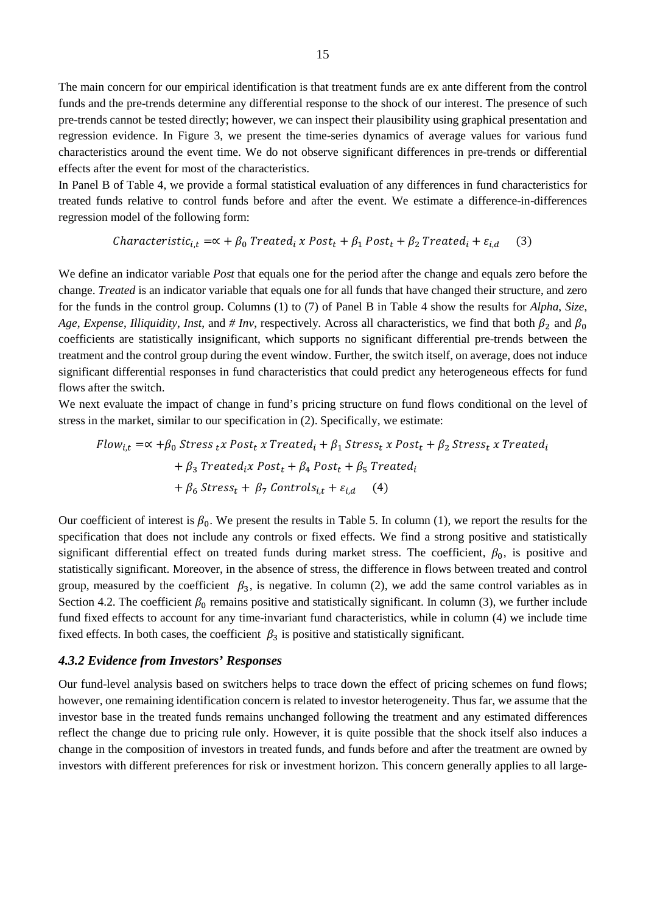The main concern for our empirical identification is that treatment funds are ex ante different from the control funds and the pre-trends determine any differential response to the shock of our interest. The presence of such pre-trends cannot be tested directly; however, we can inspect their plausibility using graphical presentation and regression evidence. In Figure 3, we present the time-series dynamics of average values for various fund characteristics around the event time. We do not observe significant differences in pre-trends or differential effects after the event for most of the characteristics.

In Panel B of Table 4, we provide a formal statistical evaluation of any differences in fund characteristics for treated funds relative to control funds before and after the event. We estimate a difference-in-differences regression model of the following form:

$$Characteristic_{i,t} = \propto + \beta_0\ Treated_i\ x\ Post_t + \beta_1\ Post_t + \beta_2\ Treated_i + \varepsilon_{i,d} \qquad (3)$$

We define an indicator variable *Post* that equals one for the period after the change and equals zero before the change. *Treated* is an indicator variable that equals one for all funds that have changed their structure, and zero for the funds in the control group. Columns (1) to (7) of Panel B in Table 4 show the results for *Alpha*, *Size*, *Age*, *Expense*, *Illiquidity*, *Inst*, and *# Inv*, respectively. Across all characteristics, we find that both $\beta_2$ and $\beta_0$ coefficients are statistically insignificant, which supports no significant differential pre-trends between the treatment and the control group during the event window. Further, the switch itself, on average, does not induce significant differential responses in fund characteristics that could predict any heterogeneous effects for fund flows after the switch.

We next evaluate the impact of change in fund's pricing structure on fund flows conditional on the level of stress in the market, similar to our specification in (2). Specifically, we estimate:

$$\begin{aligned} Flow_{i,t} = \propto &+ \beta_0\ Stress_t\ x\ Post_t\ x\ Treated_i + \beta_1\ Stress_t\ x\ Post_t + \beta_2\ Stress_t\ x\ Treated_i \\ &+ \beta_3\ Treated_i x\ Post_t + \beta_4\ Post_t + \beta_5\ Treated_i \\ &+ \beta_6\ Stress_t + \beta_7\ Controls_{i,t} + \varepsilon_{i,d} \qquad (4) \end{aligned}$$

Our coefficient of interest is $\beta_0$. We present the results in Table 5. In column (1), we report the results for the specification that does not include any controls or fixed effects. We find a strong positive and statistically significant differential effect on treated funds during market stress. The coefficient, $\beta_0$, is positive and statistically significant. Moreover, in the absence of stress, the difference in flows between treated and control group, measured by the coefficient $\beta_3$, is negative. In column (2), we add the same control variables as in Section 4.2. The coefficient $\beta_0$ remains positive and statistically significant. In column (3), we further include fund fixed effects to account for any time-invariant fund characteristics, while in column (4) we include time fixed effects. In both cases, the coefficient $\beta_3$ is positive and statistically significant.

### *4.3.2 Evidence from Investors' Responses*

Our fund-level analysis based on switchers helps to trace down the effect of pricing schemes on fund flows; however, one remaining identification concern is related to investor heterogeneity. Thus far, we assume that the investor base in the treated funds remains unchanged following the treatment and any estimated differences reflect the change due to pricing rule only. However, it is quite possible that the shock itself also induces a change in the composition of investors in treated funds, and funds before and after the treatment are owned by investors with different preferences for risk or investment horizon. This concern generally applies to all large-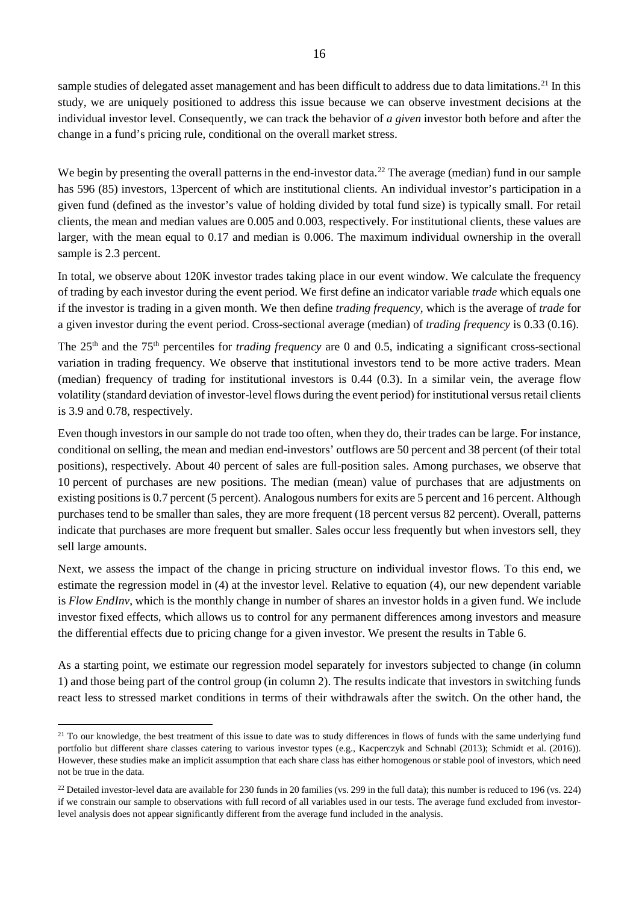sample studies of delegated asset management and has been difficult to address due to data limitations.[21] In this study, we are uniquely positioned to address this issue because we can observe investment decisions at the individual investor level. Consequently, we can track the behavior of *a given* investor both before and after the change in a fund's pricing rule, conditional on the overall market stress.

We begin by presenting the overall patterns in the end-investor data.[22] The average (median) fund in our sample has 596 (85) investors, 13percent of which are institutional clients. An individual investor's participation in a given fund (defined as the investor's value of holding divided by total fund size) is typically small. For retail clients, the mean and median values are 0.005 and 0.003, respectively. For institutional clients, these values are larger, with the mean equal to 0.17 and median is 0.006. The maximum individual ownership in the overall sample is 2.3 percent.

In total, we observe about 120K investor trades taking place in our event window. We calculate the frequency of trading by each investor during the event period. We first define an indicator variable *trade* which equals one if the investor is trading in a given month. We then define *trading frequency*, which is the average of *trade* for a given investor during the event period. Cross-sectional average (median) of *trading frequency* is 0.33 (0.16).

The 25[th] and the 75[th] percentiles for *trading frequency* are 0 and 0.5, indicating a significant cross-sectional variation in trading frequency. We observe that institutional investors tend to be more active traders. Mean (median) frequency of trading for institutional investors is 0.44 (0.3). In a similar vein, the average flow volatility (standard deviation of investor-level flows during the event period) for institutional versus retail clients is 3.9 and 0.78, respectively.

Even though investors in our sample do not trade too often, when they do, their trades can be large. For instance, conditional on selling, the mean and median end-investors' outflows are 50 percent and 38 percent (of their total positions), respectively. About 40 percent of sales are full-position sales. Among purchases, we observe that 10 percent of purchases are new positions. The median (mean) value of purchases that are adjustments on existing positions is 0.7 percent (5 percent). Analogous numbers for exits are 5 percent and 16 percent. Although purchases tend to be smaller than sales, they are more frequent (18 percent versus 82 percent). Overall, patterns indicate that purchases are more frequent but smaller. Sales occur less frequently but when investors sell, they sell large amounts.

Next, we assess the impact of the change in pricing structure on individual investor flows. To this end, we estimate the regression model in (4) at the investor level. Relative to equation (4), our new dependent variable is *Flow EndInv*, which is the monthly change in number of shares an investor holds in a given fund. We include investor fixed effects, which allows us to control for any permanent differences among investors and measure the differential effects due to pricing change for a given investor. We present the results in Table 6.

As a starting point, we estimate our regression model separately for investors subjected to change (in column 1) and those being part of the control group (in column 2). The results indicate that investors in switching funds react less to stressed market conditions in terms of their withdrawals after the switch. On the other hand, the

---

[21] To our knowledge, the best treatment of this issue to date was to study differences in flows of funds with the same underlying fund portfolio but different share classes catering to various investor types (e.g., Kacperczyk and Schnabl (2013); Schmidt et al. (2016)). However, these studies make an implicit assumption that each share class has either homogenous or stable pool of investors, which need not be true in the data.

[22] Detailed investor-level data are available for 230 funds in 20 families (vs. 299 in the full data); this number is reduced to 196 (vs. 224) if we constrain our sample to observations with full record of all variables used in our tests. The average fund excluded from investor-level analysis does not appear significantly different from the average fund included in the analysis.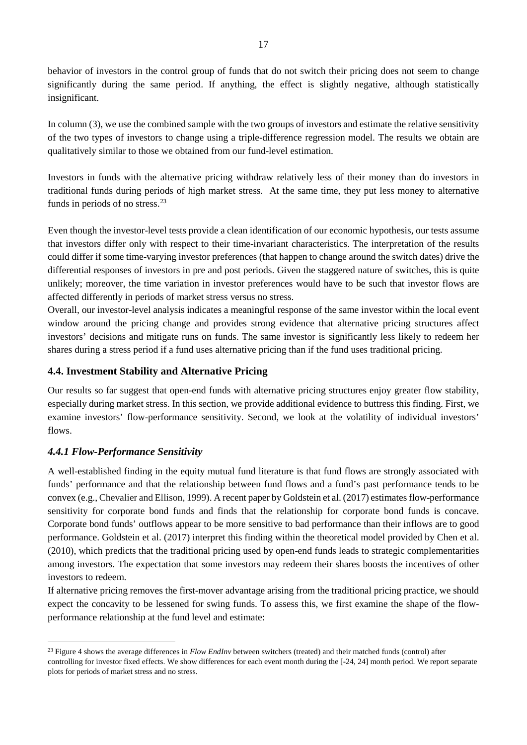behavior of investors in the control group of funds that do not switch their pricing does not seem to change significantly during the same period. If anything, the effect is slightly negative, although statistically insignificant.

In column (3), we use the combined sample with the two groups of investors and estimate the relative sensitivity of the two types of investors to change using a triple-difference regression model. The results we obtain are qualitatively similar to those we obtained from our fund-level estimation.

Investors in funds with the alternative pricing withdraw relatively less of their money than do investors in traditional funds during periods of high market stress. At the same time, they put less money to alternative funds in periods of no stress.[23]

Even though the investor-level tests provide a clean identification of our economic hypothesis, our tests assume that investors differ only with respect to their time-invariant characteristics. The interpretation of the results could differ if some time-varying investor preferences (that happen to change around the switch dates) drive the differential responses of investors in pre and post periods. Given the staggered nature of switches, this is quite unlikely; moreover, the time variation in investor preferences would have to be such that investor flows are affected differently in periods of market stress versus no stress.

Overall, our investor-level analysis indicates a meaningful response of the same investor within the local event window around the pricing change and provides strong evidence that alternative pricing structures affect investors' decisions and mitigate runs on funds. The same investor is significantly less likely to redeem her shares during a stress period if a fund uses alternative pricing than if the fund uses traditional pricing.

## 4.4. Investment Stability and Alternative Pricing

Our results so far suggest that open-end funds with alternative pricing structures enjoy greater flow stability, especially during market stress. In this section, we provide additional evidence to buttress this finding. First, we examine investors' flow-performance sensitivity. Second, we look at the volatility of individual investors' flows.

### *4.4.1 Flow-Performance Sensitivity*

A well-established finding in the equity mutual fund literature is that fund flows are strongly associated with funds' performance and that the relationship between fund flows and a fund's past performance tends to be convex (e.g., Chevalier and Ellison, 1999). A recent paper by Goldstein et al. (2017) estimates flow-performance sensitivity for corporate bond funds and finds that the relationship for corporate bond funds is concave. Corporate bond funds' outflows appear to be more sensitive to bad performance than their inflows are to good performance. Goldstein et al. (2017) interpret this finding within the theoretical model provided by Chen et al. (2010), which predicts that the traditional pricing used by open-end funds leads to strategic complementarities among investors. The expectation that some investors may redeem their shares boosts the incentives of other investors to redeem.

If alternative pricing removes the first-mover advantage arising from the traditional pricing practice, we should expect the concavity to be lessened for swing funds. To assess this, we first examine the shape of the flow-performance relationship at the fund level and estimate:

[23] Figure 4 shows the average differences in *Flow EndInv* between switchers (treated) and their matched funds (control) after controlling for investor fixed effects. We show differences for each event month during the [-24, 24] month period. We report separate plots for periods of market stress and no stress.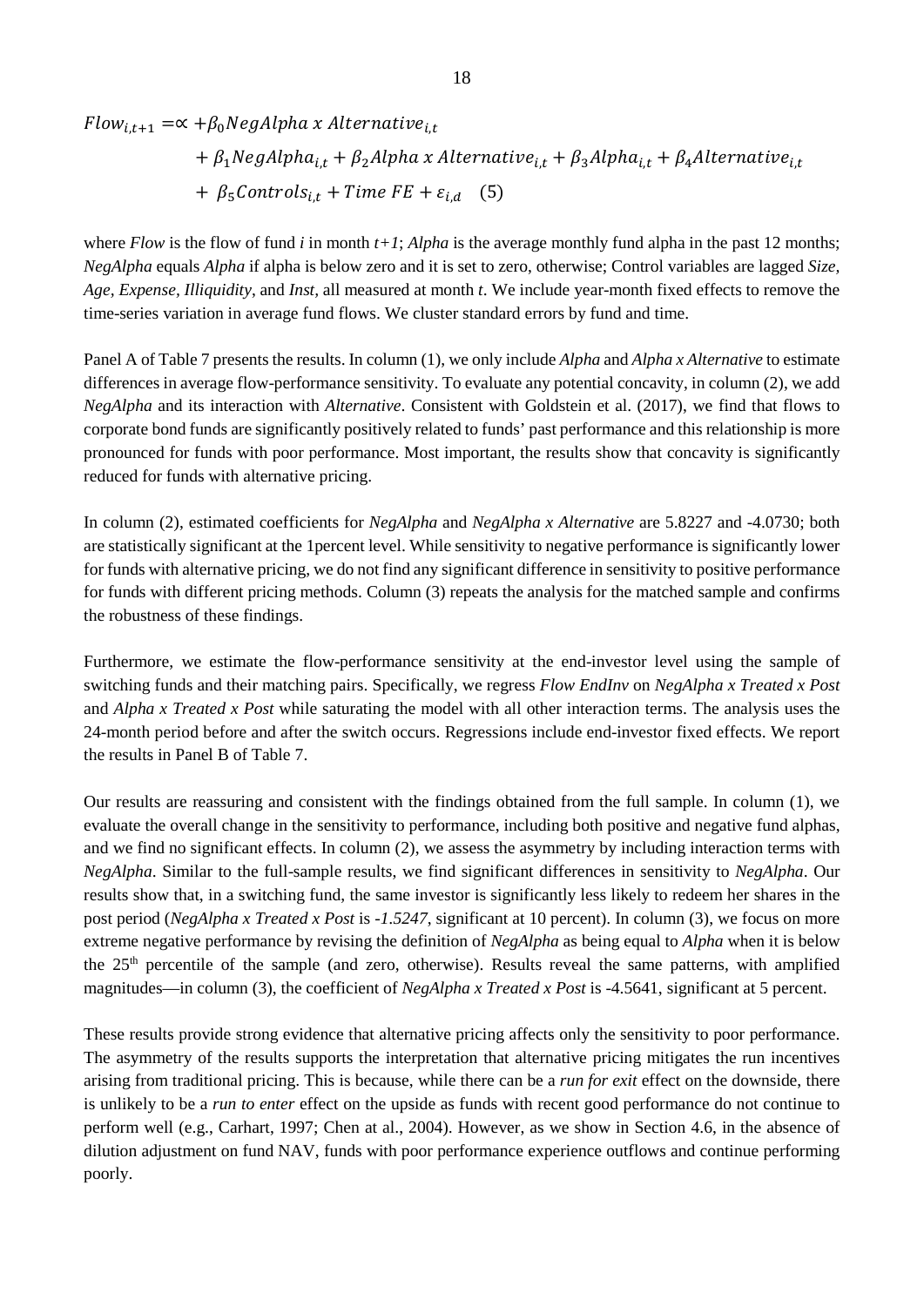$$
\begin{aligned}
Flow_{i,t+1} = \propto &+ \beta_0 NegAlpha\ x\ Alternative_{i,t} \\
&+ \beta_1 NegAlpha_{i,t} + \beta_2 Alpha\ x\ Alternative_{i,t} + \beta_3 Alpha_{i,t} + \beta_4 Alternative_{i,t} \\
&+ \beta_5 Controls_{i,t} + Time\ FE + \varepsilon_{i,d} \quad (5)
\end{aligned}
$$

where *Flow* is the flow of fund *i* in month *t+1*; *Alpha* is the average monthly fund alpha in the past 12 months; *NegAlpha* equals *Alpha* if alpha is below zero and it is set to zero, otherwise; Control variables are lagged *Size, Age, Expense, Illiquidity*, and *Inst*, all measured at month *t*. We include year-month fixed effects to remove the time-series variation in average fund flows. We cluster standard errors by fund and time.

Panel A of Table 7 presents the results. In column (1), we only include *Alpha* and *Alpha x Alternative* to estimate differences in average flow-performance sensitivity. To evaluate any potential concavity, in column (2), we add *NegAlpha* and its interaction with *Alternative*. Consistent with Goldstein et al. (2017), we find that flows to corporate bond funds are significantly positively related to funds' past performance and this relationship is more pronounced for funds with poor performance. Most important, the results show that concavity is significantly reduced for funds with alternative pricing.

In column (2), estimated coefficients for *NegAlpha* and *NegAlpha x Alternative* are 5.8227 and -4.0730; both are statistically significant at the 1percent level. While sensitivity to negative performance is significantly lower for funds with alternative pricing, we do not find any significant difference in sensitivity to positive performance for funds with different pricing methods. Column (3) repeats the analysis for the matched sample and confirms the robustness of these findings.

Furthermore, we estimate the flow-performance sensitivity at the end-investor level using the sample of switching funds and their matching pairs. Specifically, we regress *Flow EndInv* on *NegAlpha x Treated x Post* and *Alpha x Treated x Post* while saturating the model with all other interaction terms. The analysis uses the 24-month period before and after the switch occurs. Regressions include end-investor fixed effects. We report the results in Panel B of Table 7.

Our results are reassuring and consistent with the findings obtained from the full sample. In column (1), we evaluate the overall change in the sensitivity to performance, including both positive and negative fund alphas, and we find no significant effects. In column (2), we assess the asymmetry by including interaction terms with *NegAlpha*. Similar to the full-sample results, we find significant differences in sensitivity to *NegAlpha*. Our results show that, in a switching fund, the same investor is significantly less likely to redeem her shares in the post period (*NegAlpha x Treated x Post* is *-1.5247*, significant at 10 percent). In column (3), we focus on more extreme negative performance by revising the definition of *NegAlpha* as being equal to *Alpha* when it is below the 25th percentile of the sample (and zero, otherwise). Results reveal the same patterns, with amplified magnitudes—in column (3), the coefficient of *NegAlpha x Treated x Post* is -4.5641, significant at 5 percent.

These results provide strong evidence that alternative pricing affects only the sensitivity to poor performance. The asymmetry of the results supports the interpretation that alternative pricing mitigates the run incentives arising from traditional pricing. This is because, while there can be a *run for exit* effect on the downside, there is unlikely to be a *run to enter* effect on the upside as funds with recent good performance do not continue to perform well (e.g., Carhart, 1997; Chen at al., 2004). However, as we show in Section 4.6, in the absence of dilution adjustment on fund NAV, funds with poor performance experience outflows and continue performing poorly.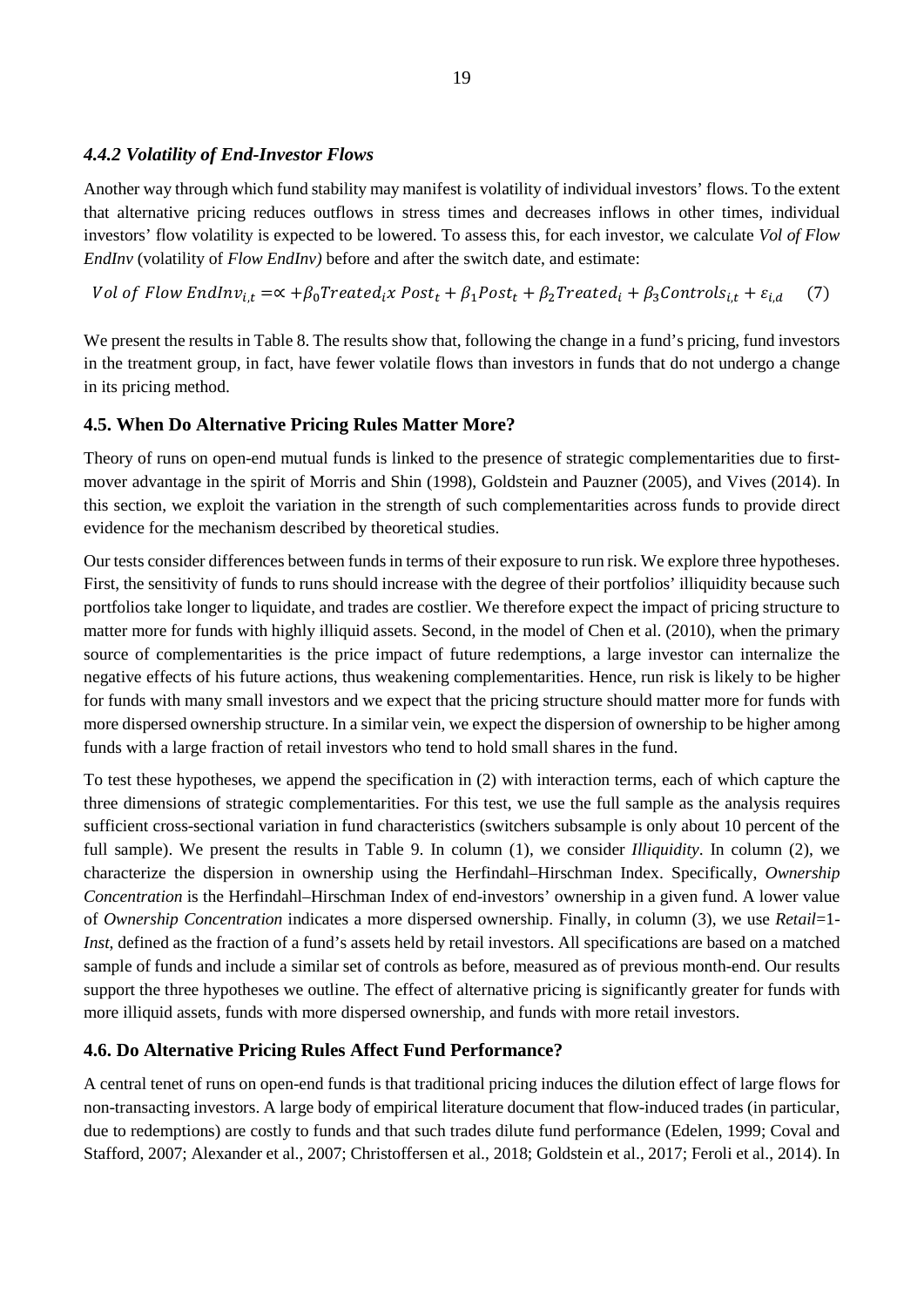### *4.4.2 Volatility of End-Investor Flows*

Another way through which fund stability may manifest is volatility of individual investors' flows. To the extent that alternative pricing reduces outflows in stress times and decreases inflows in other times, individual investors' flow volatility is expected to be lowered. To assess this, for each investor, we calculate *Vol of Flow EndInv* (volatility of *Flow EndInv)* before and after the switch date, and estimate:

$$Vol\ of\ Flow\ EndInv_{i,t} = \propto + \beta_0 Treated_i x\ Post_t + \beta_1 Post_t + \beta_2 Treated_i + \beta_3 Controls_{i,t} + \varepsilon_{i,d} \quad (7)$$

We present the results in Table 8. The results show that, following the change in a fund's pricing, fund investors in the treatment group, in fact, have fewer volatile flows than investors in funds that do not undergo a change in its pricing method.

## 4.5. When Do Alternative Pricing Rules Matter More?

Theory of runs on open-end mutual funds is linked to the presence of strategic complementarities due to first-mover advantage in the spirit of Morris and Shin (1998), Goldstein and Pauzner (2005), and Vives (2014). In this section, we exploit the variation in the strength of such complementarities across funds to provide direct evidence for the mechanism described by theoretical studies.

Our tests consider differences between funds in terms of their exposure to run risk. We explore three hypotheses. First, the sensitivity of funds to runs should increase with the degree of their portfolios' illiquidity because such portfolios take longer to liquidate, and trades are costlier. We therefore expect the impact of pricing structure to matter more for funds with highly illiquid assets. Second, in the model of Chen et al. (2010), when the primary source of complementarities is the price impact of future redemptions, a large investor can internalize the negative effects of his future actions, thus weakening complementarities. Hence, run risk is likely to be higher for funds with many small investors and we expect that the pricing structure should matter more for funds with more dispersed ownership structure. In a similar vein, we expect the dispersion of ownership to be higher among funds with a large fraction of retail investors who tend to hold small shares in the fund.

To test these hypotheses, we append the specification in (2) with interaction terms, each of which capture the three dimensions of strategic complementarities. For this test, we use the full sample as the analysis requires sufficient cross-sectional variation in fund characteristics (switchers subsample is only about 10 percent of the full sample). We present the results in Table 9. In column (1), we consider *Illiquidity*. In column (2), we characterize the dispersion in ownership using the Herfindahl–Hirschman Index. Specifically, *Ownership Concentration* is the Herfindahl–Hirschman Index of end-investors' ownership in a given fund. A lower value of *Ownership Concentration* indicates a more dispersed ownership. Finally, in column (3), we use *Retail*=1-*Inst*, defined as the fraction of a fund's assets held by retail investors. All specifications are based on a matched sample of funds and include a similar set of controls as before, measured as of previous month-end. Our results support the three hypotheses we outline. The effect of alternative pricing is significantly greater for funds with more illiquid assets, funds with more dispersed ownership, and funds with more retail investors.

## 4.6. Do Alternative Pricing Rules Affect Fund Performance?

A central tenet of runs on open-end funds is that traditional pricing induces the dilution effect of large flows for non-transacting investors. A large body of empirical literature document that flow-induced trades (in particular, due to redemptions) are costly to funds and that such trades dilute fund performance (Edelen, 1999; Coval and Stafford, 2007; Alexander et al., 2007; Christoffersen et al., 2018; Goldstein et al., 2017; Feroli et al., 2014). In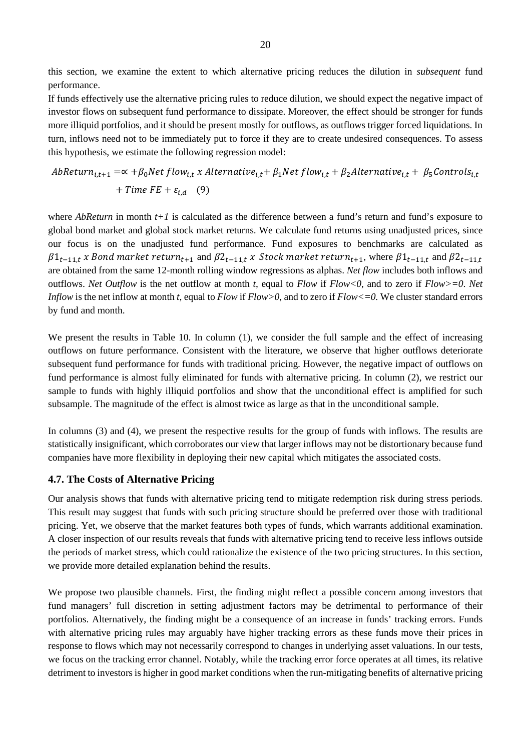this section, we examine the extent to which alternative pricing reduces the dilution in *subsequent* fund performance.

If funds effectively use the alternative pricing rules to reduce dilution, we should expect the negative impact of investor flows on subsequent fund performance to dissipate. Moreover, the effect should be stronger for funds more illiquid portfolios, and it should be present mostly for outflows, as outflows trigger forced liquidations. In turn, inflows need not to be immediately put to force if they are to create undesired consequences. To assess this hypothesis, we estimate the following regression model:

$$AbReturn_{i,t+1} = \propto + \beta_0 Net\ flow_{i,t}\ x\ Alternative_{i,t} + \beta_1 Net\ flow_{i,t} + \beta_2 Alternative_{i,t} + \beta_5 Controls_{i,t} + Time\ FE + \varepsilon_{i,d} \quad (9)$$

where *AbReturn* in month *t+1* is calculated as the difference between a fund's return and fund's exposure to global bond market and global stock market returns. We calculate fund returns using unadjusted prices, since our focus is on the unadjusted fund performance. Fund exposures to benchmarks are calculated as $\beta 1_{t-11,t}\ x\ Bond\ market\ return_{t+1}$ and $\beta 2_{t-11,t}\ x\ Stock\ market\ return_{t+1}$, where $\beta 1_{t-11,t}$ and $\beta 2_{t-11,t}$ are obtained from the same 12-month rolling window regressions as alphas. *Net flow* includes both inflows and outflows. *Net Outflow* is the net outflow at month *t*, equal to *Flow* if *Flow<0*, and to zero if *Flow>=0*. *Net Inflow* is the net inflow at month *t*, equal to *Flow* if *Flow>0*, and to zero if *Flow<=0*. We cluster standard errors by fund and month.

We present the results in Table 10. In column (1), we consider the full sample and the effect of increasing outflows on future performance. Consistent with the literature, we observe that higher outflows deteriorate subsequent fund performance for funds with traditional pricing. However, the negative impact of outflows on fund performance is almost fully eliminated for funds with alternative pricing. In column (2), we restrict our sample to funds with highly illiquid portfolios and show that the unconditional effect is amplified for such subsample. The magnitude of the effect is almost twice as large as that in the unconditional sample.

In columns (3) and (4), we present the respective results for the group of funds with inflows. The results are statistically insignificant, which corroborates our view that larger inflows may not be distortionary because fund companies have more flexibility in deploying their new capital which mitigates the associated costs.

### 4.7. The Costs of Alternative Pricing

Our analysis shows that funds with alternative pricing tend to mitigate redemption risk during stress periods. This result may suggest that funds with such pricing structure should be preferred over those with traditional pricing. Yet, we observe that the market features both types of funds, which warrants additional examination. A closer inspection of our results reveals that funds with alternative pricing tend to receive less inflows outside the periods of market stress, which could rationalize the existence of the two pricing structures. In this section, we provide more detailed explanation behind the results.

We propose two plausible channels. First, the finding might reflect a possible concern among investors that fund managers' full discretion in setting adjustment factors may be detrimental to performance of their portfolios. Alternatively, the finding might be a consequence of an increase in funds' tracking errors. Funds with alternative pricing rules may arguably have higher tracking errors as these funds move their prices in response to flows which may not necessarily correspond to changes in underlying asset valuations. In our tests, we focus on the tracking error channel. Notably, while the tracking error force operates at all times, its relative detriment to investors is higher in good market conditions when the run-mitigating benefits of alternative pricing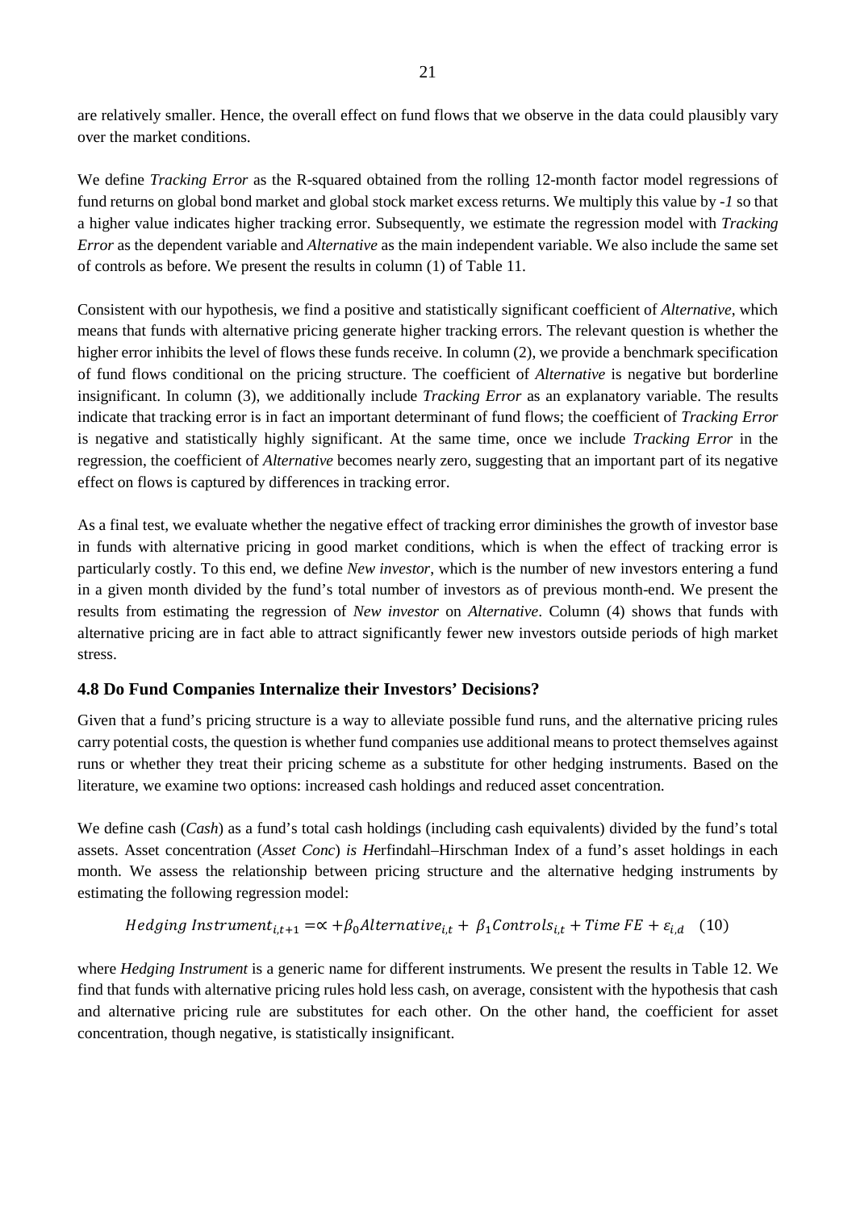are relatively smaller. Hence, the overall effect on fund flows that we observe in the data could plausibly vary over the market conditions.

We define *Tracking Error* as the R-squared obtained from the rolling 12-month factor model regressions of fund returns on global bond market and global stock market excess returns. We multiply this value by *-1* so that a higher value indicates higher tracking error. Subsequently, we estimate the regression model with *Tracking Error* as the dependent variable and *Alternative* as the main independent variable. We also include the same set of controls as before. We present the results in column (1) of Table 11.

Consistent with our hypothesis, we find a positive and statistically significant coefficient of *Alternative*, which means that funds with alternative pricing generate higher tracking errors. The relevant question is whether the higher error inhibits the level of flows these funds receive. In column (2), we provide a benchmark specification of fund flows conditional on the pricing structure. The coefficient of *Alternative* is negative but borderline insignificant. In column (3), we additionally include *Tracking Error* as an explanatory variable. The results indicate that tracking error is in fact an important determinant of fund flows; the coefficient of *Tracking Error* is negative and statistically highly significant. At the same time, once we include *Tracking Error* in the regression, the coefficient of *Alternative* becomes nearly zero, suggesting that an important part of its negative effect on flows is captured by differences in tracking error.

As a final test, we evaluate whether the negative effect of tracking error diminishes the growth of investor base in funds with alternative pricing in good market conditions, which is when the effect of tracking error is particularly costly. To this end, we define *New investor*, which is the number of new investors entering a fund in a given month divided by the fund's total number of investors as of previous month-end. We present the results from estimating the regression of *New investor* on *Alternative*. Column (4) shows that funds with alternative pricing are in fact able to attract significantly fewer new investors outside periods of high market stress.

### 4.8 Do Fund Companies Internalize their Investors' Decisions?

Given that a fund's pricing structure is a way to alleviate possible fund runs, and the alternative pricing rules carry potential costs, the question is whether fund companies use additional means to protect themselves against runs or whether they treat their pricing scheme as a substitute for other hedging instruments. Based on the literature, we examine two options: increased cash holdings and reduced asset concentration.

We define cash (*Cash*) as a fund's total cash holdings (including cash equivalents) divided by the fund's total assets. Asset concentration (*Asset Conc*) *is H*erfindahl–Hirschman Index of a fund's asset holdings in each month. We assess the relationship between pricing structure and the alternative hedging instruments by estimating the following regression model:

$$Hedging\ Instrument_{i,t+1} = \propto + \beta_0 Alternative_{i,t} + \beta_1 Controls_{i,t} + Time\ FE + \varepsilon_{i,d} \quad (10)$$

where *Hedging Instrument* is a generic name for different instruments*.* We present the results in Table 12. We find that funds with alternative pricing rules hold less cash, on average, consistent with the hypothesis that cash and alternative pricing rule are substitutes for each other. On the other hand, the coefficient for asset concentration, though negative, is statistically insignificant.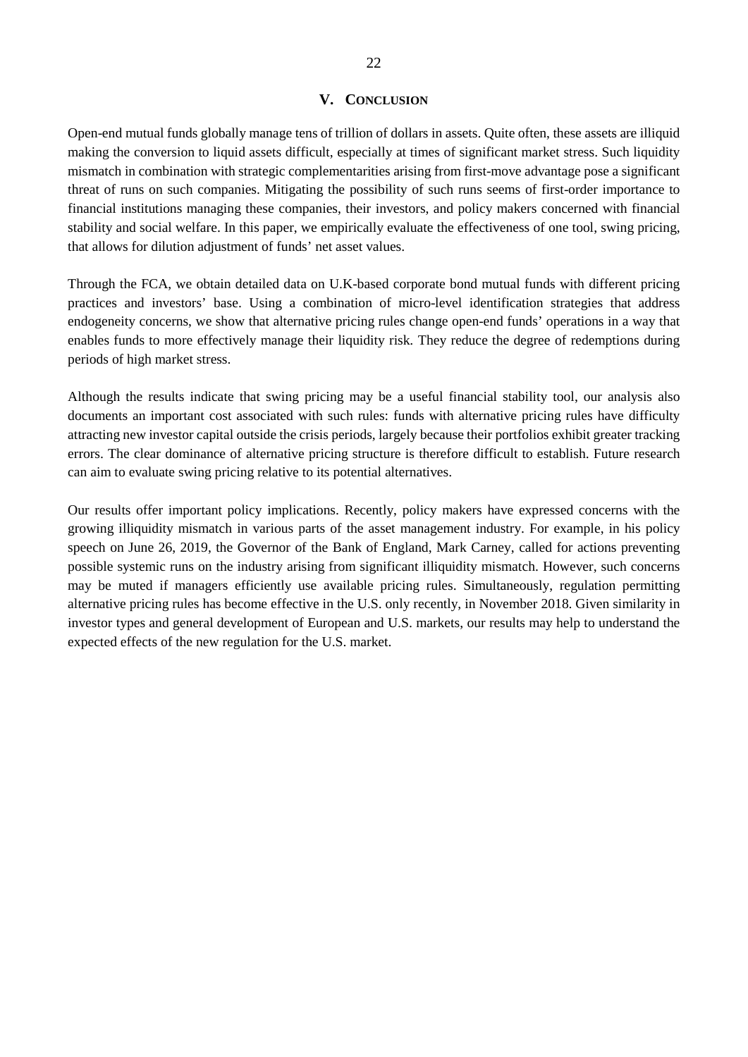## V. CONCLUSION

Open-end mutual funds globally manage tens of trillion of dollars in assets. Quite often, these assets are illiquid making the conversion to liquid assets difficult, especially at times of significant market stress. Such liquidity mismatch in combination with strategic complementarities arising from first-move advantage pose a significant threat of runs on such companies. Mitigating the possibility of such runs seems of first-order importance to financial institutions managing these companies, their investors, and policy makers concerned with financial stability and social welfare. In this paper, we empirically evaluate the effectiveness of one tool, swing pricing, that allows for dilution adjustment of funds' net asset values.

Through the FCA, we obtain detailed data on U.K-based corporate bond mutual funds with different pricing practices and investors' base. Using a combination of micro-level identification strategies that address endogeneity concerns, we show that alternative pricing rules change open-end funds' operations in a way that enables funds to more effectively manage their liquidity risk. They reduce the degree of redemptions during periods of high market stress.

Although the results indicate that swing pricing may be a useful financial stability tool, our analysis also documents an important cost associated with such rules: funds with alternative pricing rules have difficulty attracting new investor capital outside the crisis periods, largely because their portfolios exhibit greater tracking errors. The clear dominance of alternative pricing structure is therefore difficult to establish. Future research can aim to evaluate swing pricing relative to its potential alternatives.

Our results offer important policy implications. Recently, policy makers have expressed concerns with the growing illiquidity mismatch in various parts of the asset management industry. For example, in his policy speech on June 26, 2019, the Governor of the Bank of England, Mark Carney, called for actions preventing possible systemic runs on the industry arising from significant illiquidity mismatch. However, such concerns may be muted if managers efficiently use available pricing rules. Simultaneously, regulation permitting alternative pricing rules has become effective in the U.S. only recently, in November 2018. Given similarity in investor types and general development of European and U.S. markets, our results may help to understand the expected effects of the new regulation for the U.S. market.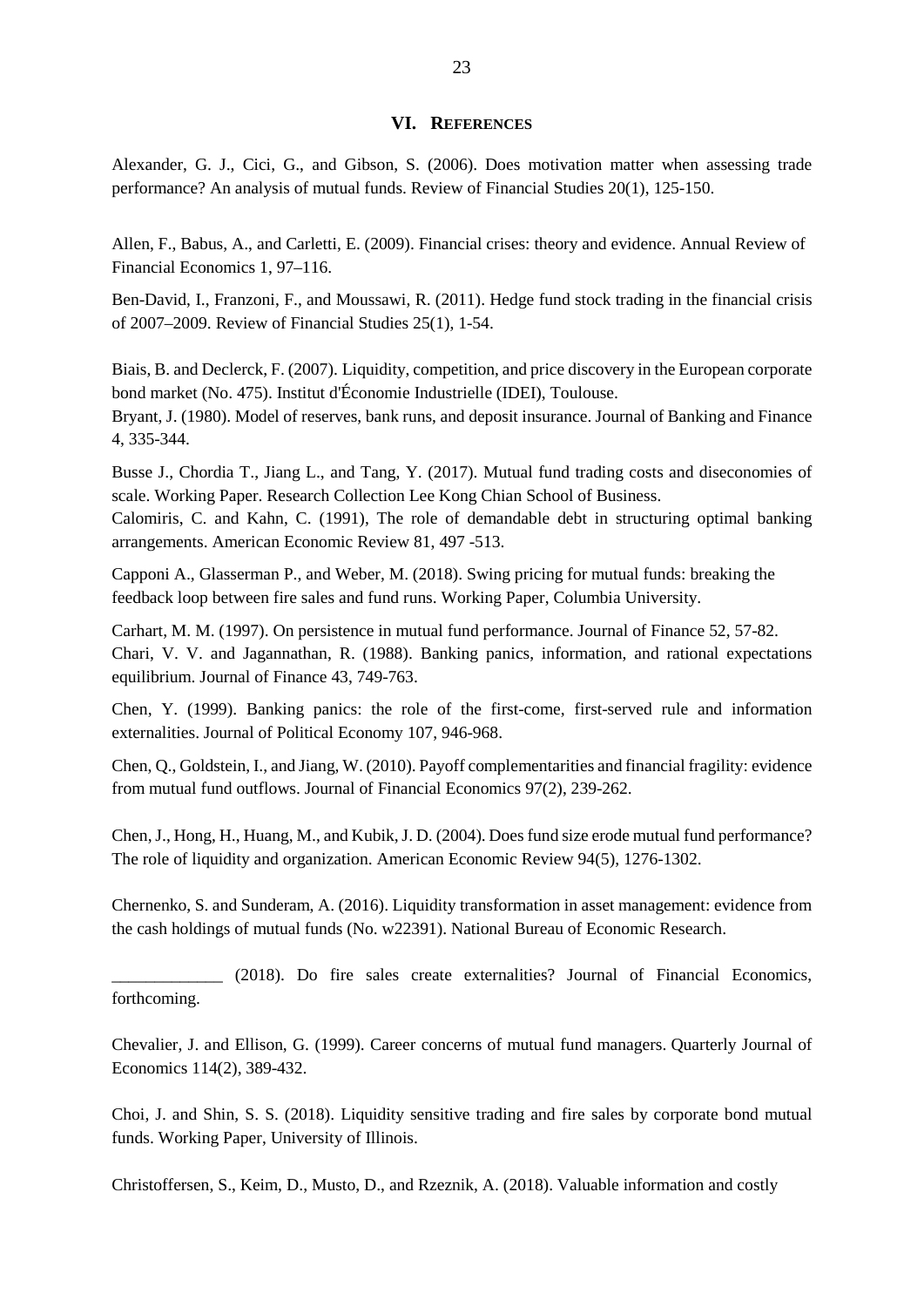## VI. REFERENCES

Alexander, G. J., Cici, G., and Gibson, S. (2006). Does motivation matter when assessing trade performance? An analysis of mutual funds. Review of Financial Studies 20(1), 125-150.

Allen, F., Babus, A., and Carletti, E. (2009). Financial crises: theory and evidence. Annual Review of Financial Economics 1, 97–116.

Ben-David, I., Franzoni, F., and Moussawi, R. (2011). Hedge fund stock trading in the financial crisis of 2007–2009. Review of Financial Studies 25(1), 1-54.

Biais, B. and Declerck, F. (2007). Liquidity, competition, and price discovery in the European corporate bond market (No. 475). Institut d'Économie Industrielle (IDEI), Toulouse.

Bryant, J. (1980). Model of reserves, bank runs, and deposit insurance. Journal of Banking and Finance 4, 335-344.

Busse J., Chordia T., Jiang L., and Tang, Y. (2017). Mutual fund trading costs and diseconomies of scale. Working Paper. Research Collection Lee Kong Chian School of Business.

Calomiris, C. and Kahn, C. (1991), The role of demandable debt in structuring optimal banking arrangements. American Economic Review 81, 497 -513.

Capponi A., Glasserman P., and Weber, M. (2018). Swing pricing for mutual funds: breaking the feedback loop between fire sales and fund runs. Working Paper, Columbia University.

Carhart, M. M. (1997). On persistence in mutual fund performance. Journal of Finance 52, 57-82.

Chari, V. V. and Jagannathan, R. (1988). Banking panics, information, and rational expectations equilibrium. Journal of Finance 43, 749-763.

Chen, Y. (1999). Banking panics: the role of the first-come, first-served rule and information externalities. Journal of Political Economy 107, 946-968.

Chen, Q., Goldstein, I., and Jiang, W. (2010). Payoff complementarities and financial fragility: evidence from mutual fund outflows. Journal of Financial Economics 97(2), 239-262.

Chen, J., Hong, H., Huang, M., and Kubik, J. D. (2004). Does fund size erode mutual fund performance? The role of liquidity and organization. American Economic Review 94(5), 1276-1302.

Chernenko, S. and Sunderam, A. (2016). Liquidity transformation in asset management: evidence from the cash holdings of mutual funds (No. w22391). National Bureau of Economic Research.

_____________ (2018). Do fire sales create externalities? Journal of Financial Economics, forthcoming.

Chevalier, J. and Ellison, G. (1999). Career concerns of mutual fund managers. Quarterly Journal of Economics 114(2), 389-432.

Choi, J. and Shin, S. S. (2018). Liquidity sensitive trading and fire sales by corporate bond mutual funds. Working Paper, University of Illinois.

Christoffersen, S., Keim, D., Musto, D., and Rzeznik, A. (2018). Valuable information and costly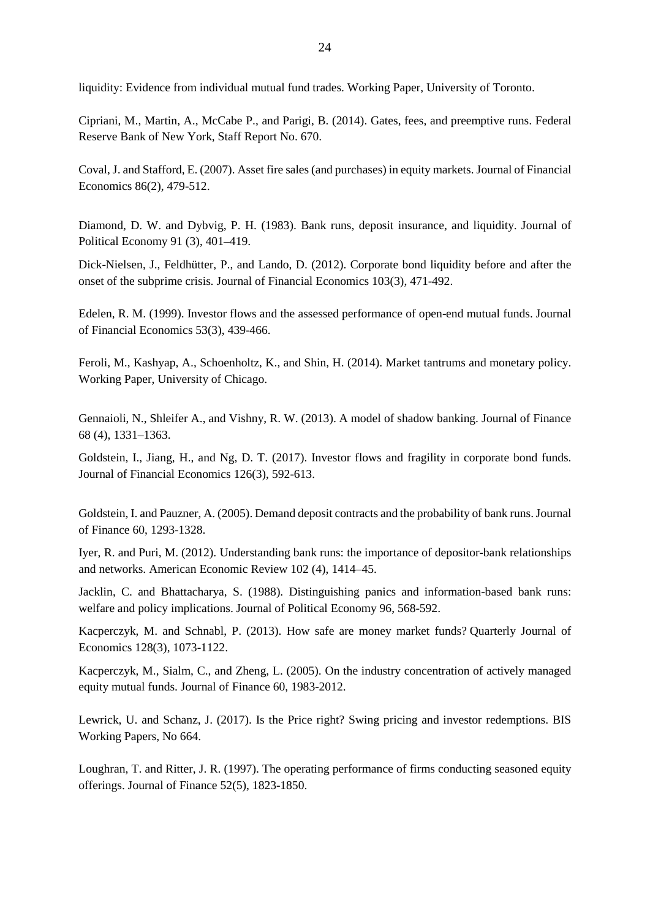liquidity: Evidence from individual mutual fund trades. Working Paper, University of Toronto.

Cipriani, M., Martin, A., McCabe P., and Parigi, B. (2014). Gates, fees, and preemptive runs. Federal Reserve Bank of New York, Staff Report No. 670.

Coval, J. and Stafford, E. (2007). Asset fire sales (and purchases) in equity markets. Journal of Financial Economics 86(2), 479-512.

Diamond, D. W. and Dybvig, P. H. (1983). Bank runs, deposit insurance, and liquidity. Journal of Political Economy 91 (3), 401–419.

Dick-Nielsen, J., Feldhütter, P., and Lando, D. (2012). Corporate bond liquidity before and after the onset of the subprime crisis. Journal of Financial Economics 103(3), 471-492.

Edelen, R. M. (1999). Investor flows and the assessed performance of open-end mutual funds. Journal of Financial Economics 53(3), 439-466.

Feroli, M., Kashyap, A., Schoenholtz, K., and Shin, H. (2014). Market tantrums and monetary policy. Working Paper, University of Chicago.

Gennaioli, N., Shleifer A., and Vishny, R. W. (2013). A model of shadow banking. Journal of Finance 68 (4), 1331–1363.

Goldstein, I., Jiang, H., and Ng, D. T. (2017). Investor flows and fragility in corporate bond funds. Journal of Financial Economics 126(3), 592-613.

Goldstein, I. and Pauzner, A. (2005). Demand deposit contracts and the probability of bank runs. Journal of Finance 60, 1293-1328.

Iyer, R. and Puri, M. (2012). Understanding bank runs: the importance of depositor-bank relationships and networks. American Economic Review 102 (4), 1414–45.

Jacklin, C. and Bhattacharya, S. (1988). Distinguishing panics and information-based bank runs: welfare and policy implications. Journal of Political Economy 96, 568-592.

Kacperczyk, M. and Schnabl, P. (2013). How safe are money market funds? Quarterly Journal of Economics 128(3), 1073-1122.

Kacperczyk, M., Sialm, C., and Zheng, L. (2005). On the industry concentration of actively managed equity mutual funds. Journal of Finance 60, 1983-2012.

Lewrick, U. and Schanz, J. (2017). Is the Price right? Swing pricing and investor redemptions. BIS Working Papers, No 664.

Loughran, T. and Ritter, J. R. (1997). The operating performance of firms conducting seasoned equity offerings. Journal of Finance 52(5), 1823-1850.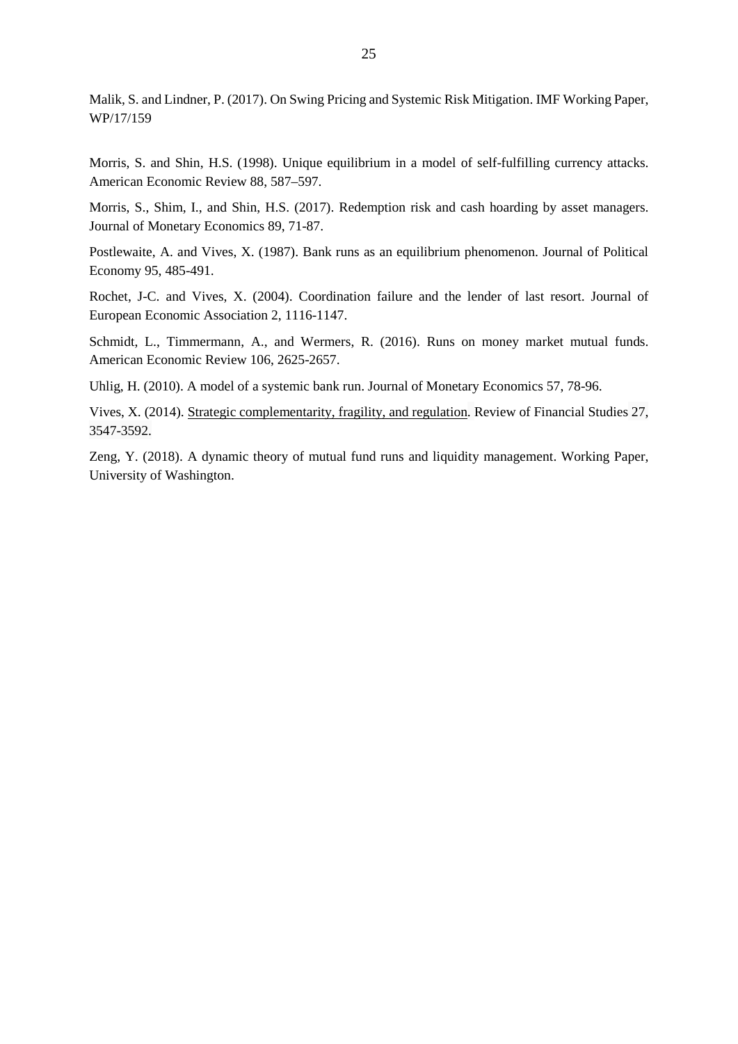Malik, S. and Lindner, P. (2017). On Swing Pricing and Systemic Risk Mitigation. IMF Working Paper, WP/17/159

Morris, S. and Shin, H.S. (1998). Unique equilibrium in a model of self-fulfilling currency attacks. American Economic Review 88, 587–597.

Morris, S., Shim, I., and Shin, H.S. (2017). Redemption risk and cash hoarding by asset managers. Journal of Monetary Economics 89, 71-87.

Postlewaite, A. and Vives, X. (1987). Bank runs as an equilibrium phenomenon. Journal of Political Economy 95, 485-491.

Rochet, J-C. and Vives, X. (2004). Coordination failure and the lender of last resort. Journal of European Economic Association 2, 1116-1147.

Schmidt, L., Timmermann, A., and Wermers, R. (2016). Runs on money market mutual funds. American Economic Review 106, 2625-2657.

Uhlig, H. (2010). A model of a systemic bank run. Journal of Monetary Economics 57, 78-96.

Vives, X. (2014). Strategic complementarity, fragility, and regulation. Review of Financial Studies 27, 3547-3592.

Zeng, Y. (2018). A dynamic theory of mutual fund runs and liquidity management. Working Paper, University of Washington.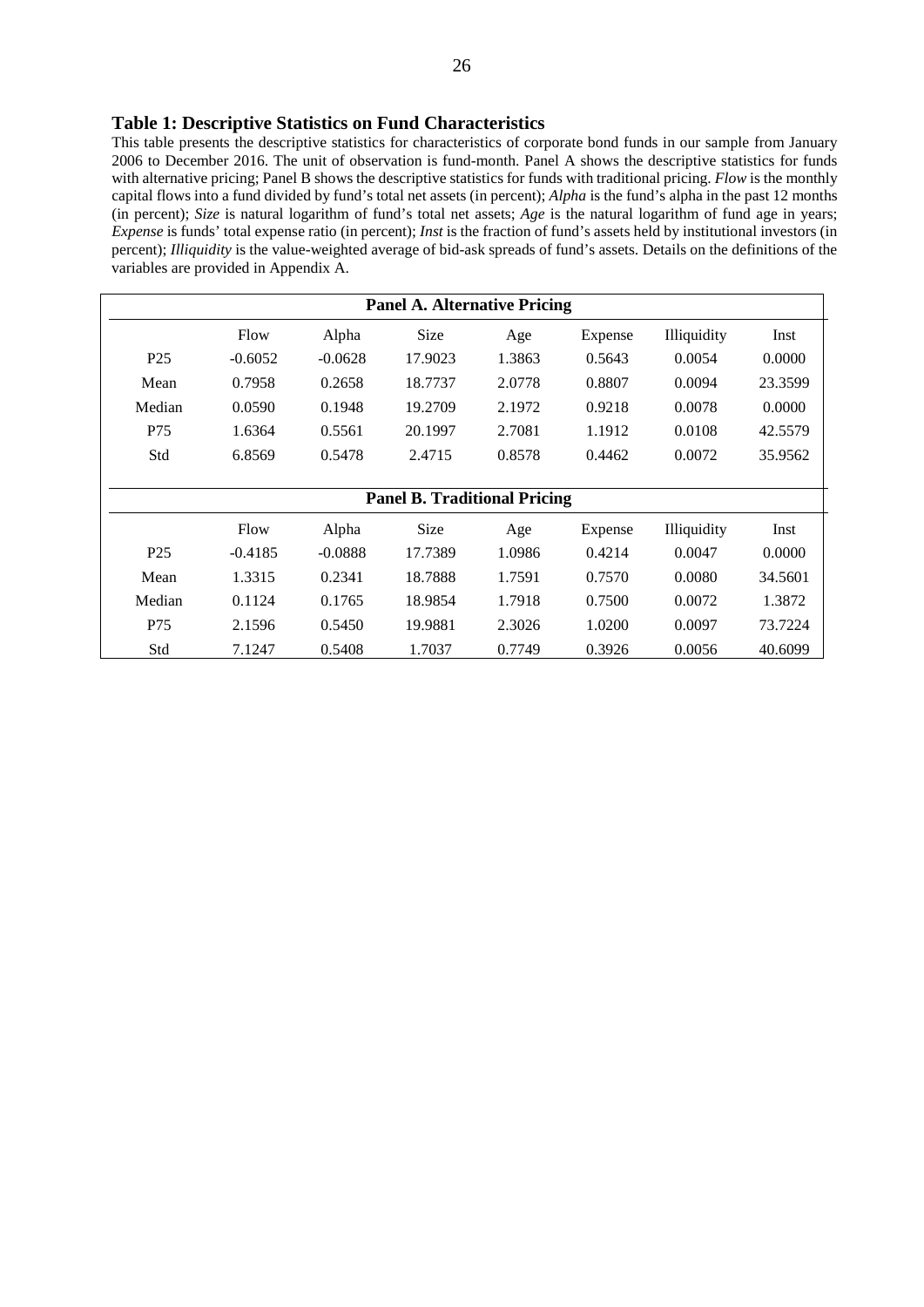### Table 1: Descriptive Statistics on Fund Characteristics

This table presents the descriptive statistics for characteristics of corporate bond funds in our sample from January 2006 to December 2016. The unit of observation is fund-month. Panel A shows the descriptive statistics for funds with alternative pricing; Panel B shows the descriptive statistics for funds with traditional pricing. *Flow* is the monthly capital flows into a fund divided by fund's total net assets (in percent); *Alpha* is the fund's alpha in the past 12 months (in percent); *Size* is natural logarithm of fund's total net assets; *Age* is the natural logarithm of fund age in years; *Expense* is funds' total expense ratio (in percent); *Inst* is the fraction of fund's assets held by institutional investors (in percent); *Illiquidity* is the value-weighted average of bid-ask spreads of fund's assets. Details on the definitions of the variables are provided in Appendix A.

| **Panel A. Alternative Pricing** | | | | | | | |
|---|---|---|---|---|---|---|---|
| | Flow | Alpha | Size | Age | Expense | Illiquidity | Inst |
| P25 | -0.6052 | -0.0628 | 17.9023 | 1.3863 | 0.5643 | 0.0054 | 0.0000 |
| Mean | 0.7958 | 0.2658 | 18.7737 | 2.0778 | 0.8807 | 0.0094 | 23.3599 |
| Median | 0.0590 | 0.1948 | 19.2709 | 2.1972 | 0.9218 | 0.0078 | 0.0000 |
| P75 | 1.6364 | 0.5561 | 20.1997 | 2.7081 | 1.1912 | 0.0108 | 42.5579 |
| Std | 6.8569 | 0.5478 | 2.4715 | 0.8578 | 0.4462 | 0.0072 | 35.9562 |
| **Panel B. Traditional Pricing** | | | | | | | |
| | Flow | Alpha | Size | Age | Expense | Illiquidity | Inst |
| P25 | -0.4185 | -0.0888 | 17.7389 | 1.0986 | 0.4214 | 0.0047 | 0.0000 |
| Mean | 1.3315 | 0.2341 | 18.7888 | 1.7591 | 0.7570 | 0.0080 | 34.5601 |
| Median | 0.1124 | 0.1765 | 18.9854 | 1.7918 | 0.7500 | 0.0072 | 1.3872 |
| P75 | 2.1596 | 0.5450 | 19.9881 | 2.3026 | 1.0200 | 0.0097 | 73.7224 |
| Std | 7.1247 | 0.5408 | 1.7037 | 0.7749 | 0.3926 | 0.0056 | 40.6099 |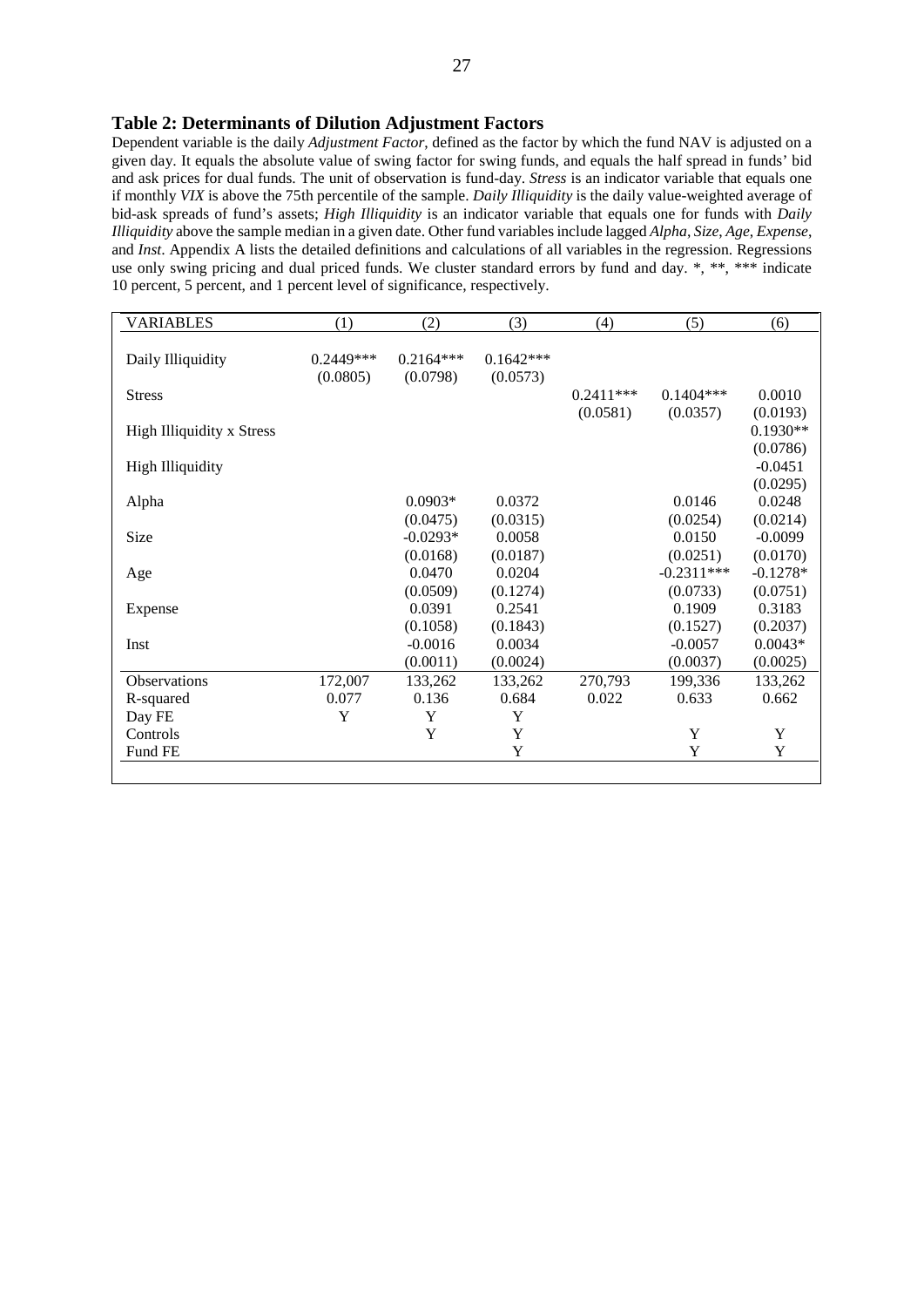### Table 2: Determinants of Dilution Adjustment Factors

Dependent variable is the daily *Adjustment Factor*, defined as the factor by which the fund NAV is adjusted on a given day. It equals the absolute value of swing factor for swing funds, and equals the half spread in funds' bid and ask prices for dual funds. The unit of observation is fund-day. *Stress* is an indicator variable that equals one if monthly *VIX* is above the 75th percentile of the sample. *Daily Illiquidity* is the daily value-weighted average of bid-ask spreads of fund's assets; *High Illiquidity* is an indicator variable that equals one for funds with *Daily Illiquidity* above the sample median in a given date. Other fund variables include lagged *Alpha*, *Size*, *Age*, *Expense*, and *Inst*. Appendix A lists the detailed definitions and calculations of all variables in the regression. Regressions use only swing pricing and dual priced funds. We cluster standard errors by fund and day. *, **, *** indicate 10 percent, 5 percent, and 1 percent level of significance, respectively.

| VARIABLES | (1) | (2) | (3) | (4) | (5) | (6) |
|---|---|---|---|---|---|---|
| Daily Illiquidity | 0.2449*** | 0.2164*** | 0.1642*** | | | |
| | (0.0805) | (0.0798) | (0.0573) | | | |
| Stress | | | | 0.2411*** | 0.1404*** | 0.0010 |
| | | | | (0.0581) | (0.0357) | (0.0193) |
| High Illiquidity x Stress | | | | | | 0.1930** |
| | | | | | | (0.0786) |
| High Illiquidity | | | | | | -0.0451 |
| | | | | | | (0.0295) |
| Alpha | | 0.0903* | 0.0372 | | 0.0146 | 0.0248 |
| | | (0.0475) | (0.0315) | | (0.0254) | (0.0214) |
| Size | | -0.0293* | 0.0058 | | 0.0150 | -0.0099 |
| | | (0.0168) | (0.0187) | | (0.0251) | (0.0170) |
| Age | | 0.0470 | 0.0204 | | -0.2311*** | -0.1278* |
| | | (0.0509) | (0.1274) | | (0.0733) | (0.0751) |
| Expense | | 0.0391 | 0.2541 | | 0.1909 | 0.3183 |
| | | (0.1058) | (0.1843) | | (0.1527) | (0.2037) |
| Inst | | -0.0016 | 0.0034 | | -0.0057 | 0.0043* |
| | | (0.0011) | (0.0024) | | (0.0037) | (0.0025) |
| Observations | 172,007 | 133,262 | 133,262 | 270,793 | 199,336 | 133,262 |
| R-squared | 0.077 | 0.136 | 0.684 | 0.022 | 0.633 | 0.662 |
| Day FE | Y | Y | Y | | | |
| Controls | | Y | Y | | Y | Y |
| Fund FE | | | Y | | Y | Y |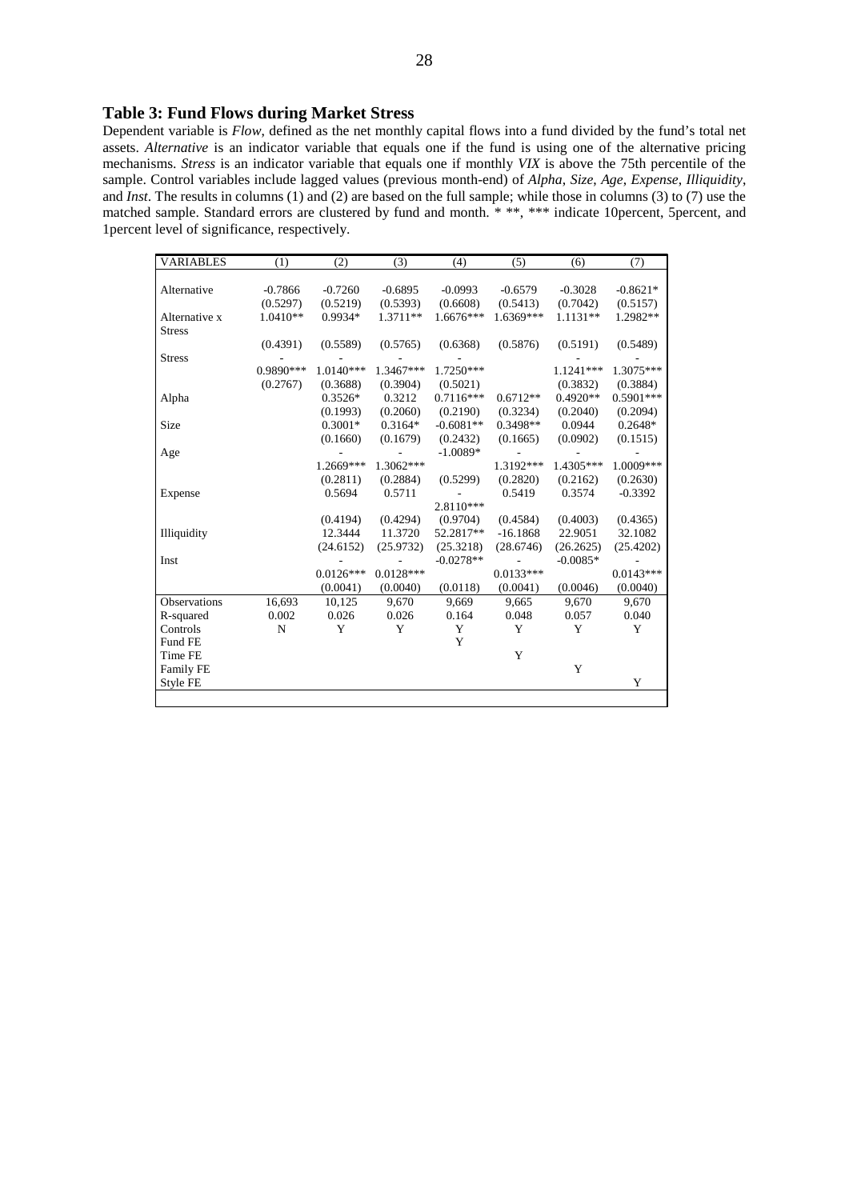## Table 3: Fund Flows during Market Stress

Dependent variable is *Flow*, defined as the net monthly capital flows into a fund divided by the fund's total net assets. *Alternative* is an indicator variable that equals one if the fund is using one of the alternative pricing mechanisms. *Stress* is an indicator variable that equals one if monthly *VIX* is above the 75th percentile of the sample. Control variables include lagged values (previous month-end) of *Alpha*, *Size*, *Age*, *Expense*, *Illiquidity*, and *Inst*. The results in columns (1) and (2) are based on the full sample; while those in columns (3) to (7) use the matched sample. Standard errors are clustered by fund and month. * **, *** indicate 10percent, 5percent, and 1percent level of significance, respectively.

| VARIABLES | (1) | (2) | (3) | (4) | (5) | (6) | (7) |
|---|---|---|---|---|---|---|---|
| Alternative | -0.7866 | -0.7260 | -0.6895 | -0.0993 | -0.6579 | -0.3028 | -0.8621* |
| | (0.5297) | (0.5219) | (0.5393) | (0.6608) | (0.5413) | (0.7042) | (0.5157) |
| Alternative x Stress | 1.0410** | 0.9934* | 1.3711** | 1.6676*** | 1.6369*** | 1.1131** | 1.2982** |
| | (0.4391) | (0.5589) | (0.5765) | (0.6368) | (0.5876) | (0.5191) | (0.5489) |
| Stress | - | - | - | - | - | - | - |
| | 0.9890*** | 1.0140*** | 1.3467*** | 1.7250*** | | 1.1241*** | 1.3075*** |
| | (0.2767) | (0.3688) | (0.3904) | (0.5021) | | (0.3832) | (0.3884) |
| Alpha | | 0.3526* | 0.3212 | 0.7116*** | 0.6712** | 0.4920** | 0.5901*** |
| | | (0.1993) | (0.2060) | (0.2190) | (0.3234) | (0.2040) | (0.2094) |
| Size | | 0.3001* | 0.3164* | -0.6081** | 0.3498** | 0.0944 | 0.2648* |
| | | (0.1660) | (0.1679) | (0.2432) | (0.1665) | (0.0902) | (0.1515) |
| Age | | - | - | -1.0089* | - | - | - |
| | | 1.2669*** | 1.3062*** | | 1.3192*** | 1.4305*** | 1.0009*** |
| | | (0.2811) | (0.2884) | (0.5299) | (0.2820) | (0.2162) | (0.2630) |
| Expense | | 0.5694 | 0.5711 | - | 0.5419 | 0.3574 | -0.3392 |
| | | | | 2.8110*** | | | |
| | | (0.4194) | (0.4294) | (0.9704) | (0.4584) | (0.4003) | (0.4365) |
| Illiquidity | | 12.3444 | 11.3720 | 52.2817** | -16.1868 | 22.9051 | 32.1082 |
| | | (24.6152) | (25.9732) | (25.3218) | (28.6746) | (26.2625) | (25.4202) |
| Inst | | - | - | -0.0278** | - | -0.0085* | - |
| | | 0.0126*** | 0.0128*** | | 0.0133*** | | 0.0143*** |
| | | (0.0041) | (0.0040) | (0.0118) | (0.0041) | (0.0046) | (0.0040) |
| Observations | 16,693 | 10,125 | 9,670 | 9,669 | 9,665 | 9,670 | 9,670 |
| R-squared | 0.002 | 0.026 | 0.026 | 0.164 | 0.048 | 0.057 | 0.040 |
| Controls | N | Y | Y | Y | Y | Y | Y |
| Fund FE | | | | Y | | | |
| Time FE | | | | | Y | | |
| Family FE | | | | | | Y | |
| Style FE | | | | | | | Y |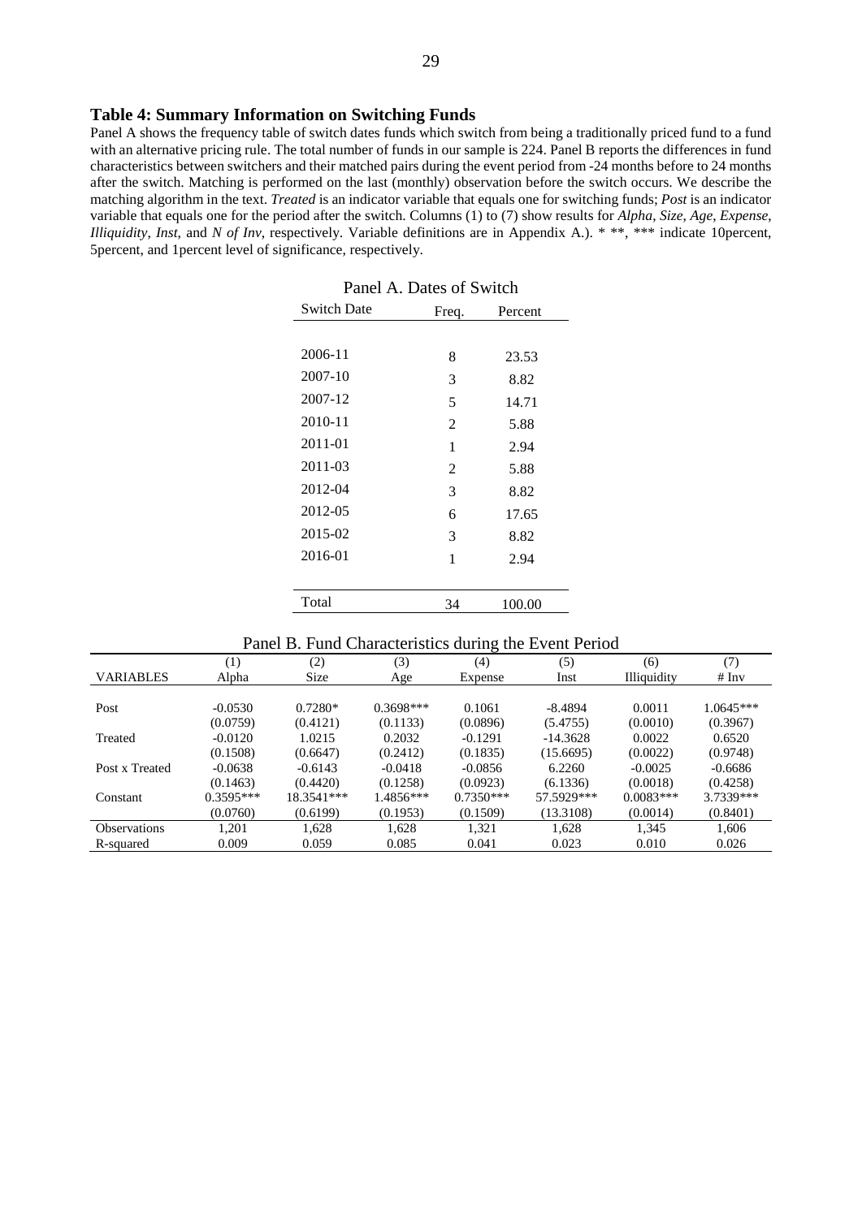### Table 4: Summary Information on Switching Funds

Panel A shows the frequency table of switch dates funds which switch from being a traditionally priced fund to a fund with an alternative pricing rule. The total number of funds in our sample is 224. Panel B reports the differences in fund characteristics between switchers and their matched pairs during the event period from -24 months before to 24 months after the switch. Matching is performed on the last (monthly) observation before the switch occurs. We describe the matching algorithm in the text. *Treated* is an indicator variable that equals one for switching funds; *Post* is an indicator variable that equals one for the period after the switch. Columns (1) to (7) show results for *Alpha*, *Size*, *Age*, *Expense*, *Illiquidity*, *Inst*, and *N of Inv*, respectively. Variable definitions are in Appendix A.). * **, *** indicate 10percent, 5percent, and 1percent level of significance, respectively.

Panel A. Dates of Switch

| Switch Date | Freq. | Percent |
|---|---|---|
| 2006-11 | 8 | 23.53 |
| 2007-10 | 3 | 8.82 |
| 2007-12 | 5 | 14.71 |
| 2010-11 | 2 | 5.88 |
| 2011-01 | 1 | 2.94 |
| 2011-03 | 2 | 5.88 |
| 2012-04 | 3 | 8.82 |
| 2012-05 | 6 | 17.65 |
| 2015-02 | 3 | 8.82 |
| 2016-01 | 1 | 2.94 |
| Total | 34 | 100.00 |

Panel B. Fund Characteristics during the Event Period

| | (1) | (2) | (3) | (4) | (5) | (6) | (7) |
|---|---|---|---|---|---|---|---|
| VARIABLES | Alpha | Size | Age | Expense | Inst | Illiquidity | # Inv |
| Post | -0.0530 | 0.7280* | 0.3698*** | 0.1061 | -8.4894 | 0.0011 | 1.0645*** |
| | (0.0759) | (0.4121) | (0.1133) | (0.0896) | (5.4755) | (0.0010) | (0.3967) |
| Treated | -0.0120 | 1.0215 | 0.2032 | -0.1291 | -14.3628 | 0.0022 | 0.6520 |
| | (0.1508) | (0.6647) | (0.2412) | (0.1835) | (15.6695) | (0.0022) | (0.9748) |
| Post x Treated | -0.0638 | -0.6143 | -0.0418 | -0.0856 | 6.2260 | -0.0025 | -0.6686 |
| | (0.1463) | (0.4420) | (0.1258) | (0.0923) | (6.1336) | (0.0018) | (0.4258) |
| Constant | 0.3595*** | 18.3541*** | 1.4856*** | 0.7350*** | 57.5929*** | 0.0083*** | 3.7339*** |
| | (0.0760) | (0.6199) | (0.1953) | (0.1509) | (13.3108) | (0.0014) | (0.8401) |
| Observations | 1,201 | 1,628 | 1,628 | 1,321 | 1,628 | 1,345 | 1,606 |
| R-squared | 0.009 | 0.059 | 0.085 | 0.041 | 0.023 | 0.010 | 0.026 |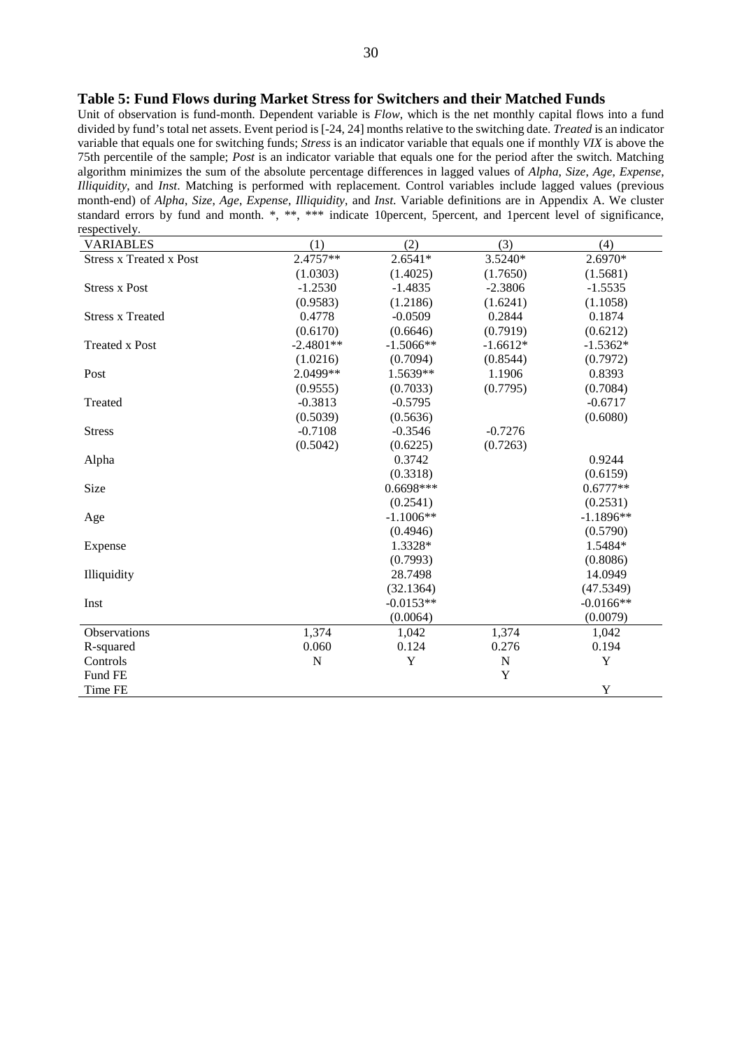**Table 5: Fund Flows during Market Stress for Switchers and their Matched Funds**

Unit of observation is fund-month. Dependent variable is *Flow*, which is the net monthly capital flows into a fund divided by fund's total net assets. Event period is [-24, 24] months relative to the switching date. *Treated* is an indicator variable that equals one for switching funds; *Stress* is an indicator variable that equals one if monthly *VIX* is above the 75th percentile of the sample; *Post* is an indicator variable that equals one for the period after the switch. Matching algorithm minimizes the sum of the absolute percentage differences in lagged values of *Alpha*, *Size*, *Age*, *Expense*, *Illiquidity*, and *Inst*. Matching is performed with replacement. Control variables include lagged values (previous month-end) of *Alpha*, *Size*, *Age*, *Expense*, *Illiquidity*, and *Inst*. Variable definitions are in Appendix A. We cluster standard errors by fund and month. *, **, *** indicate 10percent, 5percent, and 1percent level of significance, respectively.

| VARIABLES | (1) | (2) | (3) | (4) |
|---|---|---|---|---|
| Stress x Treated x Post | 2.4757** | 2.6541* | 3.5240* | 2.6970* |
| | (1.0303) | (1.4025) | (1.7650) | (1.5681) |
| Stress x Post | -1.2530 | -1.4835 | -2.3806 | -1.5535 |
| | (0.9583) | (1.2186) | (1.6241) | (1.1058) |
| Stress x Treated | 0.4778 | -0.0509 | 0.2844 | 0.1874 |
| | (0.6170) | (0.6646) | (0.7919) | (0.6212) |
| Treated x Post | -2.4801** | -1.5066** | -1.6612* | -1.5362* |
| | (1.0216) | (0.7094) | (0.8544) | (0.7972) |
| Post | 2.0499** | 1.5639** | 1.1906 | 0.8393 |
| | (0.9555) | (0.7033) | (0.7795) | (0.7084) |
| Treated | -0.3813 | -0.5795 | | -0.6717 |
| | (0.5039) | (0.5636) | | (0.6080) |
| Stress | -0.7108 | -0.3546 | -0.7276 | |
| | (0.5042) | (0.6225) | (0.7263) | |
| Alpha | | 0.3742 | | 0.9244 |
| | | (0.3318) | | (0.6159) |
| Size | | 0.6698*** | | 0.6777** |
| | | (0.2541) | | (0.2531) |
| Age | | -1.1006** | | -1.1896** |
| | | (0.4946) | | (0.5790) |
| Expense | | 1.3328* | | 1.5484* |
| | | (0.7993) | | (0.8086) |
| Illiquidity | | 28.7498 | | 14.0949 |
| | | (32.1364) | | (47.5349) |
| Inst | | -0.0153** | | -0.0166** |
| | | (0.0064) | | (0.0079) |
| Observations | 1,374 | 1,042 | 1,374 | 1,042 |
| R-squared | 0.060 | 0.124 | 0.276 | 0.194 |
| Controls | N | Y | N | Y |
| Fund FE | | | Y | |
| Time FE | | | | Y |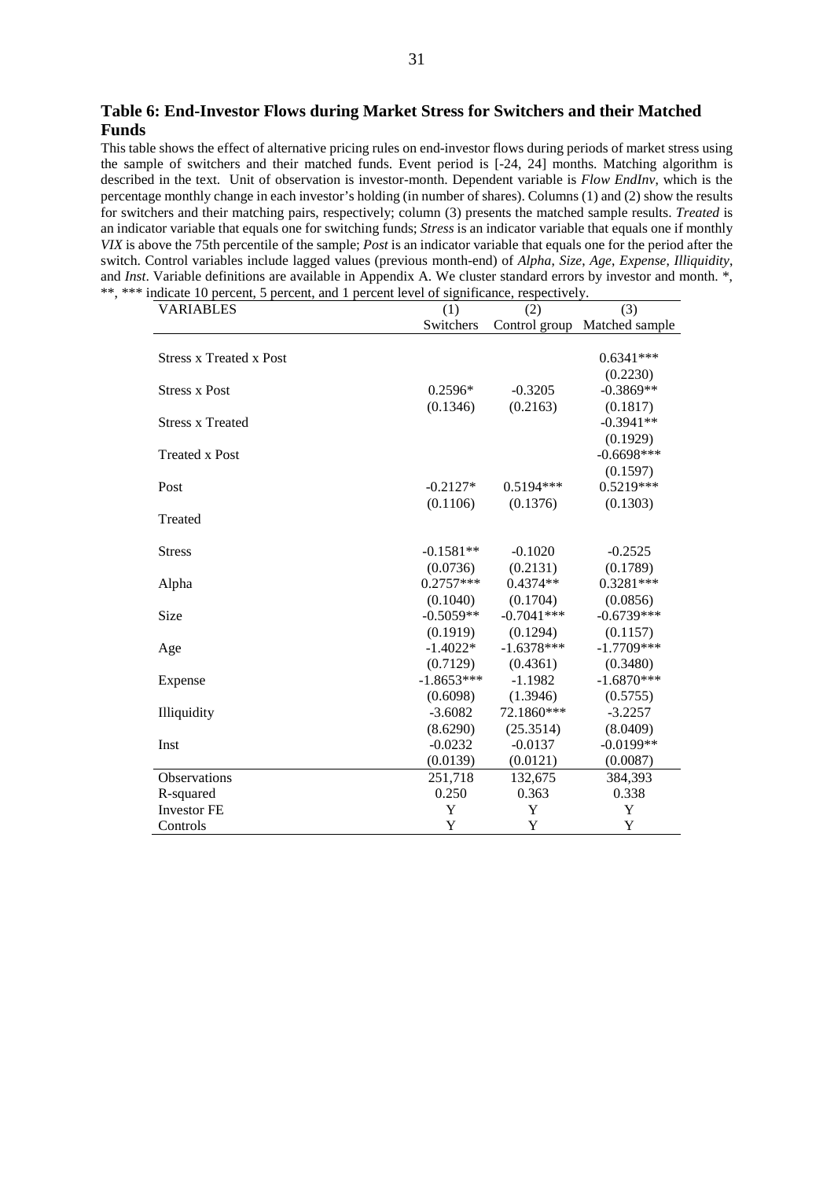## Table 6: End-Investor Flows during Market Stress for Switchers and their Matched Funds

This table shows the effect of alternative pricing rules on end-investor flows during periods of market stress using the sample of switchers and their matched funds. Event period is [-24, 24] months. Matching algorithm is described in the text. Unit of observation is investor-month. Dependent variable is *Flow EndInv*, which is the percentage monthly change in each investor's holding (in number of shares). Columns (1) and (2) show the results for switchers and their matching pairs, respectively; column (3) presents the matched sample results. *Treated* is an indicator variable that equals one for switching funds; *Stress* is an indicator variable that equals one if monthly *VIX* is above the 75th percentile of the sample; *Post* is an indicator variable that equals one for the period after the switch. Control variables include lagged values (previous month-end) of *Alpha*, *Size*, *Age*, *Expense*, *Illiquidity*, and *Inst*. Variable definitions are available in Appendix A. We cluster standard errors by investor and month. *, **, *** indicate 10 percent, 5 percent, and 1 percent level of significance, respectively.

| VARIABLES | (1) | (2) | (3) |
|---|---|---|---|
| | Switchers | Control group | Matched sample |
| Stress x Treated x Post | | | 0.6341*** |
| | | | (0.2230) |
| Stress x Post | 0.2596* | -0.3205 | -0.3869** |
| | (0.1346) | (0.2163) | (0.1817) |
| Stress x Treated | | | -0.3941** |
| | | | (0.1929) |
| Treated x Post | | | -0.6698*** |
| | | | (0.1597) |
| Post | -0.2127* | 0.5194*** | 0.5219*** |
| | (0.1106) | (0.1376) | (0.1303) |
| Treated | | | |
| Stress | -0.1581** | -0.1020 | -0.2525 |
| | (0.0736) | (0.2131) | (0.1789) |
| Alpha | 0.2757*** | 0.4374** | 0.3281*** |
| | (0.1040) | (0.1704) | (0.0856) |
| Size | -0.5059** | -0.7041*** | -0.6739*** |
| | (0.1919) | (0.1294) | (0.1157) |
| Age | -1.4022* | -1.6378*** | -1.7709*** |
| | (0.7129) | (0.4361) | (0.3480) |
| Expense | -1.8653*** | -1.1982 | -1.6870*** |
| | (0.6098) | (1.3946) | (0.5755) |
| Illiquidity | -3.6082 | 72.1860*** | -3.2257 |
| | (8.6290) | (25.3514) | (8.0409) |
| Inst | -0.0232 | -0.0137 | -0.0199** |
| | (0.0139) | (0.0121) | (0.0087) |
| Observations | 251,718 | 132,675 | 384,393 |
| R-squared | 0.250 | 0.363 | 0.338 |
| Investor FE | Y | Y | Y |
| Controls | Y | Y | Y |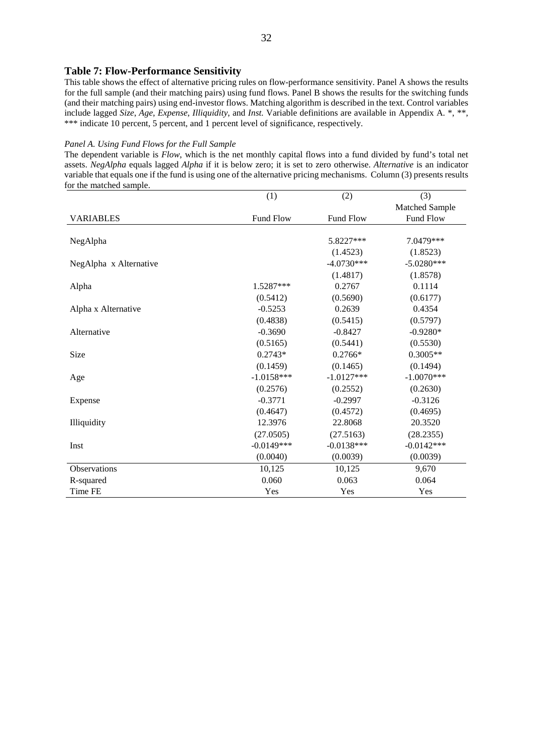## Table 7: Flow-Performance Sensitivity

This table shows the effect of alternative pricing rules on flow-performance sensitivity. Panel A shows the results for the full sample (and their matching pairs) using fund flows. Panel B shows the results for the switching funds (and their matching pairs) using end-investor flows. Matching algorithm is described in the text. Control variables include lagged *Size*, *Age*, *Expense*, *Illiquidity*, and *Inst.* Variable definitions are available in Appendix A. *, **, *** indicate 10 percent, 5 percent, and 1 percent level of significance, respectively.

*Panel A. Using Fund Flows for the Full Sample*

The dependent variable is *Flow*, which is the net monthly capital flows into a fund divided by fund's total net assets. *NegAlpha* equals lagged *Alpha* if it is below zero; it is set to zero otherwise. *Alternative* is an indicator variable that equals one if the fund is using one of the alternative pricing mechanisms. Column (3) presents results for the matched sample.

| | (1) | (2) | (3) |
|---|---|---|---|
| | | | Matched Sample |
| VARIABLES | Fund Flow | Fund Flow | Fund Flow |
| NegAlpha | | 5.8227*** | 7.0479*** |
| | | (1.4523) | (1.8523) |
| NegAlpha x Alternative | | -4.0730*** | -5.0280*** |
| | | (1.4817) | (1.8578) |
| Alpha | 1.5287*** | 0.2767 | 0.1114 |
| | (0.5412) | (0.5690) | (0.6177) |
| Alpha x Alternative | -0.5253 | 0.2639 | 0.4354 |
| | (0.4838) | (0.5415) | (0.5797) |
| Alternative | -0.3690 | -0.8427 | -0.9280* |
| | (0.5165) | (0.5441) | (0.5530) |
| Size | 0.2743* | 0.2766* | 0.3005** |
| | (0.1459) | (0.1465) | (0.1494) |
| Age | -1.0158*** | -1.0127*** | -1.0070*** |
| | (0.2576) | (0.2552) | (0.2630) |
| Expense | -0.3771 | -0.2997 | -0.3126 |
| | (0.4647) | (0.4572) | (0.4695) |
| Illiquidity | 12.3976 | 22.8068 | 20.3520 |
| | (27.0505) | (27.5163) | (28.2355) |
| Inst | -0.0149*** | -0.0138*** | -0.0142*** |
| | (0.0040) | (0.0039) | (0.0039) |
| Observations | 10,125 | 10,125 | 9,670 |
| R-squared | 0.060 | 0.063 | 0.064 |
| Time FE | Yes | Yes | Yes |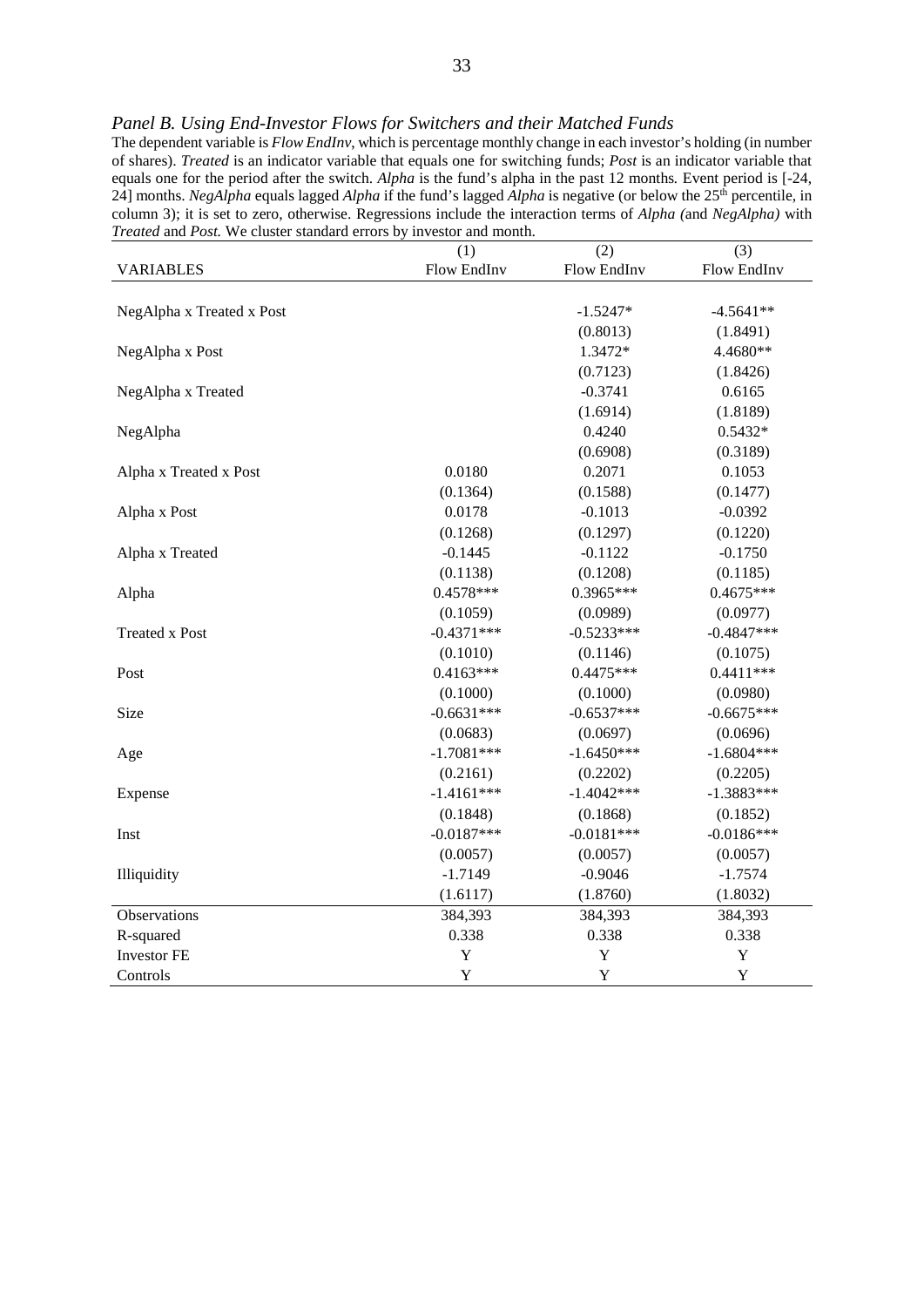*Panel B. Using End-Investor Flows for Switchers and their Matched Funds*

The dependent variable is *Flow EndInv*, which is percentage monthly change in each investor's holding (in number of shares). *Treated* is an indicator variable that equals one for switching funds; *Post* is an indicator variable that equals one for the period after the switch. *Alpha* is the fund's alpha in the past 12 months. Event period is [-24, 24] months. *NegAlpha* equals lagged *Alpha* if the fund's lagged *Alpha* is negative (or below the 25th percentile, in column 3); it is set to zero, otherwise. Regressions include the interaction terms of *Alpha (*and *NegAlpha)* with *Treated* and *Post.* We cluster standard errors by investor and month.

| | (1) | (2) | (3) |
|---|---|---|---|
| VARIABLES | Flow EndInv | Flow EndInv | Flow EndInv |
| NegAlpha x Treated x Post | | -1.5247* | -4.5641** |
| | | (0.8013) | (1.8491) |
| NegAlpha x Post | | 1.3472* | 4.4680** |
| | | (0.7123) | (1.8426) |
| NegAlpha x Treated | | -0.3741 | 0.6165 |
| | | (1.6914) | (1.8189) |
| NegAlpha | | 0.4240 | 0.5432* |
| | | (0.6908) | (0.3189) |
| Alpha x Treated x Post | 0.0180 | 0.2071 | 0.1053 |
| | (0.1364) | (0.1588) | (0.1477) |
| Alpha x Post | 0.0178 | -0.1013 | -0.0392 |
| | (0.1268) | (0.1297) | (0.1220) |
| Alpha x Treated | -0.1445 | -0.1122 | -0.1750 |
| | (0.1138) | (0.1208) | (0.1185) |
| Alpha | 0.4578*** | 0.3965*** | 0.4675*** |
| | (0.1059) | (0.0989) | (0.0977) |
| Treated x Post | -0.4371*** | -0.5233*** | -0.4847*** |
| | (0.1010) | (0.1146) | (0.1075) |
| Post | 0.4163*** | 0.4475*** | 0.4411*** |
| | (0.1000) | (0.1000) | (0.0980) |
| Size | -0.6631*** | -0.6537*** | -0.6675*** |
| | (0.0683) | (0.0697) | (0.0696) |
| Age | -1.7081*** | -1.6450*** | -1.6804*** |
| | (0.2161) | (0.2202) | (0.2205) |
| Expense | -1.4161*** | -1.4042*** | -1.3883*** |
| | (0.1848) | (0.1868) | (0.1852) |
| Inst | -0.0187*** | -0.0181*** | -0.0186*** |
| | (0.0057) | (0.0057) | (0.0057) |
| Illiquidity | -1.7149 | -0.9046 | -1.7574 |
| | (1.6117) | (1.8760) | (1.8032) |
| Observations | 384,393 | 384,393 | 384,393 |
| R-squared | 0.338 | 0.338 | 0.338 |
| Investor FE | Y | Y | Y |
| Controls | Y | Y | Y |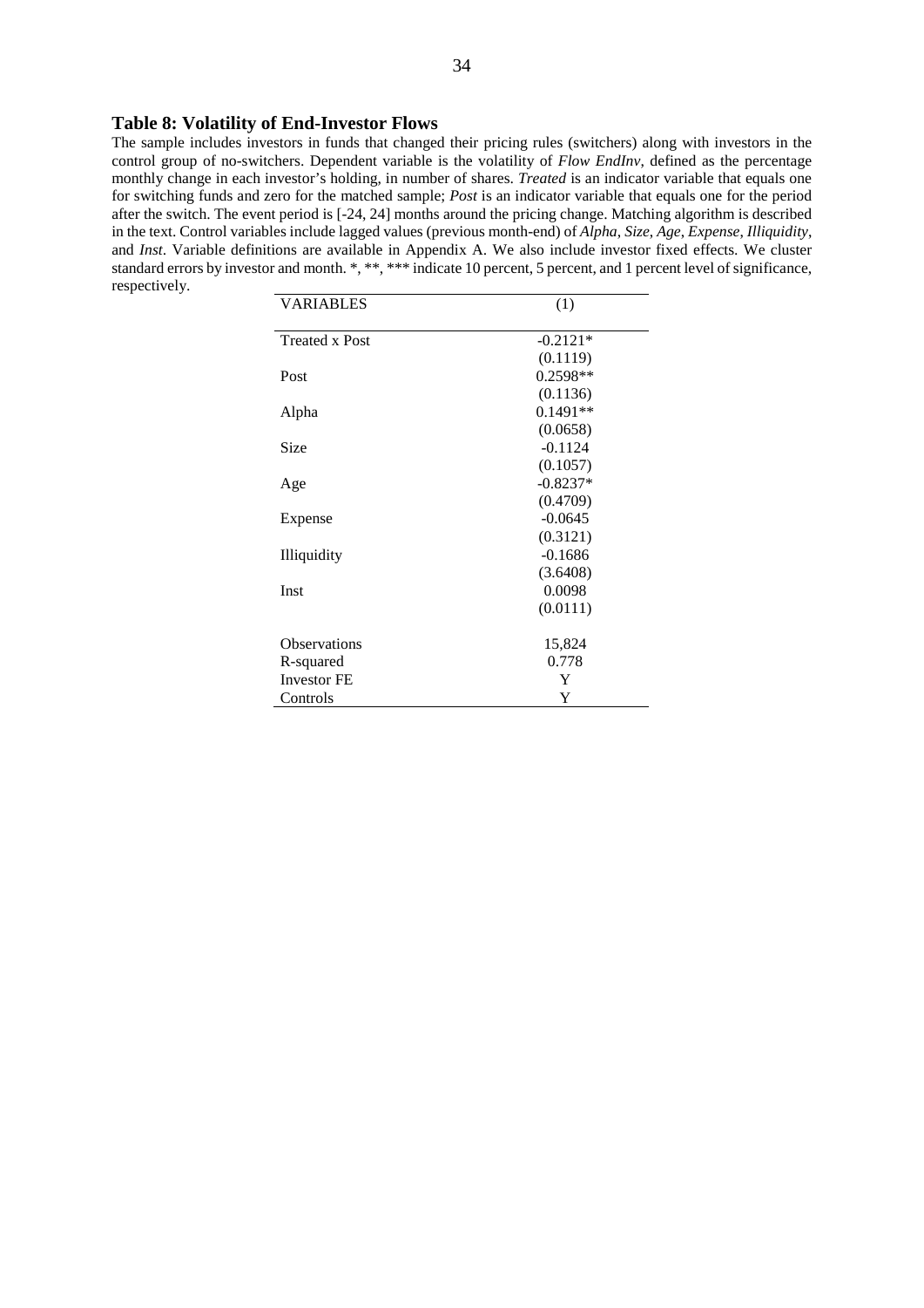### Table 8: Volatility of End-Investor Flows

The sample includes investors in funds that changed their pricing rules (switchers) along with investors in the control group of no-switchers. Dependent variable is the volatility of *Flow EndInv*, defined as the percentage monthly change in each investor's holding, in number of shares. *Treated* is an indicator variable that equals one for switching funds and zero for the matched sample; *Post* is an indicator variable that equals one for the period after the switch. The event period is [-24, 24] months around the pricing change. Matching algorithm is described in the text. Control variables include lagged values (previous month-end) of *Alpha*, *Size*, *Age*, *Expense*, *Illiquidity*, and *Inst*. Variable definitions are available in Appendix A. We also include investor fixed effects. We cluster standard errors by investor and month. *, **, *** indicate 10 percent, 5 percent, and 1 percent level of significance, respectively.

| VARIABLES | (1) |
|---|---|
| Treated x Post | -0.2121* |
| | (0.1119) |
| Post | 0.2598** |
| | (0.1136) |
| Alpha | 0.1491** |
| | (0.0658) |
| Size | -0.1124 |
| | (0.1057) |
| Age | -0.8237* |
| | (0.4709) |
| Expense | -0.0645 |
| | (0.3121) |
| Illiquidity | -0.1686 |
| | (3.6408) |
| Inst | 0.0098 |
| | (0.0111) |
| Observations | 15,824 |
| R-squared | 0.778 |
| Investor FE | Y |
| Controls | Y |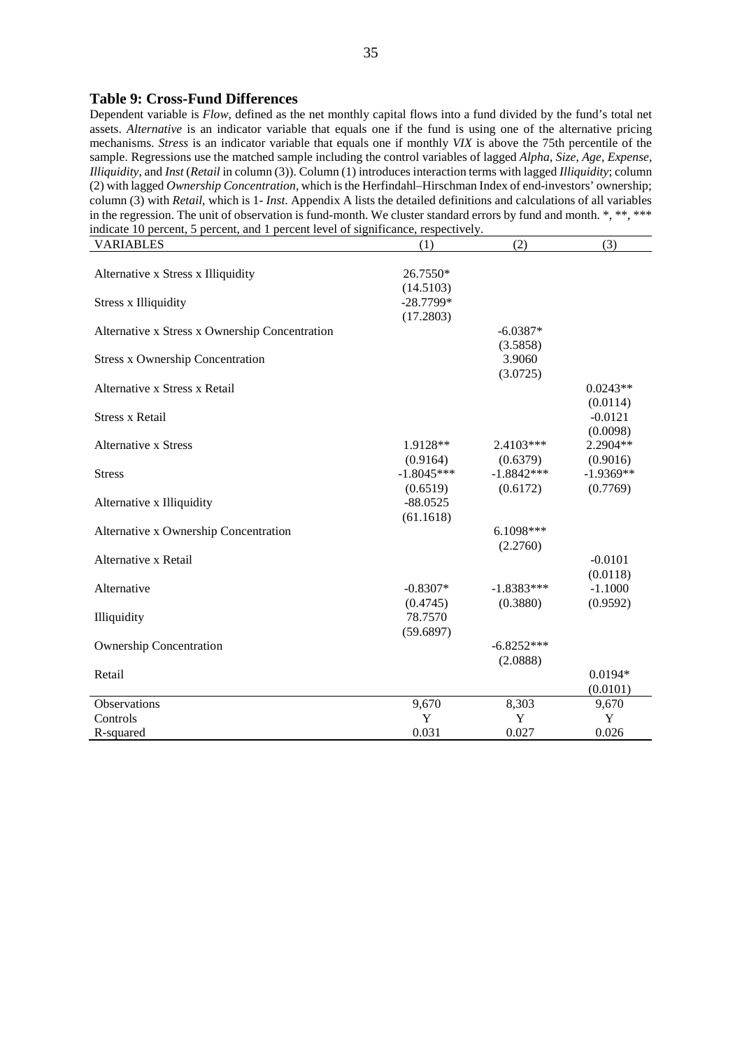### Table 9: Cross-Fund Differences

Dependent variable is *Flow*, defined as the net monthly capital flows into a fund divided by the fund's total net assets. *Alternative* is an indicator variable that equals one if the fund is using one of the alternative pricing mechanisms. *Stress* is an indicator variable that equals one if monthly *VIX* is above the 75th percentile of the sample. Regressions use the matched sample including the control variables of lagged *Alpha*, *Size*, *Age*, *Expense*, *Illiquidity*, and *Inst* (*Retail* in column (3)). Column (1) introduces interaction terms with lagged *Illiquidity*; column (2) with lagged *Ownership Concentration*, which is the Herfindahl–Hirschman Index of end-investors' ownership; column (3) with *Retail*, which is 1- *Inst*. Appendix A lists the detailed definitions and calculations of all variables in the regression. The unit of observation is fund-month. We cluster standard errors by fund and month. *, **, *** indicate 10 percent, 5 percent, and 1 percent level of significance, respectively.

| VARIABLES | (1) | (2) | (3) |
|---|---|---|---|
| Alternative x Stress x Illiquidity | 26.7550* | | |
| | (14.5103) | | |
| Stress x Illiquidity | -28.7799* | | |
| | (17.2803) | | |
| Alternative x Stress x Ownership Concentration | | -6.0387* | |
| | | (3.5858) | |
| Stress x Ownership Concentration | | 3.9060 | |
| | | (3.0725) | |
| Alternative x Stress x Retail | | | 0.0243** |
| | | | (0.0114) |
| Stress x Retail | | | -0.0121 |
| | | | (0.0098) |
| Alternative x Stress | 1.9128** | 2.4103*** | 2.2904** |
| | (0.9164) | (0.6379) | (0.9016) |
| Stress | -1.8045*** | -1.8842*** | -1.9369** |
| | (0.6519) | (0.6172) | (0.7769) |
| Alternative x Illiquidity | -88.0525 | | |
| | (61.1618) | | |
| Alternative x Ownership Concentration | | 6.1098*** | |
| | | (2.2760) | |
| Alternative x Retail | | | -0.0101 |
| | | | (0.0118) |
| Alternative | -0.8307* | -1.8383*** | -1.1000 |
| | (0.4745) | (0.3880) | (0.9592) |
| Illiquidity | 78.7570 | | |
| | (59.6897) | | |
| Ownership Concentration | | -6.8252*** | |
| | | (2.0888) | |
| Retail | | | 0.0194* |
| | | | (0.0101) |
| Observations | 9,670 | 8,303 | 9,670 |
| Controls | Y | Y | Y |
| R-squared | 0.031 | 0.027 | 0.026 |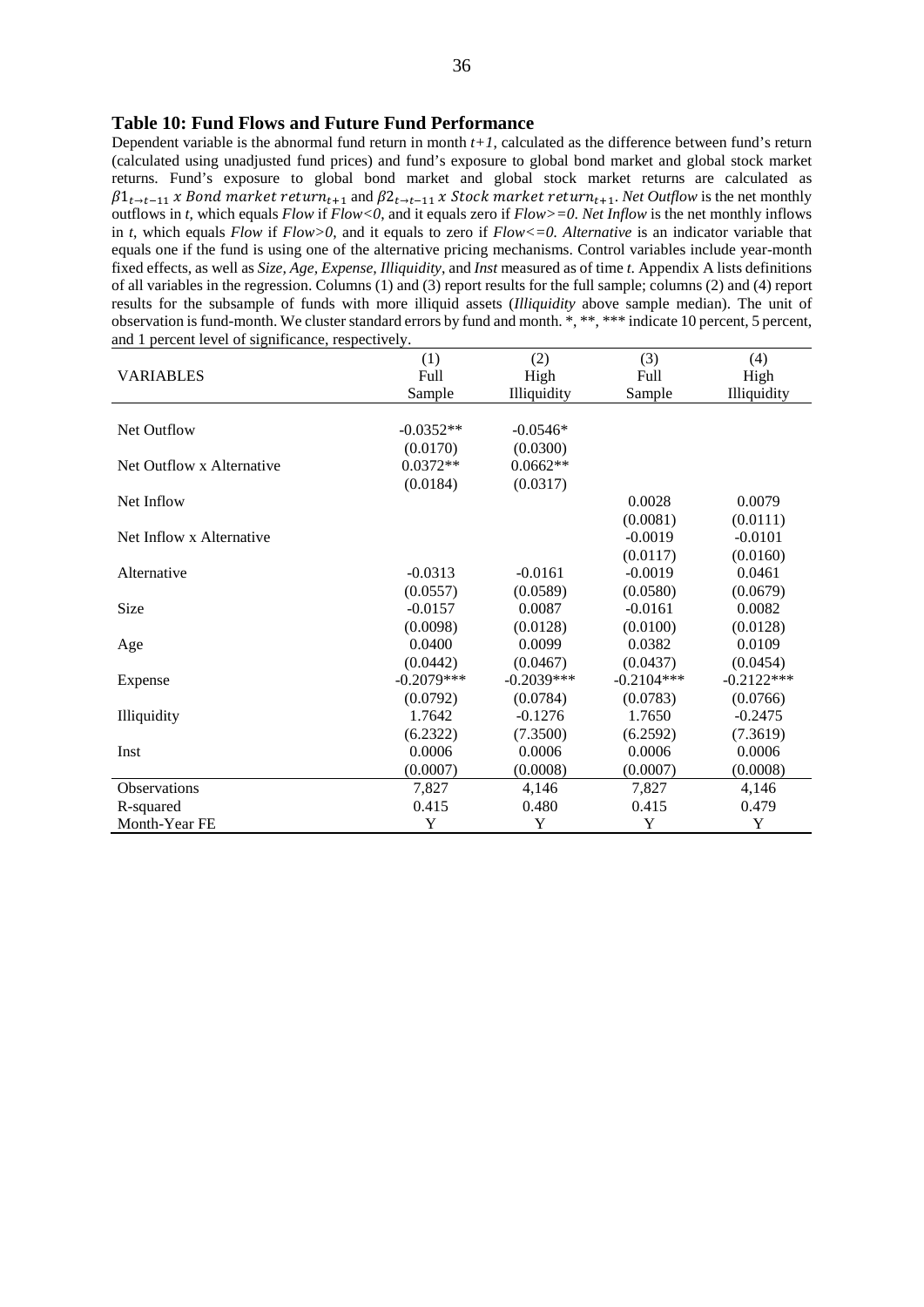### Table 10: Fund Flows and Future Fund Performance

Dependent variable is the abnormal fund return in month *t+1*, calculated as the difference between fund's return (calculated using unadjusted fund prices) and fund's exposure to global bond market and global stock market returns. Fund's exposure to global bond market and global stock market returns are calculated as $\beta 1_{t \rightarrow t-11}\ x\ Bond\ market\ return_{t+1}$ and $\beta 2_{t \rightarrow t-11}\ x\ Stock\ market\ return_{t+1}$. *Net Outflow* is the net monthly outflows in *t*, which equals *Flow* if *Flow<0*, and it equals zero if *Flow>=0*. *Net Inflow* is the net monthly inflows in *t*, which equals *Flow* if *Flow>0*, and it equals to zero if *Flow<=0*. *Alternative* is an indicator variable that equals one if the fund is using one of the alternative pricing mechanisms. Control variables include year-month fixed effects, as well as *Size, Age, Expense, Illiquidity*, and *Inst* measured as of time *t*. Appendix A lists definitions of all variables in the regression. Columns (1) and (3) report results for the full sample; columns (2) and (4) report results for the subsample of funds with more illiquid assets (*Illiquidity* above sample median). The unit of observation is fund-month. We cluster standard errors by fund and month. *, **, *** indicate 10 percent, 5 percent, and 1 percent level of significance, respectively.

| VARIABLES | (1) Full Sample | (2) High Illiquidity | (3) Full Sample | (4) High Illiquidity |
|---|---|---|---|---|
| Net Outflow | -0.0352** | -0.0546* | | |
| | (0.0170) | (0.0300) | | |
| Net Outflow x Alternative | 0.0372** | 0.0662** | | |
| | (0.0184) | (0.0317) | | |
| Net Inflow | | | 0.0028 | 0.0079 |
| | | | (0.0081) | (0.0111) |
| Net Inflow x Alternative | | | -0.0019 | -0.0101 |
| | | | (0.0117) | (0.0160) |
| Alternative | -0.0313 | -0.0161 | -0.0019 | 0.0461 |
| | (0.0557) | (0.0589) | (0.0580) | (0.0679) |
| Size | -0.0157 | 0.0087 | -0.0161 | 0.0082 |
| | (0.0098) | (0.0128) | (0.0100) | (0.0128) |
| Age | 0.0400 | 0.0099 | 0.0382 | 0.0109 |
| | (0.0442) | (0.0467) | (0.0437) | (0.0454) |
| Expense | -0.2079*** | -0.2039*** | -0.2104*** | -0.2122*** |
| | (0.0792) | (0.0784) | (0.0783) | (0.0766) |
| Illiquidity | 1.7642 | -0.1276 | 1.7650 | -0.2475 |
| | (6.2322) | (7.3500) | (6.2592) | (7.3619) |
| Inst | 0.0006 | 0.0006 | 0.0006 | 0.0006 |
| | (0.0007) | (0.0008) | (0.0007) | (0.0008) |
| Observations | 7,827 | 4,146 | 7,827 | 4,146 |
| R-squared | 0.415 | 0.480 | 0.415 | 0.479 |
| Month-Year FE | Y | Y | Y | Y |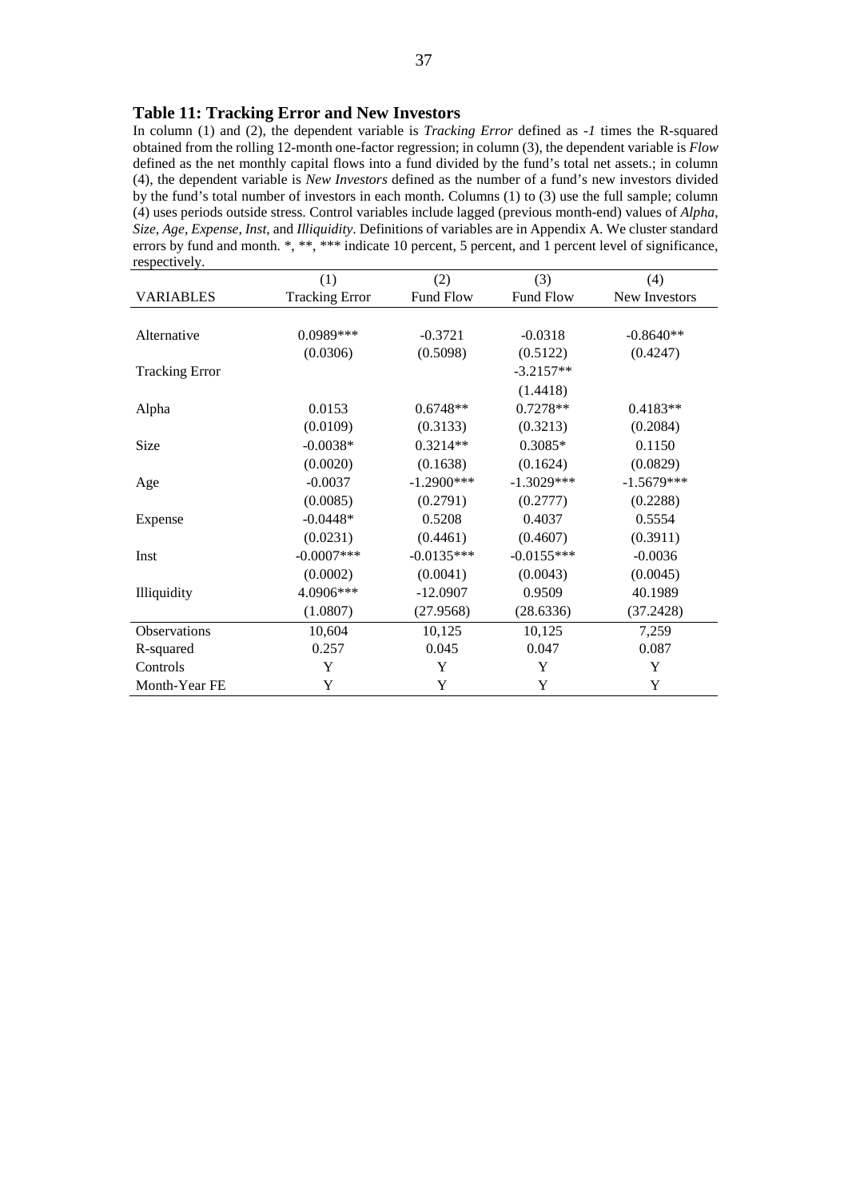### Table 11: Tracking Error and New Investors

In column (1) and (2), the dependent variable is *Tracking Error* defined as *-1* times the R-squared obtained from the rolling 12-month one-factor regression; in column (3), the dependent variable is *Flow* defined as the net monthly capital flows into a fund divided by the fund's total net assets.; in column (4), the dependent variable is *New Investors* defined as the number of a fund's new investors divided by the fund's total number of investors in each month. Columns (1) to (3) use the full sample; column (4) uses periods outside stress. Control variables include lagged (previous month-end) values of *Alpha*, *Size*, *Age*, *Expense*, *Inst*, and *Illiquidity*. Definitions of variables are in Appendix A. We cluster standard errors by fund and month. *, **, *** indicate 10 percent, 5 percent, and 1 percent level of significance, respectively.

| | (1) | (2) | (3) | (4) |
|---|---|---|---|---|
| VARIABLES | Tracking Error | Fund Flow | Fund Flow | New Investors |
| | | | | |
| Alternative | 0.0989*** | -0.3721 | -0.0318 | -0.8640** |
| | (0.0306) | (0.5098) | (0.5122) | (0.4247) |
| Tracking Error | | | -3.2157** | |
| | | | (1.4418) | |
| Alpha | 0.0153 | 0.6748** | 0.7278** | 0.4183** |
| | (0.0109) | (0.3133) | (0.3213) | (0.2084) |
| Size | -0.0038* | 0.3214** | 0.3085* | 0.1150 |
| | (0.0020) | (0.1638) | (0.1624) | (0.0829) |
| Age | -0.0037 | -1.2900*** | -1.3029*** | -1.5679*** |
| | (0.0085) | (0.2791) | (0.2777) | (0.2288) |
| Expense | -0.0448* | 0.5208 | 0.4037 | 0.5554 |
| | (0.0231) | (0.4461) | (0.4607) | (0.3911) |
| Inst | -0.0007*** | -0.0135*** | -0.0155*** | -0.0036 |
| | (0.0002) | (0.0041) | (0.0043) | (0.0045) |
| Illiquidity | 4.0906*** | -12.0907 | 0.9509 | 40.1989 |
| | (1.0807) | (27.9568) | (28.6336) | (37.2428) |
| Observations | 10,604 | 10,125 | 10,125 | 7,259 |
| R-squared | 0.257 | 0.045 | 0.047 | 0.087 |
| Controls | Y | Y | Y | Y |
| Month-Year FE | Y | Y | Y | Y |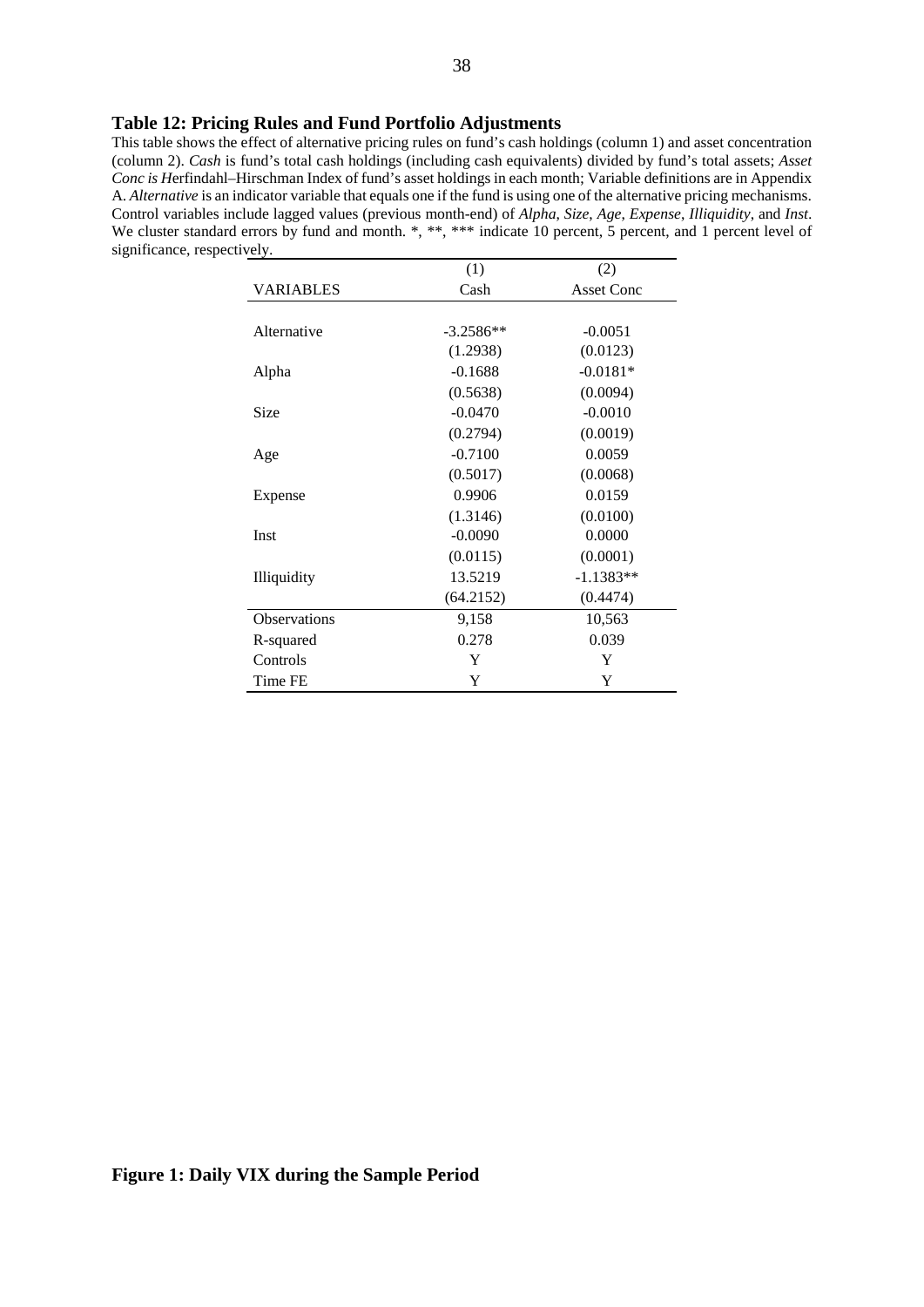### Table 12: Pricing Rules and Fund Portfolio Adjustments

This table shows the effect of alternative pricing rules on fund's cash holdings (column 1) and asset concentration (column 2). *Cash* is fund's total cash holdings (including cash equivalents) divided by fund's total assets; *Asset Conc is H*erfindahl–Hirschman Index of fund's asset holdings in each month; Variable definitions are in Appendix A. *Alternative* is an indicator variable that equals one if the fund is using one of the alternative pricing mechanisms. Control variables include lagged values (previous month-end) of *Alpha*, *Size*, *Age*, *Expense*, *Illiquidity*, and *Inst*. We cluster standard errors by fund and month. \*, \*\*, \*\*\* indicate 10 percent, 5 percent, and 1 percent level of significance, respectively.

| | (1) | (2) |
|---|---|---|
| VARIABLES | Cash | Asset Conc |
| | | |
| Alternative | -3.2586** | -0.0051 |
| | (1.2938) | (0.0123) |
| Alpha | -0.1688 | -0.0181* |
| | (0.5638) | (0.0094) |
| Size | -0.0470 | -0.0010 |
| | (0.2794) | (0.0019) |
| Age | -0.7100 | 0.0059 |
| | (0.5017) | (0.0068) |
| Expense | 0.9906 | 0.0159 |
| | (1.3146) | (0.0100) |
| Inst | -0.0090 | 0.0000 |
| | (0.0115) | (0.0001) |
| Illiquidity | 13.5219 | -1.1383** |
| | (64.2152) | (0.4474) |
| Observations | 9,158 | 10,563 |
| R-squared | 0.278 | 0.039 |
| Controls | Y | Y |
| Time FE | Y | Y |

### Figure 1: Daily VIX during the Sample Period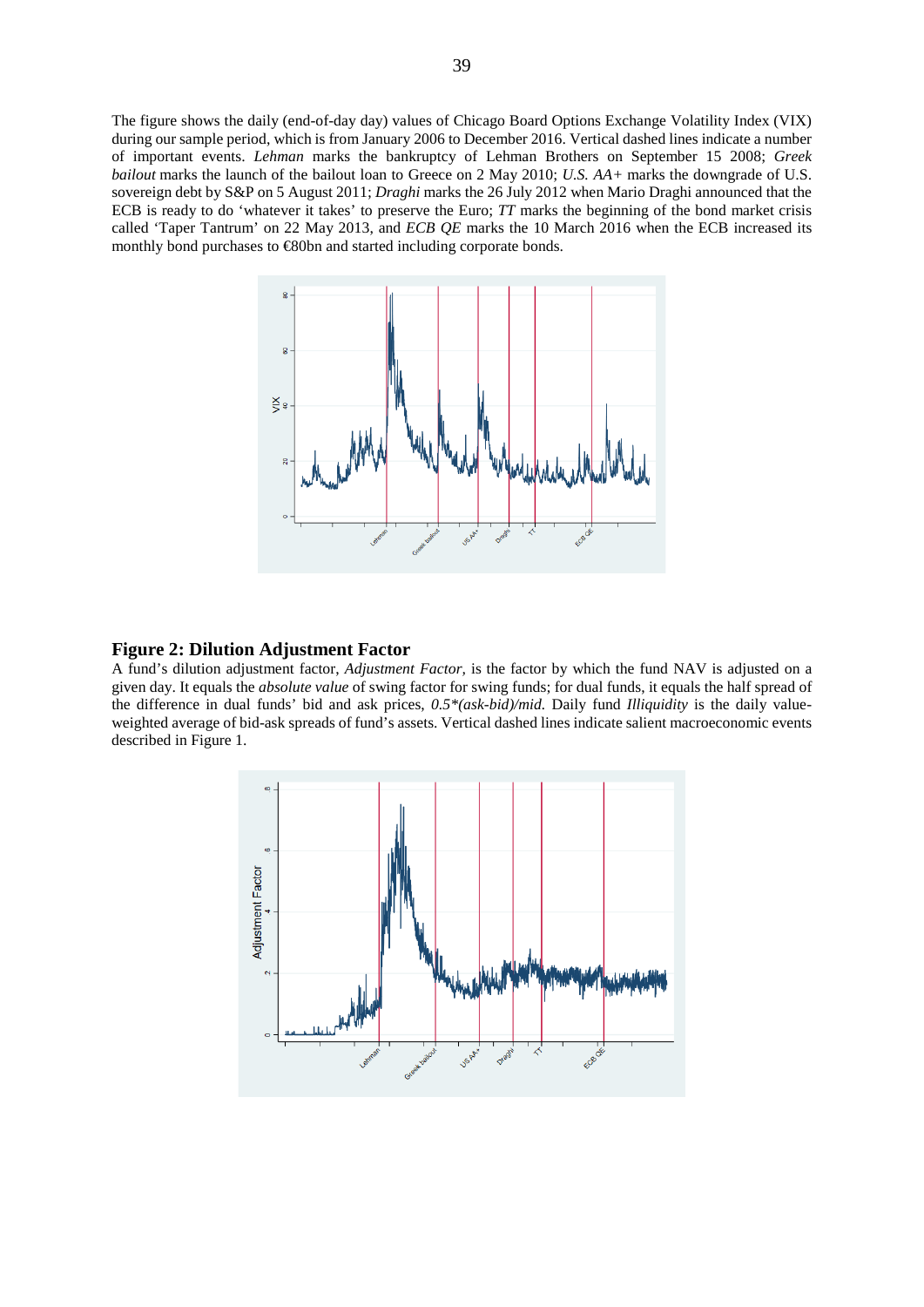The figure shows the daily (end-of-day day) values of Chicago Board Options Exchange Volatility Index (VIX) during our sample period, which is from January 2006 to December 2016. Vertical dashed lines indicate a number of important events. *Lehman* marks the bankruptcy of Lehman Brothers on September 15 2008; *Greek bailout* marks the launch of the bailout loan to Greece on 2 May 2010; *U.S. AA+* marks the downgrade of U.S. sovereign debt by S&P on 5 August 2011; *Draghi* marks the 26 July 2012 when Mario Draghi announced that the ECB is ready to do 'whatever it takes' to preserve the Euro; *TT* marks the beginning of the bond market crisis called 'Taper Tantrum' on 22 May 2013, and *ECB QE* marks the 10 March 2016 when the ECB increased its monthly bond purchases to €80bn and started including corporate bonds.

## Figure 2: Dilution Adjustment Factor

A fund's dilution adjustment factor, *Adjustment Factor*, is the factor by which the fund NAV is adjusted on a given day. It equals the *absolute value* of swing factor for swing funds; for dual funds, it equals the half spread of the difference in dual funds' bid and ask prices, *0.5\*(ask-bid)/mid.* Daily fund *Illiquidity* is the daily value-weighted average of bid-ask spreads of fund's assets. Vertical dashed lines indicate salient macroeconomic events described in Figure 1.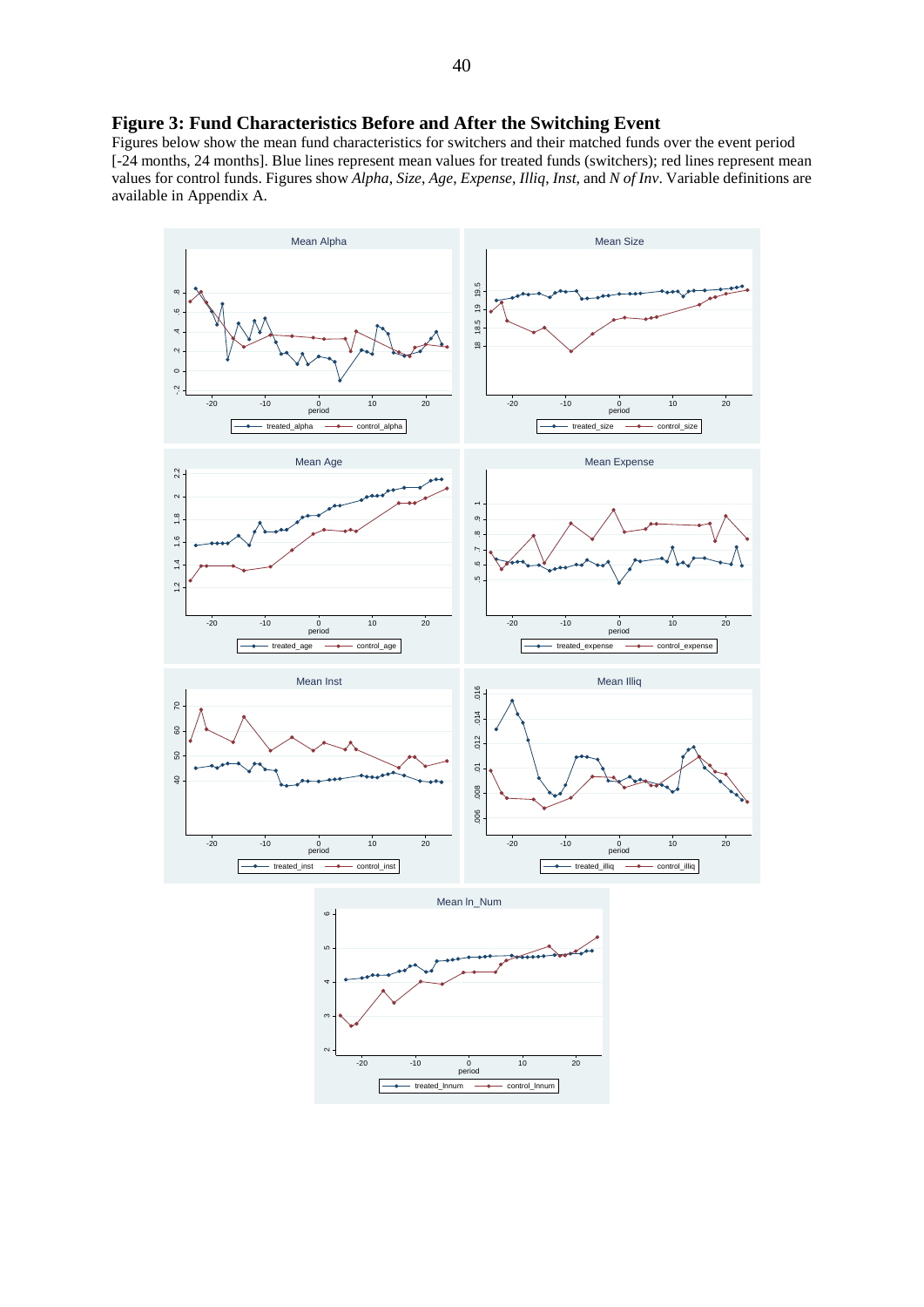# Figure 3: Fund Characteristics Before and After the Switching Event

Figures below show the mean fund characteristics for switchers and their matched funds over the event period [-24 months, 24 months]. Blue lines represent mean values for treated funds (switchers); red lines represent mean values for control funds. Figures show *Alpha*, *Size*, *Age*, *Expense*, *Illiq*, *Inst*, and *N of Inv*. Variable definitions are available in Appendix A.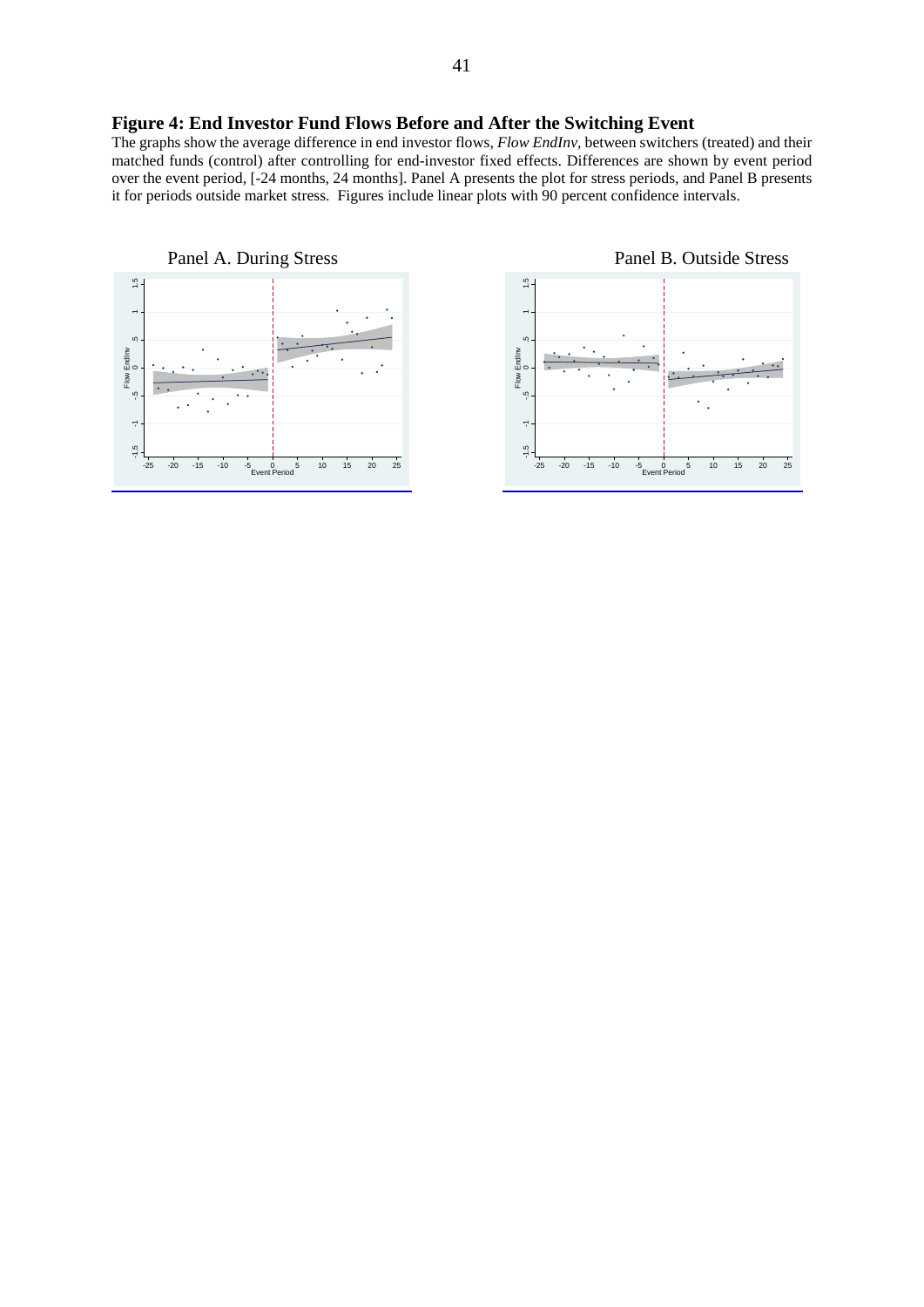**Figure 4: End Investor Fund Flows Before and After the Switching Event**

The graphs show the average difference in end investor flows, *Flow EndInv*, between switchers (treated) and their matched funds (control) after controlling for end-investor fixed effects. Differences are shown by event period over the event period, [-24 months, 24 months]. Panel A presents the plot for stress periods, and Panel B presents it for periods outside market stress. Figures include linear plots with 90 percent confidence intervals.

Panel A. During Stress

Panel B. Outside Stress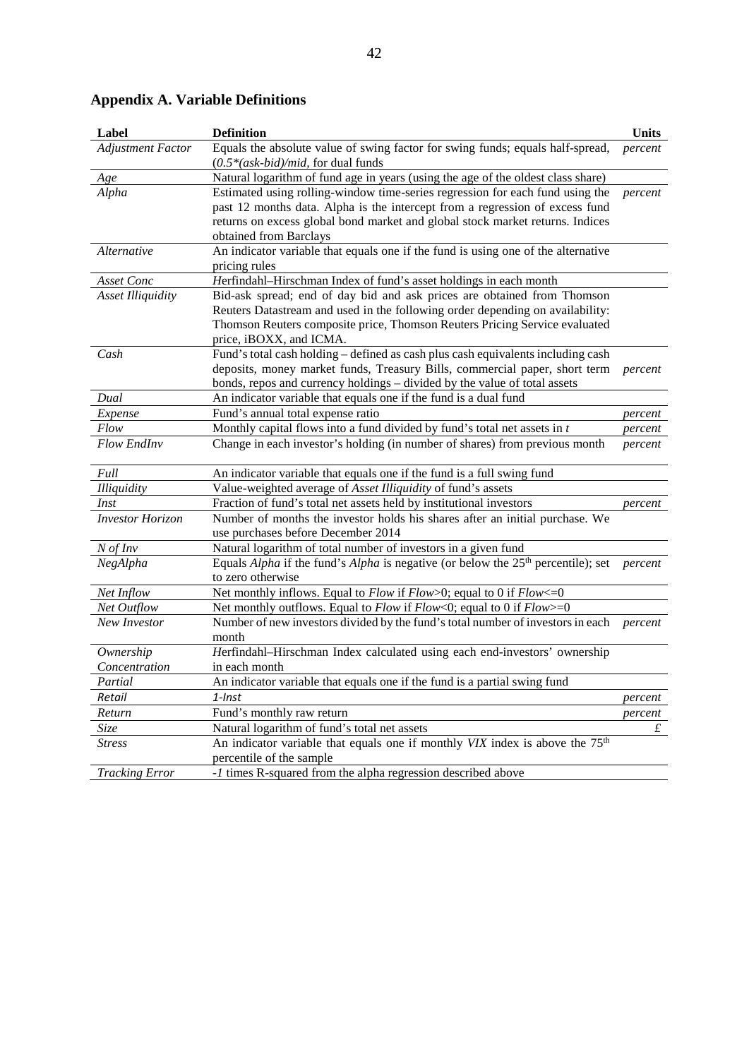## Appendix A. Variable Definitions

| Label | Definition | Units |
|---|---|---|
| *Adjustment Factor* | Equals the absolute value of swing factor for swing funds; equals half-spread, (*0.5\*(ask-bid)/mid*, for dual funds | *percent* |
| *Age* | Natural logarithm of fund age in years (using the age of the oldest class share) | |
| *Alpha* | Estimated using rolling-window time-series regression for each fund using the past 12 months data. Alpha is the intercept from a regression of excess fund returns on excess global bond market and global stock market returns. Indices obtained from Barclays | *percent* |
| *Alternative* | An indicator variable that equals one if the fund is using one of the alternative pricing rules | |
| *Asset Conc* | *H*erfindahl–Hirschman Index of fund's asset holdings in each month | |
| *Asset Illiquidity* | Bid-ask spread; end of day bid and ask prices are obtained from Thomson Reuters Datastream and used in the following order depending on availability: Thomson Reuters composite price, Thomson Reuters Pricing Service evaluated price, iBOXX, and ICMA. | |
| *Cash* | Fund's total cash holding – defined as cash plus cash equivalents including cash deposits, money market funds, Treasury Bills, commercial paper, short term bonds, repos and currency holdings – divided by the value of total assets | *percent* |
| *Dual* | An indicator variable that equals one if the fund is a dual fund | |
| *Expense* | Fund's annual total expense ratio | *percent* |
| *Flow* | Monthly capital flows into a fund divided by fund's total net assets in *t* | *percent* |
| *Flow EndInv* | Change in each investor's holding (in number of shares) from previous month | *percent* |
| *Full* | An indicator variable that equals one if the fund is a full swing fund | |
| *Illiquidity* | Value-weighted average of *Asset Illiquidity* of fund's assets | |
| *Inst* | Fraction of fund's total net assets held by institutional investors | *percent* |
| *Investor Horizon* | Number of months the investor holds his shares after an initial purchase. We use purchases before December 2014 | |
| *N of Inv* | Natural logarithm of total number of investors in a given fund | |
| *NegAlpha* | Equals *Alpha* if the fund's *Alpha* is negative (or below the 25th percentile); set to zero otherwise | *percent* |
| *Net Inflow* | Net monthly inflows. Equal to *Flow* if *Flow*>0; equal to 0 if *Flow*<=0 | |
| *Net Outflow* | Net monthly outflows. Equal to *Flow* if *Flow*<0; equal to 0 if *Flow*>=0 | |
| *New Investor* | Number of new investors divided by the fund's total number of investors in each month | *percent* |
| *Ownership Concentration* | *H*erfindahl–Hirschman Index calculated using each end-investors' ownership in each month | |
| *Partial* | An indicator variable that equals one if the fund is a partial swing fund | |
| *Retail* | *1-Inst* | *percent* |
| *Return* | Fund's monthly raw return | *percent* |
| *Size* | Natural logarithm of fund's total net assets | *£* |
| *Stress* | An indicator variable that equals one if monthly *VIX* index is above the 75th percentile of the sample | |
| *Tracking Error* | *-1* times R-squared from the alpha regression described above | |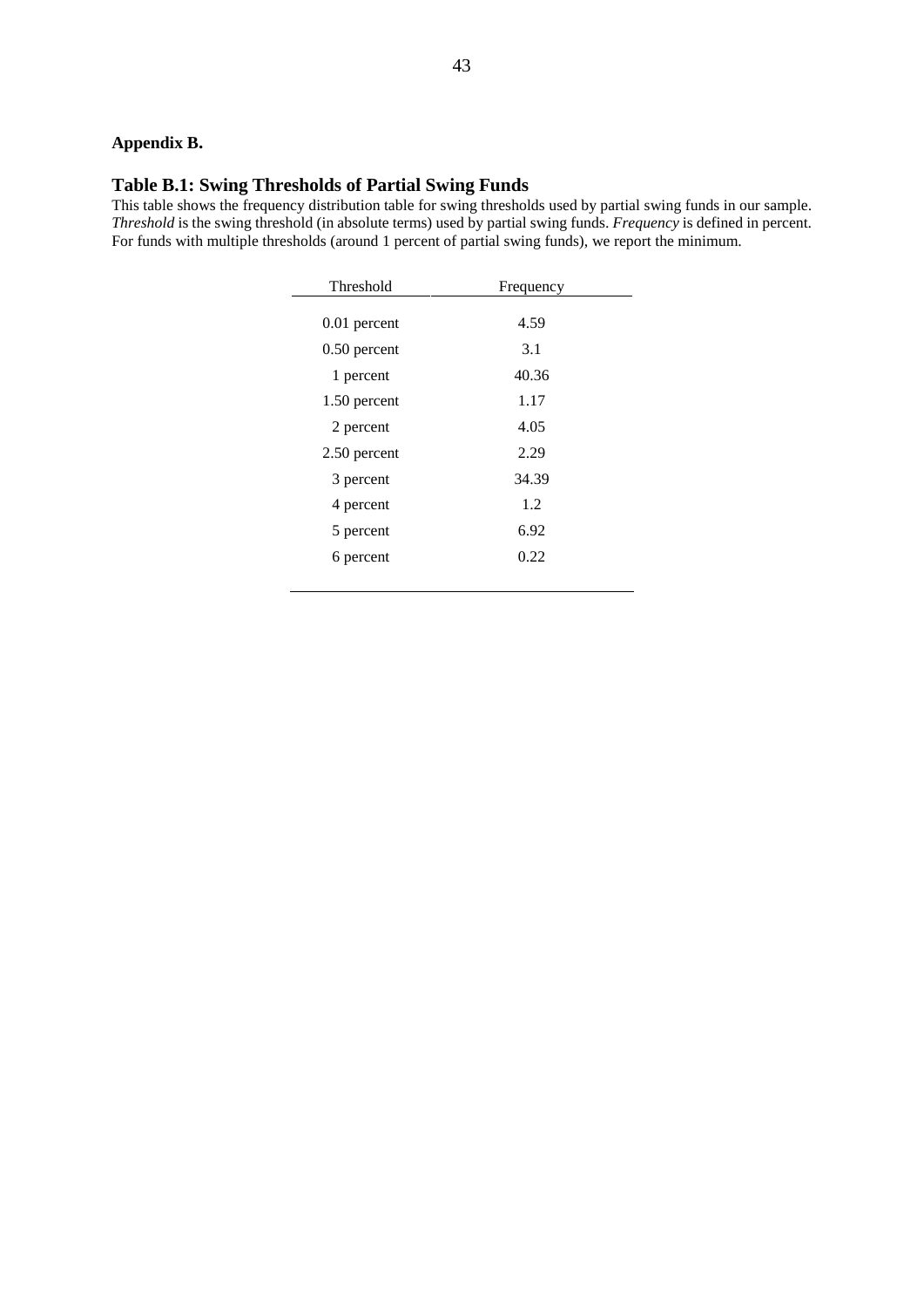## Appendix B.

### Table B.1: Swing Thresholds of Partial Swing Funds

This table shows the frequency distribution table for swing thresholds used by partial swing funds in our sample. *Threshold* is the swing threshold (in absolute terms) used by partial swing funds. *Frequency* is defined in percent. For funds with multiple thresholds (around 1 percent of partial swing funds), we report the minimum.

| Threshold | Frequency |
|---|---|
| 0.01 percent | 4.59 |
| 0.50 percent | 3.1 |
| 1 percent | 40.36 |
| 1.50 percent | 1.17 |
| 2 percent | 4.05 |
| 2.50 percent | 2.29 |
| 3 percent | 34.39 |
| 4 percent | 1.2 |
| 5 percent | 6.92 |
| 6 percent | 0.22 |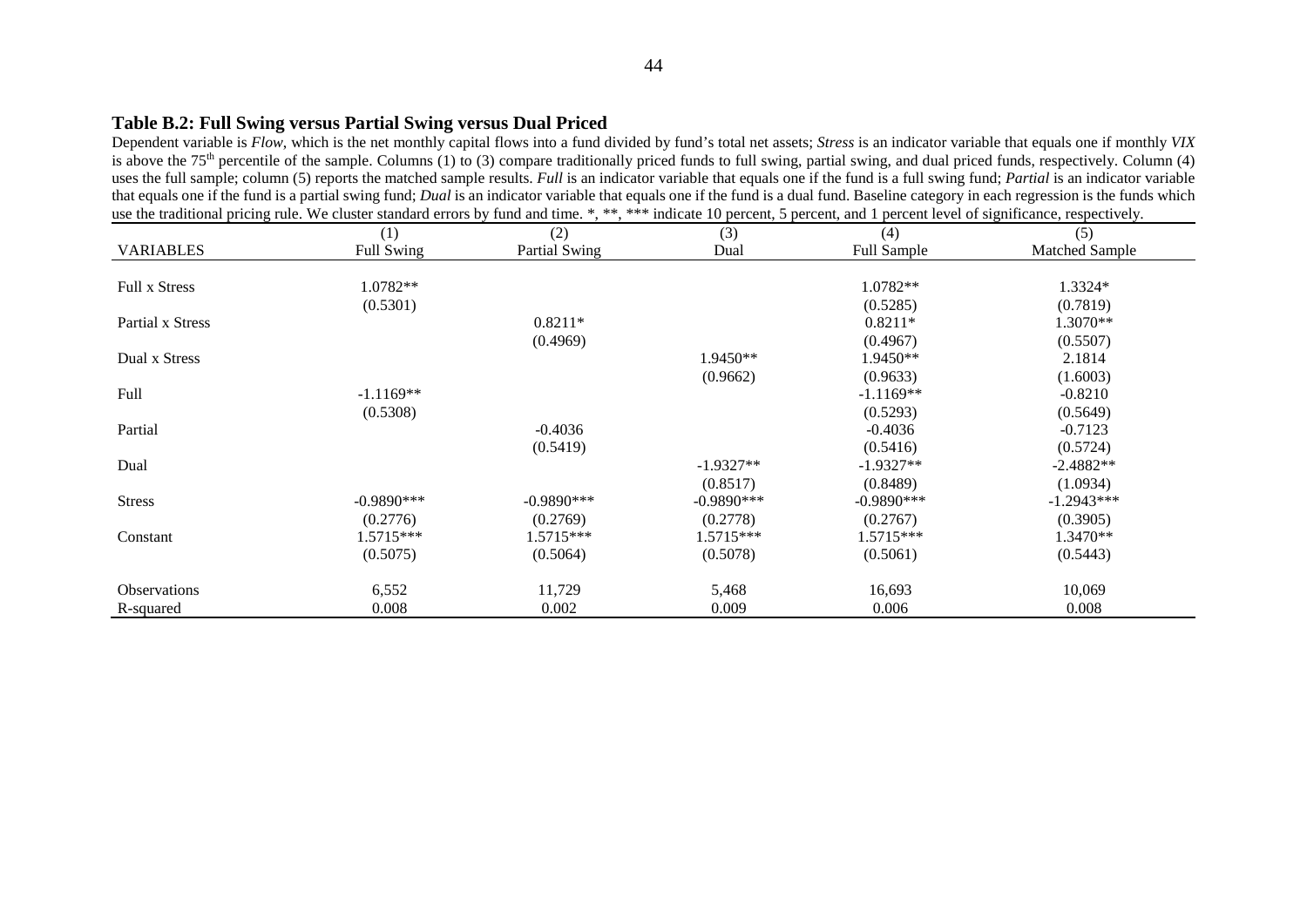**Table B.2: Full Swing versus Partial Swing versus Dual Priced**

Dependent variable is *Flow*, which is the net monthly capital flows into a fund divided by fund's total net assets; *Stress* is an indicator variable that equals one if monthly *VIX* is above the 75[th] percentile of the sample. Columns (1) to (3) compare traditionally priced funds to full swing, partial swing, and dual priced funds, respectively. Column (4) uses the full sample; column (5) reports the matched sample results. *Full* is an indicator variable that equals one if the fund is a full swing fund; *Partial* is an indicator variable that equals one if the fund is a partial swing fund; *Dual* is an indicator variable that equals one if the fund is a dual fund. Baseline category in each regression is the funds which use the traditional pricing rule. We cluster standard errors by fund and time. *, **, *** indicate 10 percent, 5 percent, and 1 percent level of significance, respectively.

| | (1) | (2) | (3) | (4) | (5) |
|---|---|---|---|---|---|
| VARIABLES | Full Swing | Partial Swing | Dual | Full Sample | Matched Sample |
| Full x Stress | 1.0782** | | | 1.0782** | 1.3324* |
| | (0.5301) | | | (0.5285) | (0.7819) |
| Partial x Stress | | 0.8211* | | 0.8211* | 1.3070** |
| | | (0.4969) | | (0.4967) | (0.5507) |
| Dual x Stress | | | 1.9450** | 1.9450** | 2.1814 |
| | | | (0.9662) | (0.9633) | (1.6003) |
| Full | -1.1169** | | | -1.1169** | -0.8210 |
| | (0.5308) | | | (0.5293) | (0.5649) |
| Partial | | -0.4036 | | -0.4036 | -0.7123 |
| | | (0.5419) | | (0.5416) | (0.5724) |
| Dual | | | -1.9327** | -1.9327** | -2.4882** |
| | | | (0.8517) | (0.8489) | (1.0934) |
| Stress | -0.9890*** | -0.9890*** | -0.9890*** | -0.9890*** | -1.2943*** |
| | (0.2776) | (0.2769) | (0.2778) | (0.2767) | (0.3905) |
| Constant | 1.5715*** | 1.5715*** | 1.5715*** | 1.5715*** | 1.3470** |
| | (0.5075) | (0.5064) | (0.5078) | (0.5061) | (0.5443) |
| Observations | 6,552 | 11,729 | 5,468 | 16,693 | 10,069 |
| R-squared | 0.008 | 0.002 | 0.009 | 0.006 | 0.008 |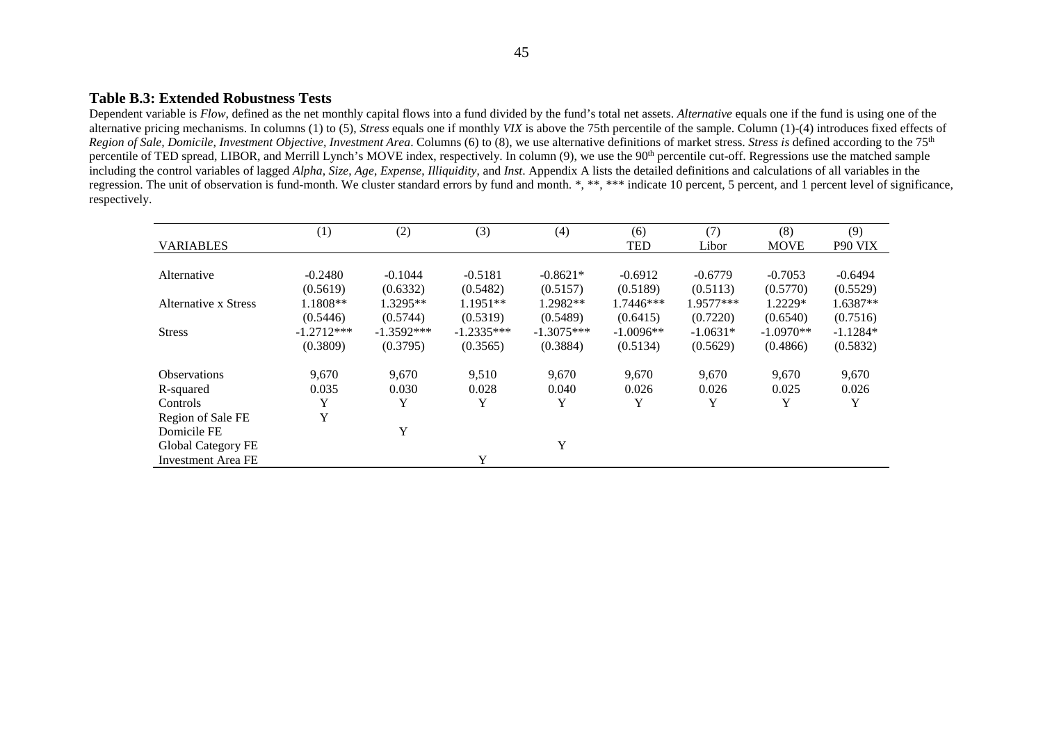### Table B.3: Extended Robustness Tests

Dependent variable is *Flow*, defined as the net monthly capital flows into a fund divided by the fund's total net assets. *Alternative* equals one if the fund is using one of the alternative pricing mechanisms. In columns (1) to (5), *Stress* equals one if monthly *VIX* is above the 75th percentile of the sample. Column (1)-(4) introduces fixed effects of *Region of Sale, Domicile, Investment Objective, Investment Area*. Columns (6) to (8), we use alternative definitions of market stress. *Stress is* defined according to the 75th percentile of TED spread, LIBOR, and Merrill Lynch's MOVE index, respectively. In column (9), we use the 90th percentile cut-off. Regressions use the matched sample including the control variables of lagged *Alpha*, *Size*, *Age*, *Expense*, *Illiquidity*, and *Inst*. Appendix A lists the detailed definitions and calculations of all variables in the regression. The unit of observation is fund-month. We cluster standard errors by fund and month. *, **, *** indicate 10 percent, 5 percent, and 1 percent level of significance, respectively.

| | (1) | (2) | (3) | (4) | (6) | (7) | (8) | (9) |
|---|---|---|---|---|---|---|---|---|
| VARIABLES | | | | | TED | Libor | MOVE | P90 VIX |
| Alternative | -0.2480 | -0.1044 | -0.5181 | -0.8621* | -0.6912 | -0.6779 | -0.7053 | -0.6494 |
| | (0.5619) | (0.6332) | (0.5482) | (0.5157) | (0.5189) | (0.5113) | (0.5770) | (0.5529) |
| Alternative x Stress | 1.1808** | 1.3295** | 1.1951** | 1.2982** | 1.7446*** | 1.9577*** | 1.2229* | 1.6387** |
| | (0.5446) | (0.5744) | (0.5319) | (0.5489) | (0.6415) | (0.7220) | (0.6540) | (0.7516) |
| Stress | -1.2712*** | -1.3592*** | -1.2335*** | -1.3075*** | -1.0096** | -1.0631* | -1.0970** | -1.1284* |
| | (0.3809) | (0.3795) | (0.3565) | (0.3884) | (0.5134) | (0.5629) | (0.4866) | (0.5832) |
| Observations | 9,670 | 9,670 | 9,510 | 9,670 | 9,670 | 9,670 | 9,670 | 9,670 |
| R-squared | 0.035 | 0.030 | 0.028 | 0.040 | 0.026 | 0.026 | 0.025 | 0.026 |
| Controls | Y | Y | Y | Y | Y | Y | Y | Y |
| Region of Sale FE | Y | | | | | | | |
| Domicile FE | | Y | | | | | | |
| Global Category FE | | | | Y | | | | |
| Investment Area FE | | | Y | | | | | |